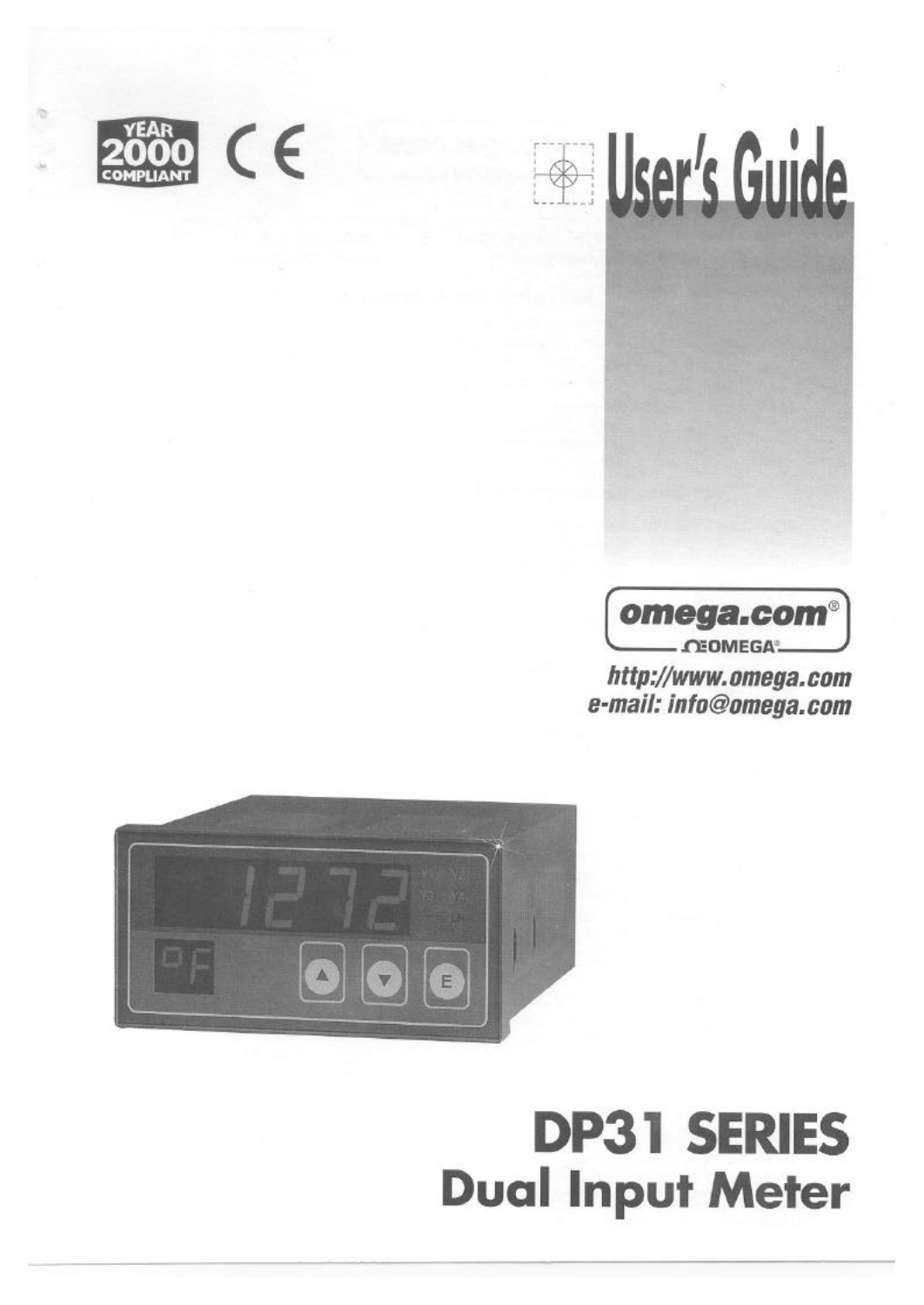YEAR 2000 COMPLIANT

CE

# User's Guide

omega.com®

OMEGA®

*http://www.omega.com*
*e-mail: info@omega.com*

# DP31 SERIES
## Dual Input Meter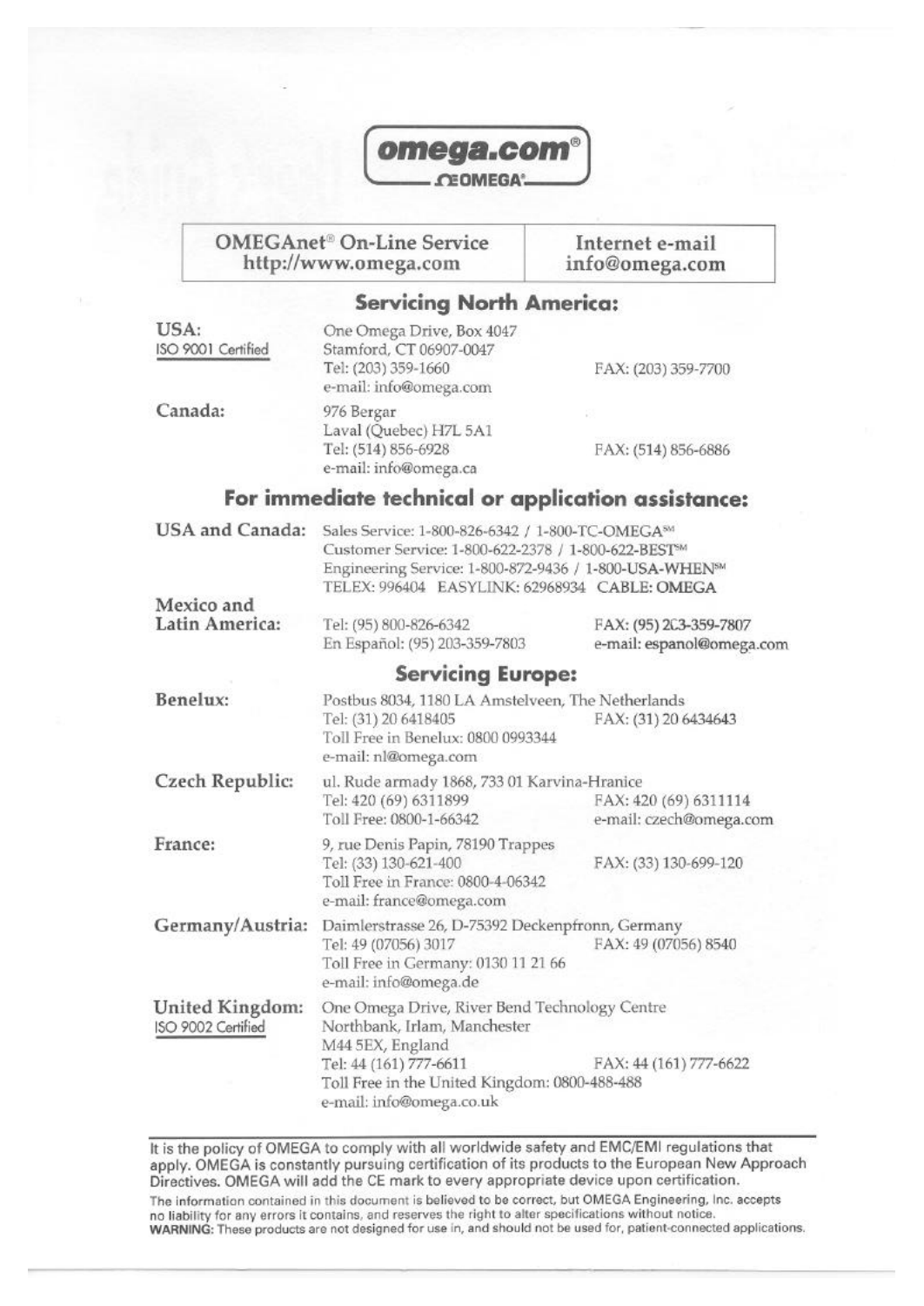**omega.com®**

**ΩOMEGA®**

| OMEGAnet® On-Line Service<br>http://www.omega.com | Internet e-mail<br>info@omega.com |
|---|---|

## Servicing North America:

**USA:**
ISO 9001 Certified

One Omega Drive, Box 4047
Stamford, CT 06907-0047
Tel: (203) 359-1660 FAX: (203) 359-7700
e-mail: info@omega.com

**Canada:**

976 Bergar
Laval (Quebec) H7L 5A1
Tel: (514) 856-6928 FAX: (514) 856-6886
e-mail: info@omega.ca

## For immediate technical or application assistance:

**USA and Canada:**

Sales Service: 1-800-826-6342 / 1-800-TC-OMEGA℠
Customer Service: 1-800-622-2378 / 1-800-622-BEST℠
Engineering Service: 1-800-872-9436 / 1-800-USA-WHEN℠
TELEX: 996404 EASYLINK: 62968934 CABLE: OMEGA

**Mexico and Latin America:**

Tel: (95) 800-826-6342 FAX: (95) 203-359-7807
En Español: (95) 203-359-7803 e-mail: espanol@omega.com

## Servicing Europe:

**Benelux:**

Postbus 8034, 1180 LA Amstelveen, The Netherlands
Tel: (31) 20 6418405 FAX: (31) 20 6434643
Toll Free in Benelux: 0800 0993344
e-mail: nl@omega.com

**Czech Republic:**

ul. Rude armady 1868, 733 01 Karvina-Hranice
Tel: 420 (69) 6311899 FAX: 420 (69) 6311114
Toll Free: 0800-1-66342 e-mail: czech@omega.com

**France:**

9, rue Denis Papin, 78190 Trappes
Tel: (33) 130-621-400 FAX: (33) 130-699-120
Toll Free in France: 0800-4-06342
e-mail: france@omega.com

**Germany/Austria:**

Daimlerstrasse 26, D-75392 Deckenpfronn, Germany
Tel: 49 (07056) 3017 FAX: 49 (07056) 8540
Toll Free in Germany: 0130 11 21 66
e-mail: info@omega.de

**United Kingdom:**
ISO 9002 Certified

One Omega Drive, River Bend Technology Centre
Northbank, Irlam, Manchester
M44 5EX, England
Tel: 44 (161) 777-6611 FAX: 44 (161) 777-6622
Toll Free in the United Kingdom: 0800-488-488
e-mail: info@omega.co.uk

---

It is the policy of OMEGA to comply with all worldwide safety and EMC/EMI regulations that apply. OMEGA is constantly pursuing certification of its products to the European New Approach Directives. OMEGA will add the CE mark to every appropriate device upon certification.

The information contained in this document is believed to be correct, but OMEGA Engineering, Inc. accepts no liability for any errors it contains, and reserves the right to alter specifications without notice.
**WARNING:** These products are not designed for use in, and should not be used for, patient-connected applications.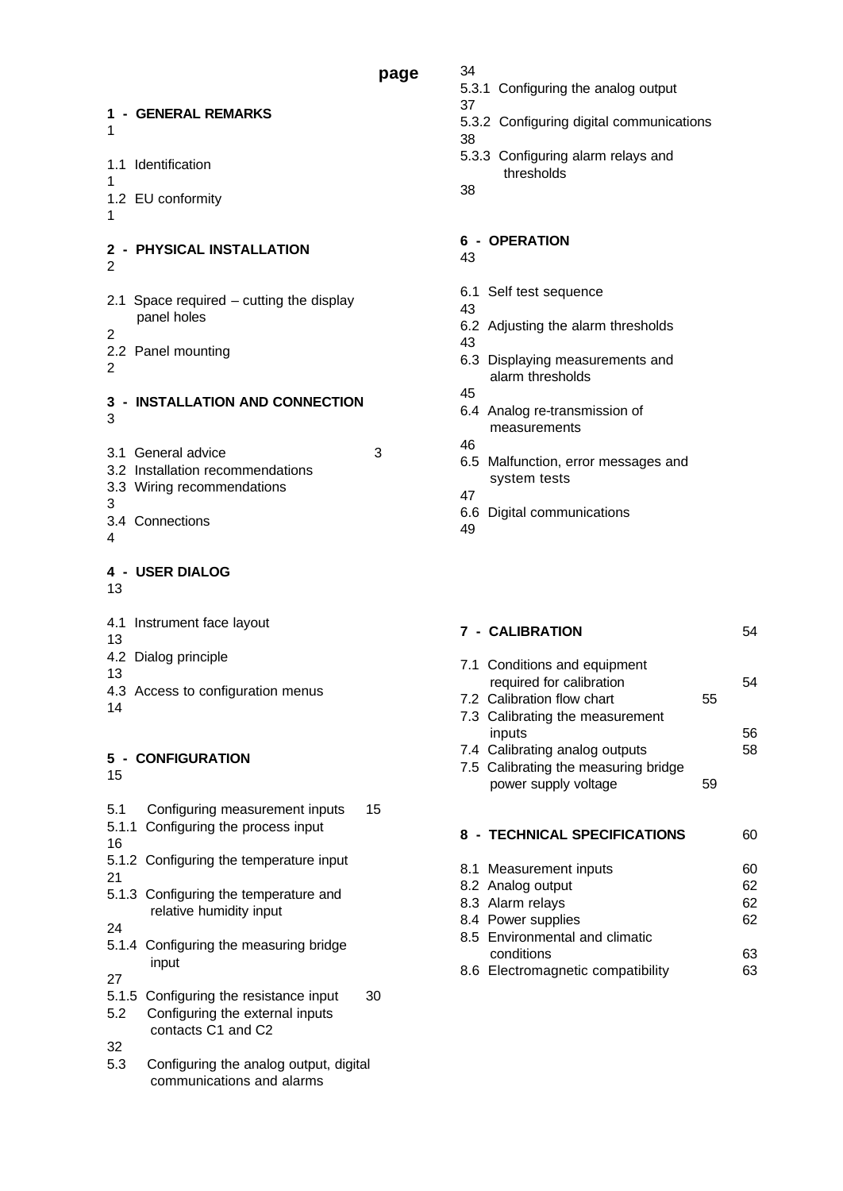| | page |
|---|---|
| **1 - GENERAL REMARKS** | 1 |
| 1.1 Identification | 1 |
| 1.2 EU conformity | 1 |
| **2 - PHYSICAL INSTALLATION** | 2 |
| 2.1 Space required – cutting the display panel holes | 2 |
| 2.2 Panel mounting | 2 |
| **3 - INSTALLATION AND CONNECTION** | 3 |
| 3.1 General advice | 3 |
| 3.2 Installation recommendations | |
| 3.3 Wiring recommendations | 3 |
| 3.4 Connections | 4 |
| **4 - USER DIALOG** | 13 |
| 4.1 Instrument face layout | 13 |
| 4.2 Dialog principle | 13 |
| 4.3 Access to configuration menus | 14 |
| **5 - CONFIGURATION** | 15 |
| 5.1 Configuring measurement inputs | 15 |
| 5.1.1 Configuring the process input | 16 |
| 5.1.2 Configuring the temperature input | 21 |
| 5.1.3 Configuring the temperature and relative humidity input | 24 |
| 5.1.4 Configuring the measuring bridge input | 27 |
| 5.1.5 Configuring the resistance input | 30 |
| 5.2 Configuring the external inputs contacts C1 and C2 | 32 |
| 5.3 Configuring the analog output, digital communications and alarms | 34 |
| 5.3.1 Configuring the analog output | 37 |
| 5.3.2 Configuring digital communications | 38 |
| 5.3.3 Configuring alarm relays and thresholds | 38 |
| **6 - OPERATION** | 43 |
| 6.1 Self test sequence | 43 |
| 6.2 Adjusting the alarm thresholds | 43 |
| 6.3 Displaying measurements and alarm thresholds | 45 |
| 6.4 Analog re-transmission of measurements | 46 |
| 6.5 Malfunction, error messages and system tests | 47 |
| 6.6 Digital communications | 49 |
| **7 - CALIBRATION** | 54 |
| 7.1 Conditions and equipment required for calibration | 54 |
| 7.2 Calibration flow chart | 55 |
| 7.3 Calibrating the measurement inputs | 56 |
| 7.4 Calibrating analog outputs | 58 |
| 7.5 Calibrating the measuring bridge power supply voltage | 59 |
| **8 - TECHNICAL SPECIFICATIONS** | 60 |
| 8.1 Measurement inputs | 60 |
| 8.2 Analog output | 62 |
| 8.3 Alarm relays | 62 |
| 8.4 Power supplies | 62 |
| 8.5 Environmental and climatic conditions | 63 |
| 8.6 Electromagnetic compatibility | 63 |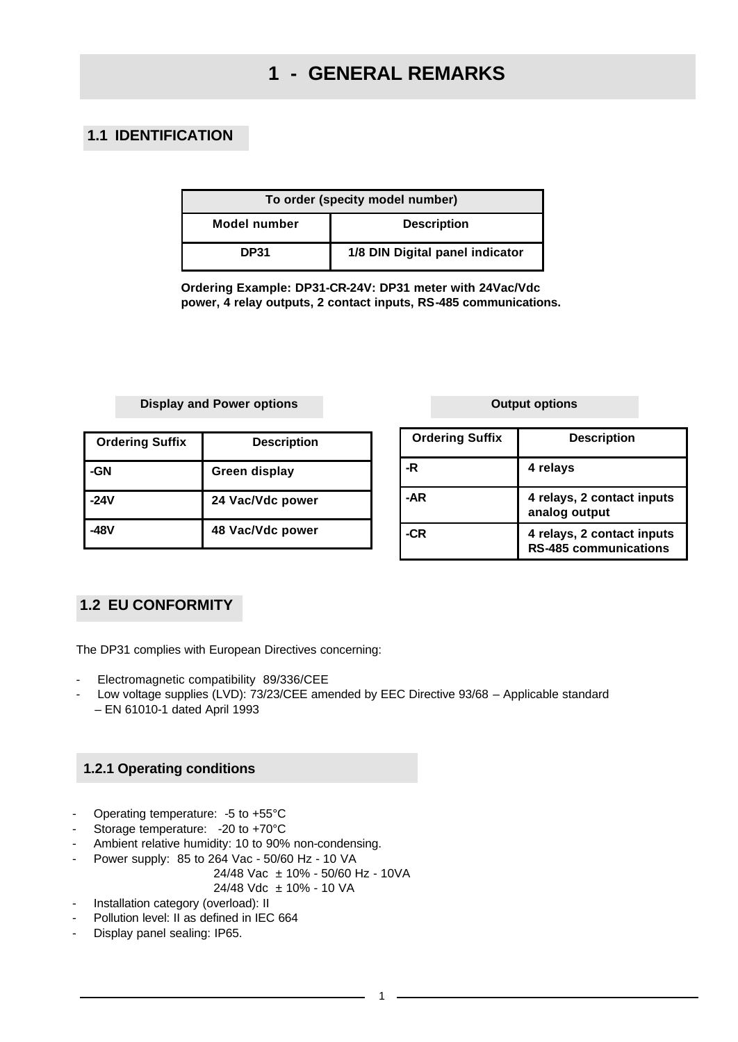# 1 - GENERAL REMARKS

## 1.1 IDENTIFICATION

| To order (specity model number) | |
|---|---|
| **Model number** | **Description** |
| **DP31** | **1/8 DIN Digital panel indicator** |

**Ordering Example: DP31-CR-24V: DP31 meter with 24Vac/Vdc power, 4 relay outputs, 2 contact inputs, RS-485 communications.**

**Display and Power options**

| Ordering Suffix | Description |
|---|---|
| **-GN** | **Green display** |
| **-24V** | **24 Vac/Vdc power** |
| **-48V** | **48 Vac/Vdc power** |

**Output options**

| Ordering Suffix | Description |
|---|---|
| **-R** | **4 relays** |
| **-AR** | **4 relays, 2 contact inputs analog output** |
| **-CR** | **4 relays, 2 contact inputs RS-485 communications** |

## 1.2 EU CONFORMITY

The DP31 complies with European Directives concerning:

- Electromagnetic compatibility 89/336/CEE
- Low voltage supplies (LVD): 73/23/CEE amended by EEC Directive 93/68 – Applicable standard – EN 61010-1 dated April 1993

### 1.2.1 Operating conditions

- Operating temperature: -5 to +55°C
- Storage temperature: -20 to +70°C
- Ambient relative humidity: 10 to 90% non-condensing.
- Power supply: 85 to 264 Vac - 50/60 Hz - 10 VA
  24/48 Vac ± 10% - 50/60 Hz - 10VA
  24/48 Vdc ± 10% - 10 VA
- Installation category (overload): II
- Pollution level: II as defined in IEC 664
- Display panel sealing: IP65.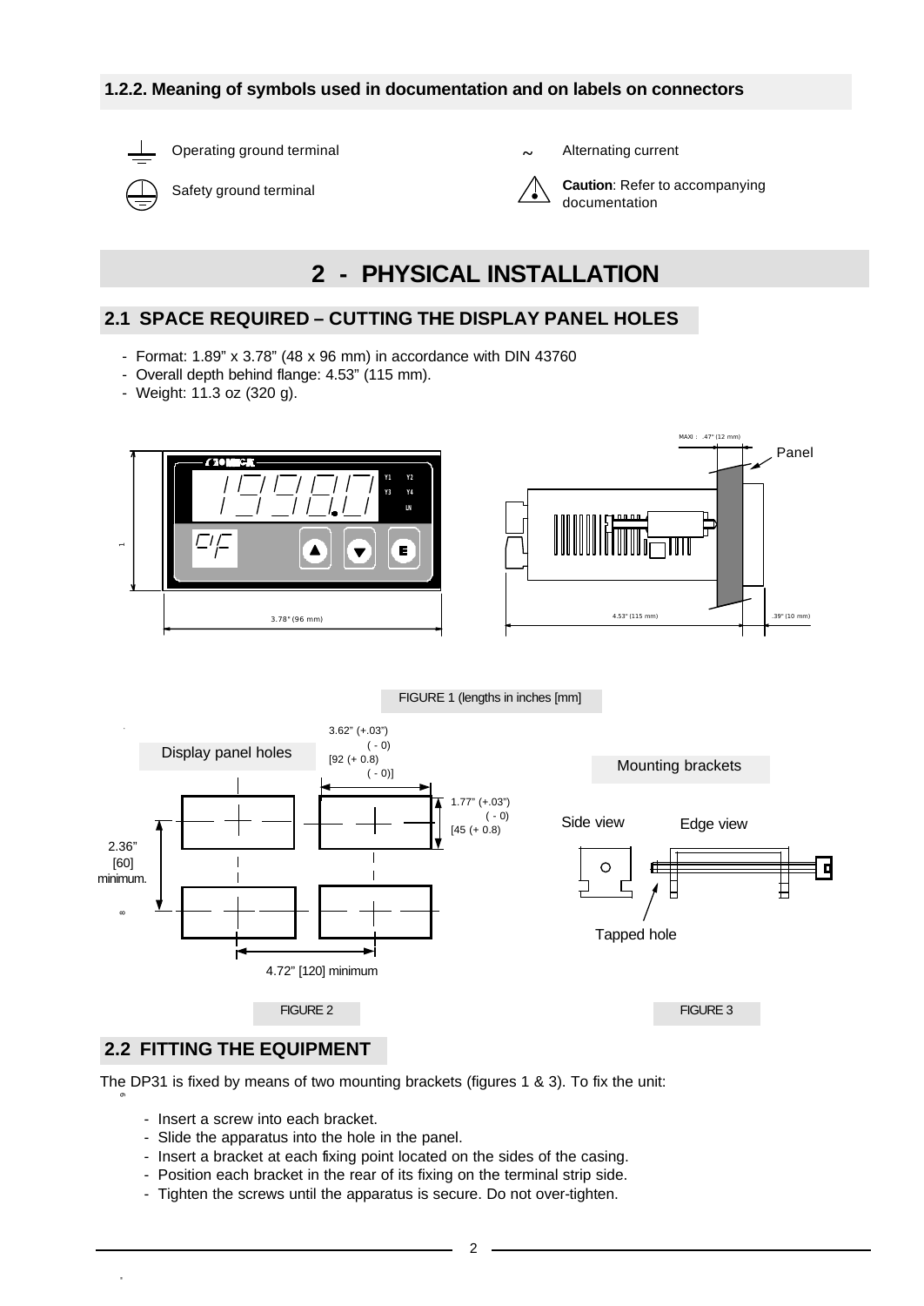### 1.2.2. Meaning of symbols used in documentation and on labels on connectors

- Operating ground terminal
- Safety ground terminal
- ~ Alternating current
- **Caution**: Refer to accompanying documentation

# 2 - PHYSICAL INSTALLATION

## 2.1 SPACE REQUIRED – CUTTING THE DISPLAY PANEL HOLES

- Format: 1.89" x 3.78" (48 x 96 mm) in accordance with DIN 43760
- Overall depth behind flange: 4.53" (115 mm).
- Weight: 11.3 oz (320 g).

MAXI : .47" (12 mm)

Panel

3.78" (96 mm)

4.53" (115 mm)

.39" (10 mm)

FIGURE 1 (lengths in inches [mm]

Display panel holes

3.62" (+.03") ( - 0) [92 (+ 0.8) ( - 0)]

1.77" (+.03") ( - 0) [45 (+ 0.8)

2.36" [60] minimum.

4.72" [120] minimum

FIGURE 2

Mounting brackets

Side view

Edge view

Tapped hole

FIGURE 3

## 2.2 FITTING THE EQUIPMENT

The DP31 is fixed by means of two mounting brackets (figures 1 & 3). To fix the unit:

- Insert a screw into each bracket.
- Slide the apparatus into the hole in the panel.
- Insert a bracket at each fixing point located on the sides of the casing.
- Position each bracket in the rear of its fixing on the terminal strip side.
- Tighten the screws until the apparatus is secure. Do not over-tighten.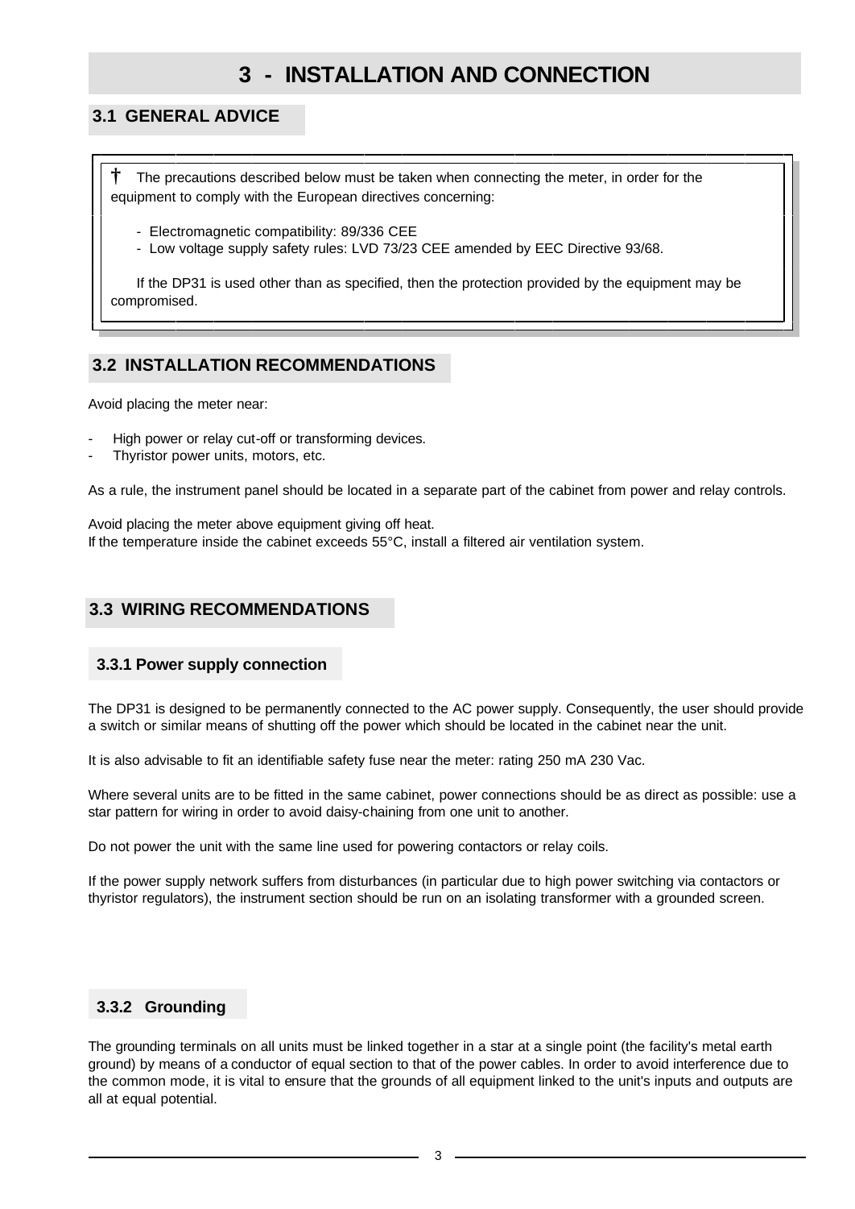# 3 - INSTALLATION AND CONNECTION

## 3.1 GENERAL ADVICE

† The precautions described below must be taken when connecting the meter, in order for the equipment to comply with the European directives concerning:

- Electromagnetic compatibility: 89/336 CEE
- Low voltage supply safety rules: LVD 73/23 CEE amended by EEC Directive 93/68.

If the DP31 is used other than as specified, then the protection provided by the equipment may be compromised.

## 3.2 INSTALLATION RECOMMENDATIONS

Avoid placing the meter near:

- High power or relay cut-off or transforming devices.
- Thyristor power units, motors, etc.

As a rule, the instrument panel should be located in a separate part of the cabinet from power and relay controls.

Avoid placing the meter above equipment giving off heat.
If the temperature inside the cabinet exceeds 55°C, install a filtered air ventilation system.

## 3.3 WIRING RECOMMENDATIONS

### 3.3.1 Power supply connection

The DP31 is designed to be permanently connected to the AC power supply. Consequently, the user should provide a switch or similar means of shutting off the power which should be located in the cabinet near the unit.

It is also advisable to fit an identifiable safety fuse near the meter: rating 250 mA 230 Vac.

Where several units are to be fitted in the same cabinet, power connections should be as direct as possible: use a star pattern for wiring in order to avoid daisy-chaining from one unit to another.

Do not power the unit with the same line used for powering contactors or relay coils.

If the power supply network suffers from disturbances (in particular due to high power switching via contactors or thyristor regulators), the instrument section should be run on an isolating transformer with a grounded screen.

### 3.3.2 Grounding

The grounding terminals on all units must be linked together in a star at a single point (the facility's metal earth ground) by means of a conductor of equal section to that of the power cables. In order to avoid interference due to the common mode, it is vital to ensure that the grounds of all equipment linked to the unit's inputs and outputs are all at equal potential.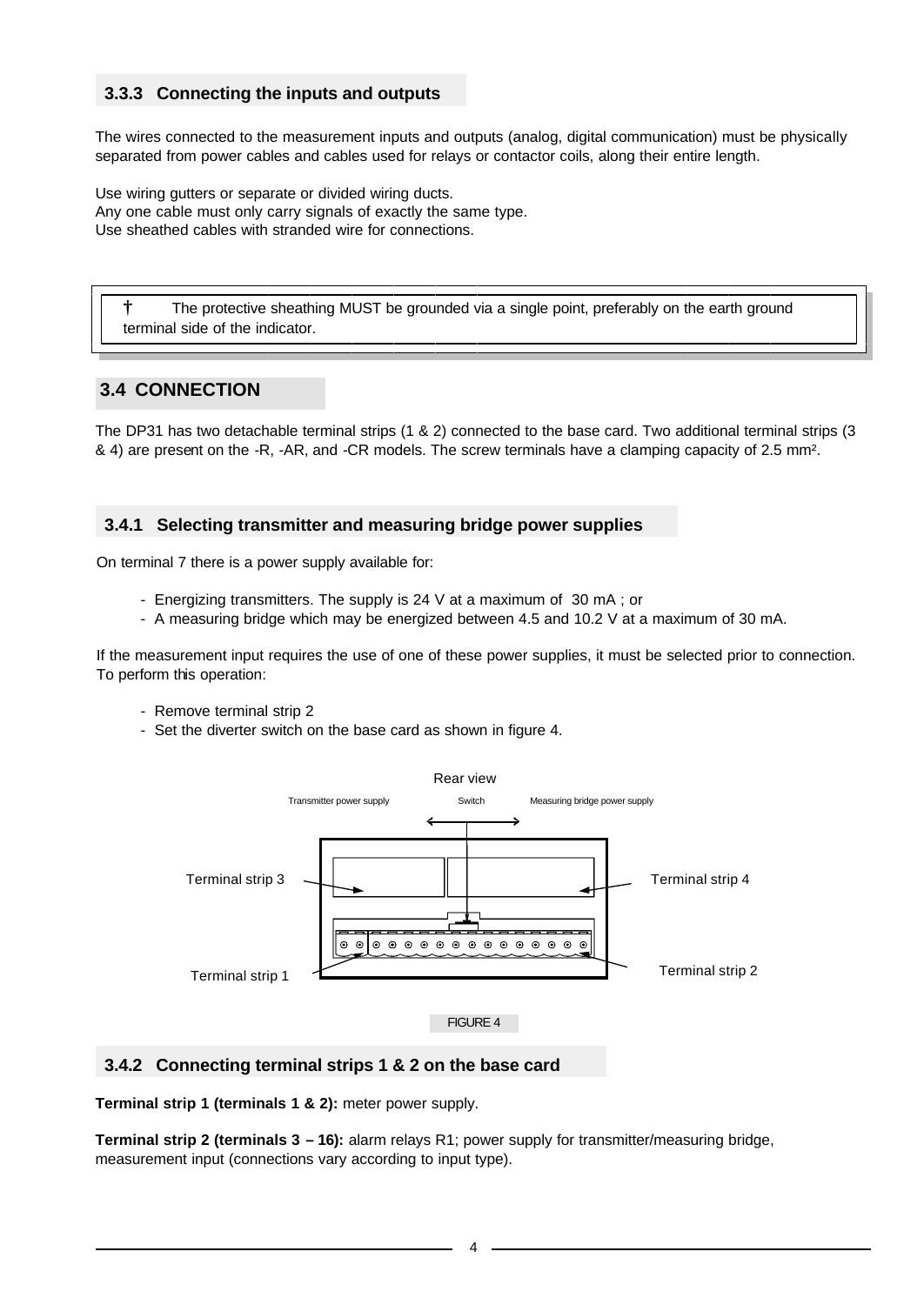### 3.3.3 Connecting the inputs and outputs

The wires connected to the measurement inputs and outputs (analog, digital communication) must be physically separated from power cables and cables used for relays or contactor coils, along their entire length.

Use wiring gutters or separate or divided wiring ducts.
Any one cable must only carry signals of exactly the same type.
Use sheathed cables with stranded wire for connections.

> † The protective sheathing MUST be grounded via a single point, preferably on the earth ground terminal side of the indicator.

## 3.4 CONNECTION

The DP31 has two detachable terminal strips (1 & 2) connected to the base card. Two additional terminal strips (3 & 4) are present on the -R, -AR, and -CR models. The screw terminals have a clamping capacity of 2.5 mm².

### 3.4.1 Selecting transmitter and measuring bridge power supplies

On terminal 7 there is a power supply available for:

- Energizing transmitters. The supply is 24 V at a maximum of 30 mA ; or
- A measuring bridge which may be energized between 4.5 and 10.2 V at a maximum of 30 mA.

If the measurement input requires the use of one of these power supplies, it must be selected prior to connection. To perform this operation:

- Remove terminal strip 2
- Set the diverter switch on the base card as shown in figure 4.

Rear view

Transmitter power supply — Switch — Measuring bridge power supply

Terminal strip 3 — Terminal strip 4

Terminal strip 1 — Terminal strip 2

FIGURE 4

### 3.4.2 Connecting terminal strips 1 & 2 on the base card

**Terminal strip 1 (terminals 1 & 2):** meter power supply.

**Terminal strip 2 (terminals 3 – 16):** alarm relays R1; power supply for transmitter/measuring bridge, measurement input (connections vary according to input type).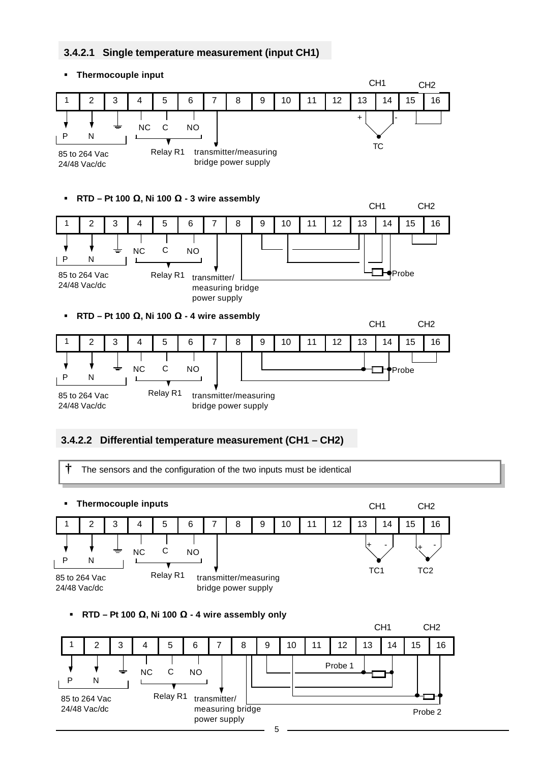#### 3.4.2.1 Single temperature measurement (input CH1)

- **Thermocouple input**

| 1 | 2 | 3 | 4 | 5 | 6 | 7 | 8 | 9 | 10 | 11 | 12 | 13 | 14 | 15 | 16 |
|---|---|---|---|---|---|---|---|---|---|---|---|---|---|---|---|

P N — 85 to 264 Vac, 24/48 Vac/dc; NC C NO — Relay R1; transmitter/measuring bridge power supply; CH1: + (13), - (14) TC; CH2

- **RTD – Pt 100 Ω, Ni 100 Ω - 3 wire assembly**

| 1 | 2 | 3 | 4 | 5 | 6 | 7 | 8 | 9 | 10 | 11 | 12 | 13 | 14 | 15 | 16 |
|---|---|---|---|---|---|---|---|---|---|---|---|---|---|---|---|

P N — 85 to 264 Vac, 24/48 Vac/dc; NC C NO — Relay R1; transmitter/measuring bridge power supply; CH1: Probe; CH2

- **RTD – Pt 100 Ω, Ni 100 Ω - 4 wire assembly**

| 1 | 2 | 3 | 4 | 5 | 6 | 7 | 8 | 9 | 10 | 11 | 12 | 13 | 14 | 15 | 16 |
|---|---|---|---|---|---|---|---|---|---|---|---|---|---|---|---|

P N — 85 to 264 Vac, 24/48 Vac/dc; NC C NO — Relay R1; transmitter/measuring bridge power supply; CH1: Probe; CH2

#### 3.4.2.2 Differential temperature measurement (CH1 – CH2)

† The sensors and the configuration of the two inputs must be identical

- **Thermocouple inputs**

| 1 | 2 | 3 | 4 | 5 | 6 | 7 | 8 | 9 | 10 | 11 | 12 | 13 | 14 | 15 | 16 |
|---|---|---|---|---|---|---|---|---|---|---|---|---|---|---|---|

P N — 85 to 264 Vac, 24/48 Vac/dc; NC C NO — Relay R1; transmitter/measuring bridge power supply; CH1: + (13), - (14) TC1; CH2: + (15), - (16) TC2

- **RTD – Pt 100 Ω, Ni 100 Ω - 4 wire assembly only**

| 1 | 2 | 3 | 4 | 5 | 6 | 7 | 8 | 9 | 10 | 11 | 12 | 13 | 14 | 15 | 16 |
|---|---|---|---|---|---|---|---|---|---|---|---|---|---|---|---|

P N — 85 to 264 Vac, 24/48 Vac/dc; NC C NO — Relay R1; transmitter/measuring bridge power supply; CH1: Probe 1; CH2: Probe 2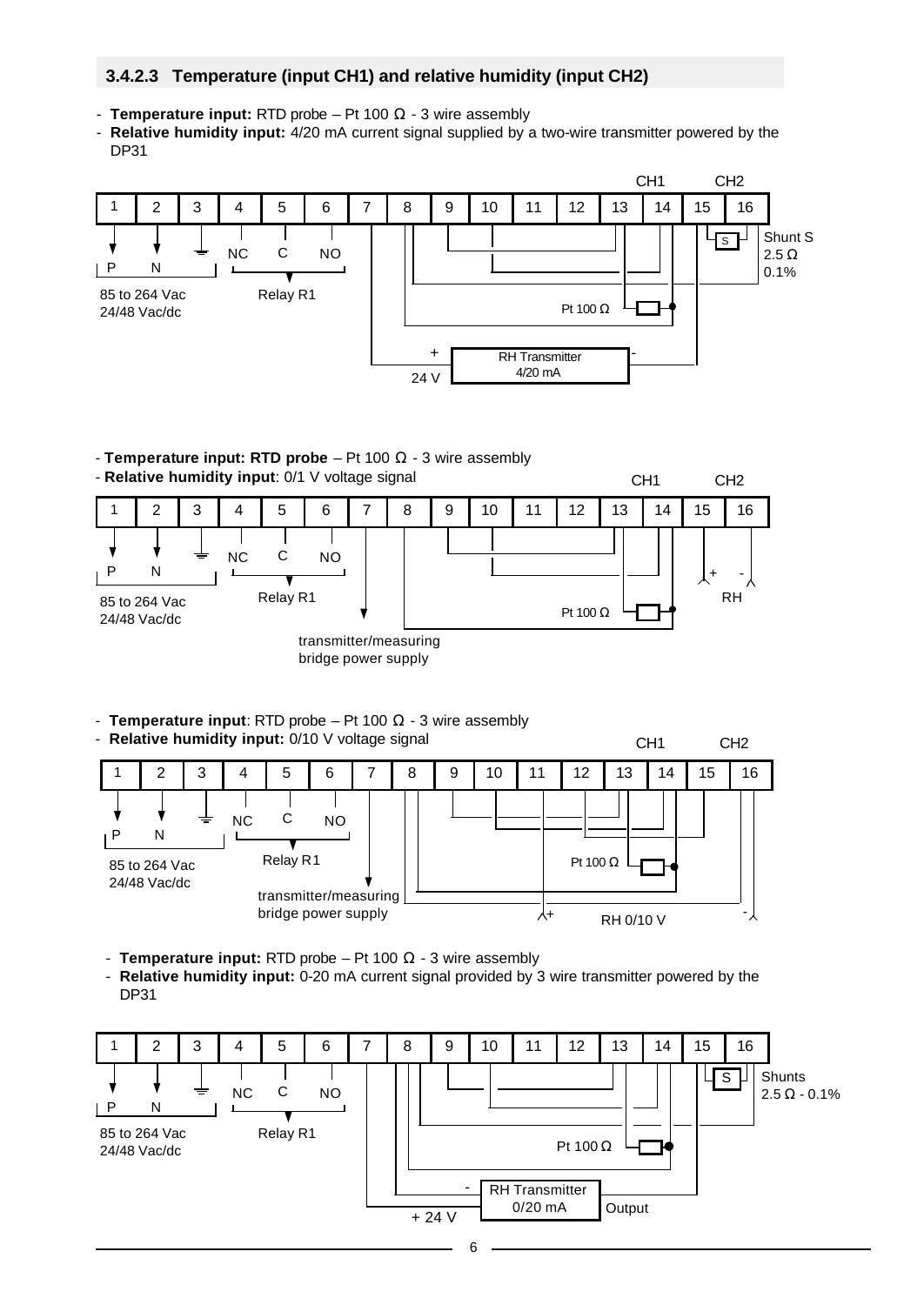### 3.4.2.3 Temperature (input CH1) and relative humidity (input CH2)

- **Temperature input:** RTD probe – Pt 100 Ω - 3 wire assembly
- **Relative humidity input:** 4/20 mA current signal supplied by a two-wire transmitter powered by the DP31

| 1 | 2 | 3 | 4 | 5 | 6 | 7 | 8 | 9 | 10 | 11 | 12 | 13 | 14 | 15 | 16 |
|---|---|---|---|---|---|---|---|---|---|---|---|---|---|---|---|

P, N: 85 to 264 Vac, 24/48 Vac/dc — NC, C, NO: Relay R1 — CH1: Pt 100 Ω — CH2: Shunt S 2.5 Ω 0.1% — + 24 V, RH Transmitter 4/20 mA, -

- **Temperature input: RTD probe** – Pt 100 Ω - 3 wire assembly
- **Relative humidity input**: 0/1 V voltage signal

| 1 | 2 | 3 | 4 | 5 | 6 | 7 | 8 | 9 | 10 | 11 | 12 | 13 | 14 | 15 | 16 |
|---|---|---|---|---|---|---|---|---|---|---|---|---|---|---|---|

P, N: 85 to 264 Vac, 24/48 Vac/dc — NC, C, NO: Relay R1 — transmitter/measuring bridge power supply — CH1: Pt 100 Ω — CH2: + - RH

- **Temperature input**: RTD probe – Pt 100 Ω - 3 wire assembly
- **Relative humidity input:** 0/10 V voltage signal

| 1 | 2 | 3 | 4 | 5 | 6 | 7 | 8 | 9 | 10 | 11 | 12 | 13 | 14 | 15 | 16 |
|---|---|---|---|---|---|---|---|---|---|---|---|---|---|---|---|

P, N: 85 to 264 Vac, 24/48 Vac/dc — NC, C, NO: Relay R1 — transmitter/measuring bridge power supply — CH1: Pt 100 Ω — CH2: + RH 0/10 V -

- **Temperature input:** RTD probe – Pt 100 Ω - 3 wire assembly
- **Relative humidity input:** 0-20 mA current signal provided by 3 wire transmitter powered by the DP31

| 1 | 2 | 3 | 4 | 5 | 6 | 7 | 8 | 9 | 10 | 11 | 12 | 13 | 14 | 15 | 16 |
|---|---|---|---|---|---|---|---|---|---|---|---|---|---|---|---|

P, N: 85 to 264 Vac, 24/48 Vac/dc — NC, C, NO: Relay R1 — Pt 100 Ω — Shunts 2.5 Ω - 0.1% — + 24 V, -, RH Transmitter 0/20 mA, Output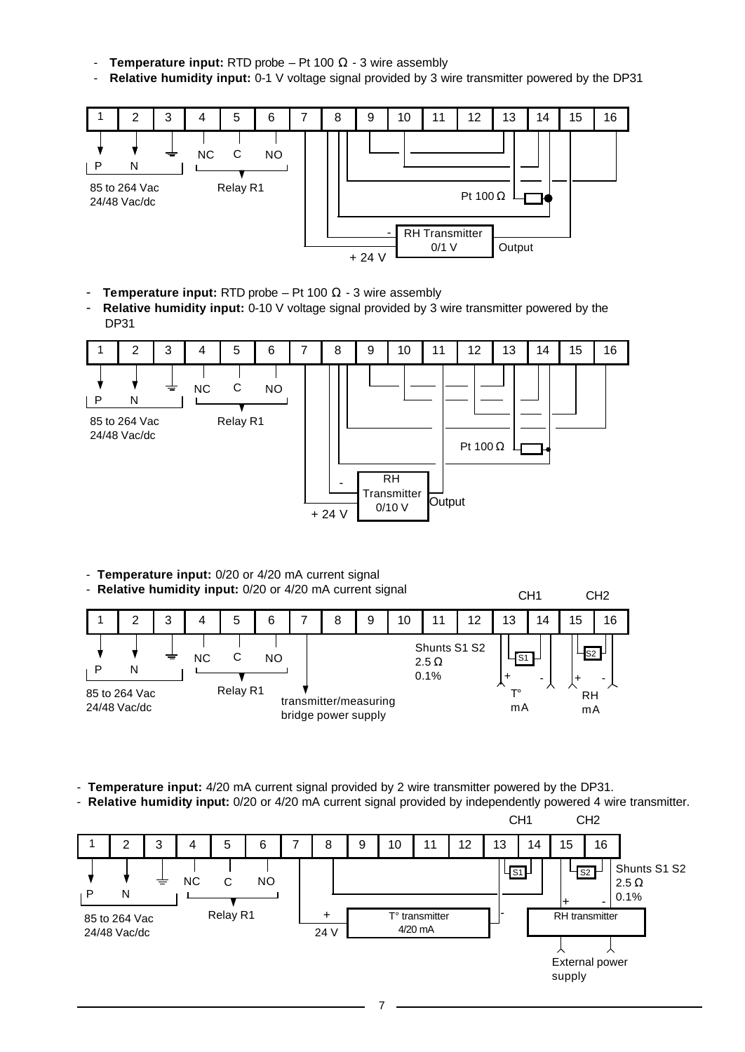- **Temperature input:** RTD probe – Pt 100 Ω - 3 wire assembly
- **Relative humidity input:** 0-1 V voltage signal provided by 3 wire transmitter powered by the DP31

| 1 | 2 | 3 | 4 | 5 | 6 | 7 | 8 | 9 | 10 | 11 | 12 | 13 | 14 | 15 | 16 |
|---|---|---|---|---|---|---|---|---|---|---|---|---|---|---|---|

P N — 85 to 264 Vac / 24/48 Vac/dc
NC C NO — Relay R1
Pt 100 Ω
RH Transmitter 0/1 V (- , + 24 V, Output)

- **Temperature input:** RTD probe – Pt 100 Ω - 3 wire assembly
- **Relative humidity input:** 0-10 V voltage signal provided by 3 wire transmitter powered by the DP31

| 1 | 2 | 3 | 4 | 5 | 6 | 7 | 8 | 9 | 10 | 11 | 12 | 13 | 14 | 15 | 16 |
|---|---|---|---|---|---|---|---|---|---|---|---|---|---|---|---|

P N — 85 to 264 Vac / 24/48 Vac/dc
NC C NO — Relay R1
Pt 100 Ω
RH Transmitter 0/10 V (- , + 24 V, Output)

- **Temperature input:** 0/20 or 4/20 mA current signal
- **Relative humidity input:** 0/20 or 4/20 mA current signal

| 1 | 2 | 3 | 4 | 5 | 6 | 7 | 8 | 9 | 10 | 11 | 12 | 13 | 14 | 15 | 16 |
|---|---|---|---|---|---|---|---|---|---|---|---|---|---|---|---|

P N — 85 to 264 Vac / 24/48 Vac/dc
NC C NO — Relay R1
transmitter/measuring bridge power supply
Shunts S1 S2 2.5 Ω 0.1%
CH1: S1, + T° mA -
CH2: S2, + RH mA -

- **Temperature input:** 4/20 mA current signal provided by 2 wire transmitter powered by the DP31.
- **Relative humidity input:** 0/20 or 4/20 mA current signal provided by independently powered 4 wire transmitter.

| 1 | 2 | 3 | 4 | 5 | 6 | 7 | 8 | 9 | 10 | 11 | 12 | 13 | 14 | 15 | 16 |
|---|---|---|---|---|---|---|---|---|---|---|---|---|---|---|---|

P N — 85 to 264 Vac / 24/48 Vac/dc
NC C NO — Relay R1
+ 24 V — T° transmitter 4/20 mA -
CH1: S1
CH2: S2, + RH transmitter -
Shunts S1 S2 2.5 Ω 0.1%
External power supply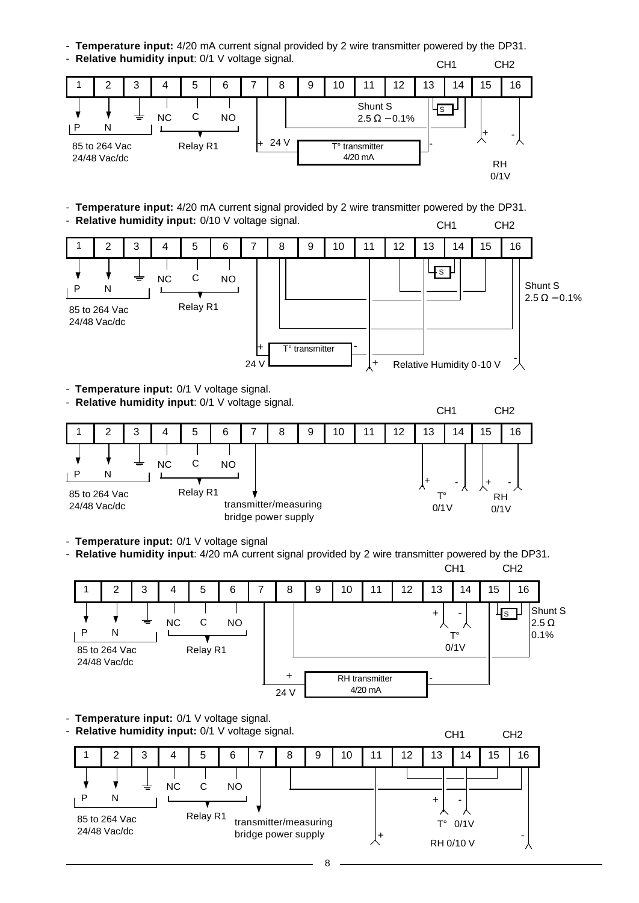- **Temperature input:** 4/20 mA current signal provided by 2 wire transmitter powered by the DP31.
- **Relative humidity input**: 0/1 V voltage signal.

| 1 | 2 | 3 | 4 | 5 | 6 | 7 | 8 | 9 | 10 | 11 | 12 | 13 | 14 | 15 | 16 |
|---|---|---|---|---|---|---|---|---|---|---|---|---|---|---|---|

P N — 85 to 264 Vac 24/48 Vac/dc; NC C NO — Relay R1; + 24 V; T° transmitter 4/20 mA; Shunt S 2.5 Ω – 0.1%; CH1; CH2; RH 0/1V

- **Temperature input:** 4/20 mA current signal provided by 2 wire transmitter powered by the DP31.
- **Relative humidity input:** 0/10 V voltage signal.

| 1 | 2 | 3 | 4 | 5 | 6 | 7 | 8 | 9 | 10 | 11 | 12 | 13 | 14 | 15 | 16 |
|---|---|---|---|---|---|---|---|---|---|---|---|---|---|---|---|

P N — 85 to 264 Vac 24/48 Vac/dc; NC C NO — Relay R1; + 24 V; T° transmitter; Shunt S 2.5 Ω – 0.1%; Relative Humidity 0-10 V; CH1; CH2

- **Temperature input:** 0/1 V voltage signal.
- **Relative humidity input**: 0/1 V voltage signal.

| 1 | 2 | 3 | 4 | 5 | 6 | 7 | 8 | 9 | 10 | 11 | 12 | 13 | 14 | 15 | 16 |
|---|---|---|---|---|---|---|---|---|---|---|---|---|---|---|---|

P N — 85 to 264 Vac 24/48 Vac/dc; NC C NO — Relay R1; transmitter/measuring bridge power supply; T° 0/1V; RH 0/1V; CH1; CH2

- **Temperature input:** 0/1 V voltage signal
- **Relative humidity input**: 4/20 mA current signal provided by 2 wire transmitter powered by the DP31.

| 1 | 2 | 3 | 4 | 5 | 6 | 7 | 8 | 9 | 10 | 11 | 12 | 13 | 14 | 15 | 16 |
|---|---|---|---|---|---|---|---|---|---|---|---|---|---|---|---|

P N — 85 to 264 Vac 24/48 Vac/dc; NC C NO — Relay R1; + 24 V; RH transmitter 4/20 mA; T° 0/1V; Shunt S 2.5 Ω 0.1%; CH1; CH2

- **Temperature input:** 0/1 V voltage signal.
- **Relative humidity input:** 0/1 V voltage signal.

| 1 | 2 | 3 | 4 | 5 | 6 | 7 | 8 | 9 | 10 | 11 | 12 | 13 | 14 | 15 | 16 |
|---|---|---|---|---|---|---|---|---|---|---|---|---|---|---|---|

P N — 85 to 264 Vac 24/48 Vac/dc; NC C NO — Relay R1; transmitter/measuring bridge power supply; T° 0/1V; RH 0/10 V; CH1; CH2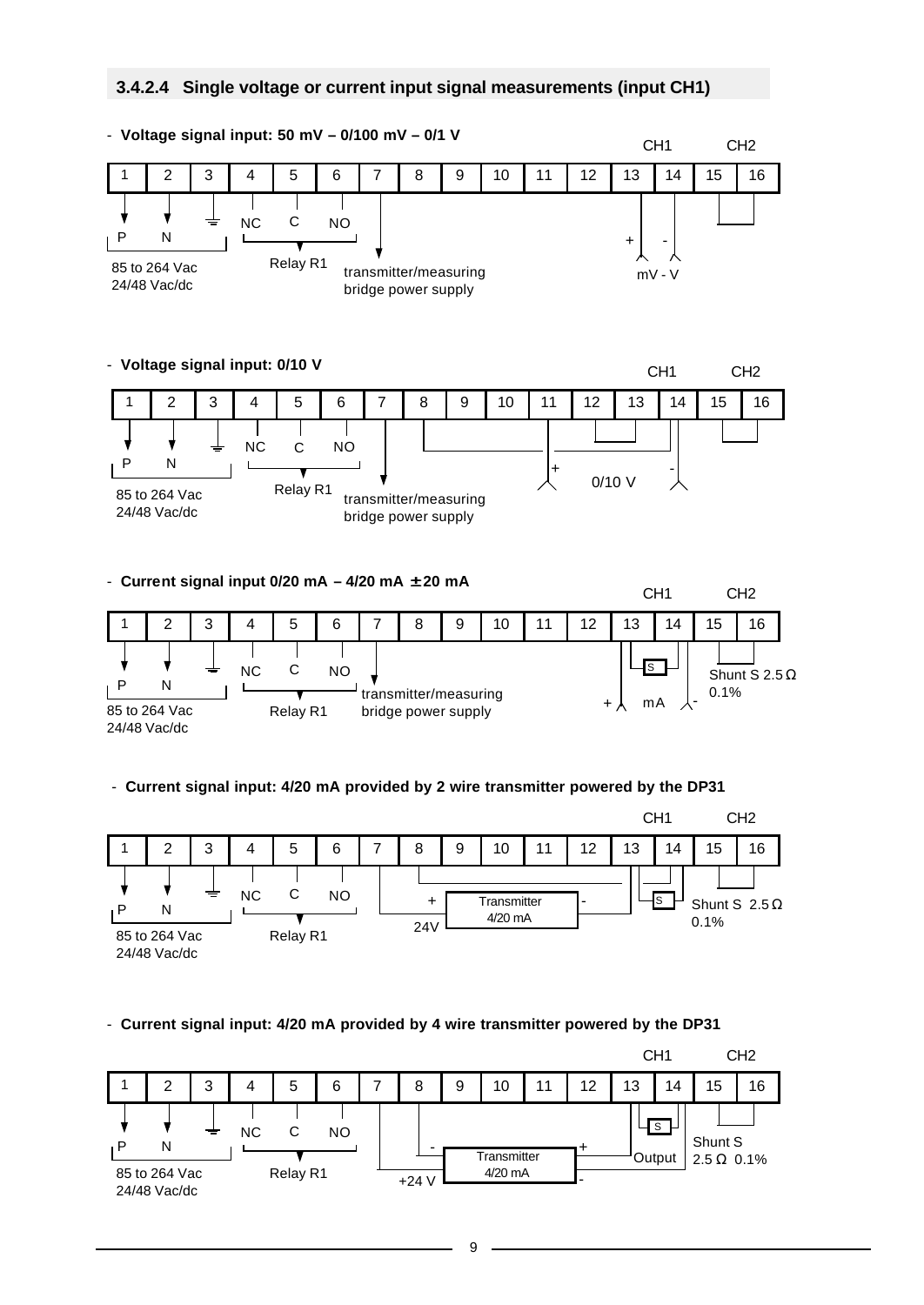### 3.4.2.4 Single voltage or current input signal measurements (input CH1)

- **Voltage signal input: 50 mV – 0/100 mV – 0/1 V**

| 1 | 2 | 3 | 4 | 5 | 6 | 7 | 8 | 9 | 10 | 11 | 12 | 13 | 14 | 15 | 16 |
|---|---|---|---|---|---|---|---|---|---|---|---|---|---|---|---|
| P | N | ⏚ | NC | C | NO | | | | | | | + | - | | |

CH1 (13, 14) — CH2 (15, 16)

P N: 85 to 264 Vac, 24/48 Vac/dc — Relay R1 — transmitter/measuring bridge power supply — mV - V

- **Voltage signal input: 0/10 V**

| 1 | 2 | 3 | 4 | 5 | 6 | 7 | 8 | 9 | 10 | 11 | 12 | 13 | 14 | 15 | 16 |
|---|---|---|---|---|---|---|---|---|---|---|---|---|---|---|---|
| P | N | ⏚ | NC | C | NO | | | | | + | | | - | | |

CH1 — CH2

P N: 85 to 264 Vac, 24/48 Vac/dc — Relay R1 — transmitter/measuring bridge power supply — 0/10 V

- **Current signal input 0/20 mA – 4/20 mA ± 20 mA**

| 1 | 2 | 3 | 4 | 5 | 6 | 7 | 8 | 9 | 10 | 11 | 12 | 13 | 14 | 15 | 16 |
|---|---|---|---|---|---|---|---|---|---|---|---|---|---|---|---|
| P | N | ⏚ | NC | C | NO | | | | | | | + | - | | |

CH1 — CH2

P N: 85 to 264 Vac, 24/48 Vac/dc — Relay R1 — transmitter/measuring bridge power supply — mA — Shunt S 2.5 Ω 0.1%

- **Current signal input: 4/20 mA provided by 2 wire transmitter powered by the DP31**

| 1 | 2 | 3 | 4 | 5 | 6 | 7 | 8 | 9 | 10 | 11 | 12 | 13 | 14 | 15 | 16 |
|---|---|---|---|---|---|---|---|---|---|---|---|---|---|---|---|
| P | N | ⏚ | NC | C | NO | | + 24V | | | | | | | | |

CH1 — CH2

P N: 85 to 264 Vac, 24/48 Vac/dc — Relay R1 — Transmitter 4/20 mA (+ / -) — Shunt S 2.5 Ω 0.1%

- **Current signal input: 4/20 mA provided by 4 wire transmitter powered by the DP31**

| 1 | 2 | 3 | 4 | 5 | 6 | 7 | 8 | 9 | 10 | 11 | 12 | 13 | 14 | 15 | 16 |
|---|---|---|---|---|---|---|---|---|---|---|---|---|---|---|---|
| P | N | ⏚ | NC | C | NO | +24 V | - | | | | | | | | |

CH1 — CH2

P N: 85 to 264 Vac, 24/48 Vac/dc — Relay R1 — Transmitter 4/20 mA (- / + Output -) — Shunt S 2.5 Ω 0.1%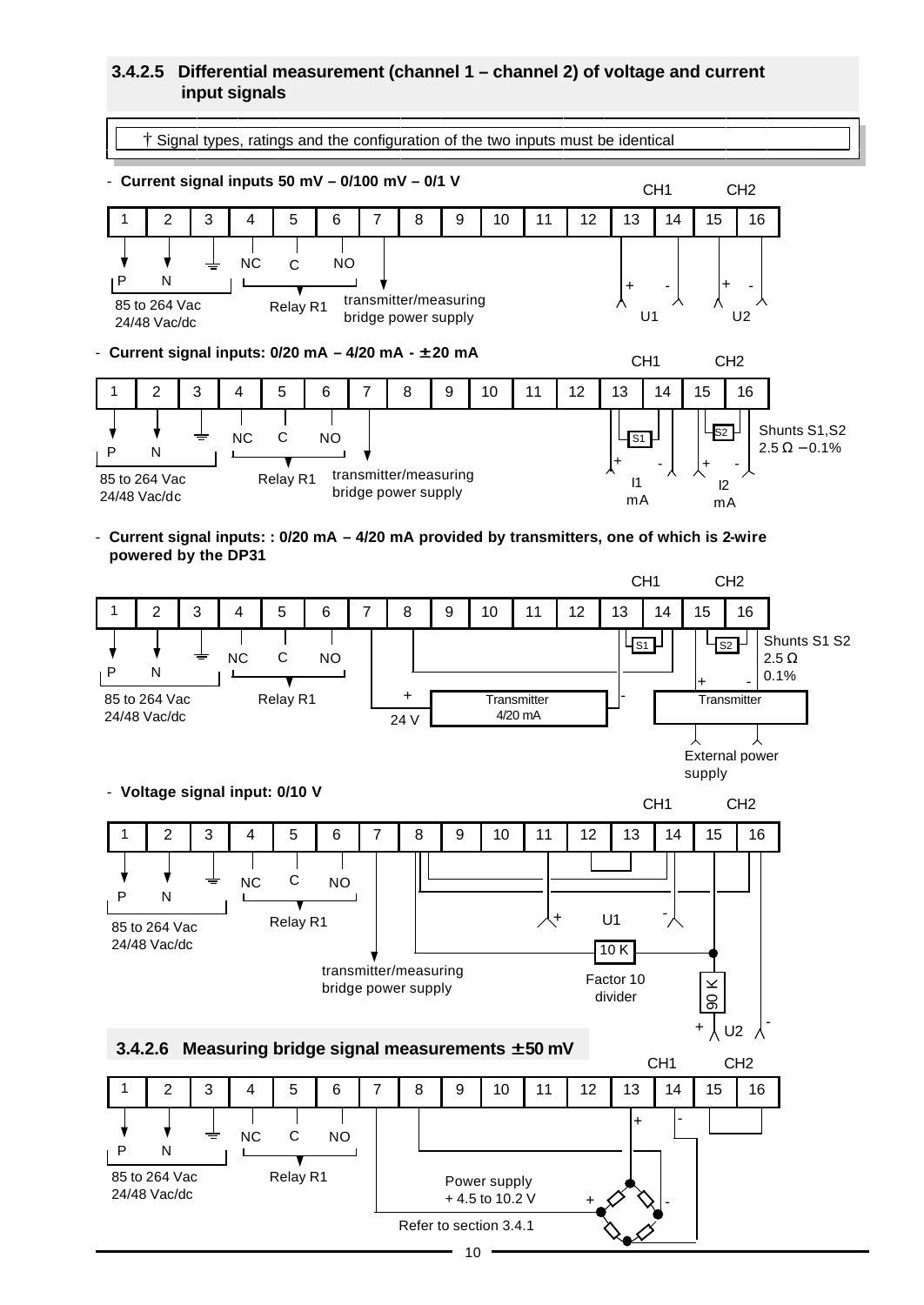### 3.4.2.5 Differential measurement (channel 1 – channel 2) of voltage and current input signals

† Signal types, ratings and the configuration of the two inputs must be identical

- **Current signal inputs 50 mV – 0/100 mV – 0/1 V**

| 1 | 2 | 3 | 4 | 5 | 6 | 7 | 8 | 9 | 10 | 11 | 12 | 13 | 14 | 15 | 16 |
|---|---|---|---|---|---|---|---|---|---|---|---|---|---|---|---|

Terminals 1–3: P, N, earth — 85 to 264 Vac, 24/48 Vac/dc. Terminals 4–6: NC, C, NO — Relay R1. Terminal 7: transmitter/measuring bridge power supply. CH1: terminals 13 (+), 14 (-) — U1. CH2: terminals 15 (+), 16 (-) — U2.

- **Current signal inputs: 0/20 mA – 4/20 mA - ±20 mA**

| 1 | 2 | 3 | 4 | 5 | 6 | 7 | 8 | 9 | 10 | 11 | 12 | 13 | 14 | 15 | 16 |
|---|---|---|---|---|---|---|---|---|---|---|---|---|---|---|---|

Terminals 1–3: P, N, earth — 85 to 264 Vac, 24/48 Vac/dc. Terminals 4–6: NC, C, NO — Relay R1. Terminal 7: transmitter/measuring bridge power supply. CH1: terminals 13 (+), 14 (-) with shunt S1 — I1 mA. CH2: terminals 15 (+), 16 (-) with shunt S2 — I2 mA. Shunts S1,S2 2.5 Ω – 0.1%

- **Current signal inputs: : 0/20 mA – 4/20 mA provided by transmitters, one of which is 2-wire powered by the DP31**

| 1 | 2 | 3 | 4 | 5 | 6 | 7 | 8 | 9 | 10 | 11 | 12 | 13 | 14 | 15 | 16 |
|---|---|---|---|---|---|---|---|---|---|---|---|---|---|---|---|

Terminals 1–3: P, N, earth — 85 to 264 Vac, 24/48 Vac/dc. Terminals 4–6: NC, C, NO — Relay R1. Terminal 7: + 24 V to Transmitter 4/20 mA; transmitter (-) to terminal 13 (CH1, shunt S1). CH2: terminals 15 (+), 16 (-) with shunt S2 — Transmitter, External power supply. Shunts S1 S2 2.5 Ω 0.1%

- **Voltage signal input: 0/10 V**

| 1 | 2 | 3 | 4 | 5 | 6 | 7 | 8 | 9 | 10 | 11 | 12 | 13 | 14 | 15 | 16 |
|---|---|---|---|---|---|---|---|---|---|---|---|---|---|---|---|

Terminals 1–3: P, N, earth — 85 to 264 Vac, 24/48 Vac/dc. Terminals 4–6: NC, C, NO — Relay R1. Terminal 7: transmitter/measuring bridge power supply. U1: + / -. Factor 10 divider: 10 K, 90 K. U2: + / -.

### 3.4.2.6 Measuring bridge signal measurements ±50 mV

| 1 | 2 | 3 | 4 | 5 | 6 | 7 | 8 | 9 | 10 | 11 | 12 | 13 | 14 | 15 | 16 |
|---|---|---|---|---|---|---|---|---|---|---|---|---|---|---|---|

Terminals 1–3: P, N, earth — 85 to 264 Vac, 24/48 Vac/dc. Terminals 4–6: NC, C, NO — Relay R1. Power supply + 4.5 to 10.2 V (Refer to section 3.4.1). CH1: terminals 13 (+), 14 (-) — measuring bridge.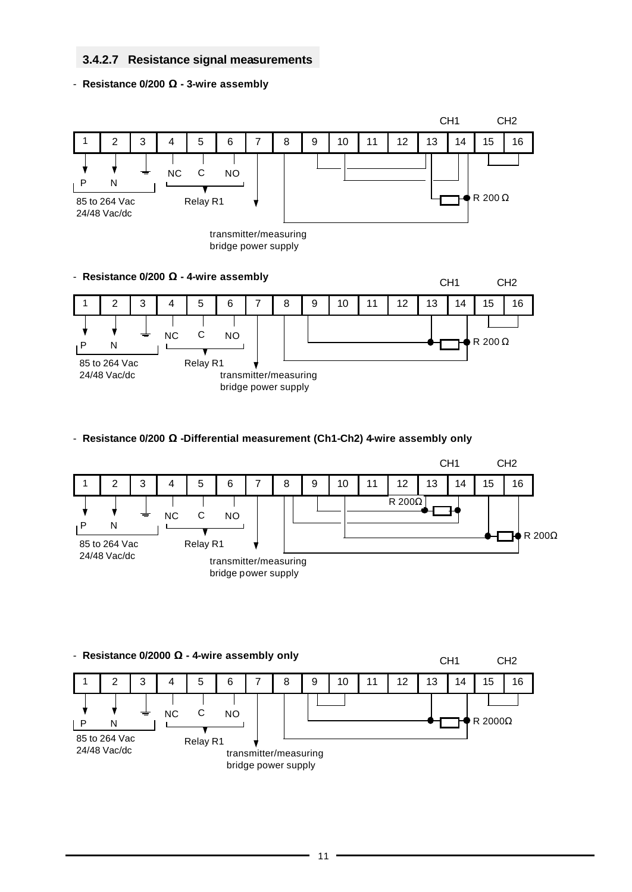### 3.4.2.7 Resistance signal measurements

- **Resistance 0/200 Ω - 3-wire assembly**

| 1 | 2 | 3 | 4 | 5 | 6 | 7 | 8 | 9 | 10 | 11 | 12 | 13 | 14 | 15 | 16 |
|---|---|---|---|---|---|---|---|---|---|---|---|---|---|---|---|
| P | N | ⏚ | NC | C | NO | | | | | | | CH1 | | CH2 | |

85 to 264 Vac
24/48 Vac/dc

Relay R1

transmitter/measuring bridge power supply

R 200 Ω

- **Resistance 0/200 Ω - 4-wire assembly**

| 1 | 2 | 3 | 4 | 5 | 6 | 7 | 8 | 9 | 10 | 11 | 12 | 13 | 14 | 15 | 16 |
|---|---|---|---|---|---|---|---|---|---|---|---|---|---|---|---|
| P | N | ⏚ | NC | C | NO | | | | | | | CH1 | | CH2 | |

85 to 264 Vac
24/48 Vac/dc

Relay R1

transmitter/measuring bridge power supply

R 200 Ω

- **Resistance 0/200 Ω -Differential measurement (Ch1-Ch2) 4-wire assembly only**

| 1 | 2 | 3 | 4 | 5 | 6 | 7 | 8 | 9 | 10 | 11 | 12 | 13 | 14 | 15 | 16 |
|---|---|---|---|---|---|---|---|---|---|---|---|---|---|---|---|
| P | N | ⏚ | NC | C | NO | | | | | | | CH1 | | CH2 | |

85 to 264 Vac
24/48 Vac/dc

Relay R1

transmitter/measuring bridge power supply

R 200Ω

R 200Ω

- **Resistance 0/2000 Ω - 4-wire assembly only**

| 1 | 2 | 3 | 4 | 5 | 6 | 7 | 8 | 9 | 10 | 11 | 12 | 13 | 14 | 15 | 16 |
|---|---|---|---|---|---|---|---|---|---|---|---|---|---|---|---|
| P | N | ⏚ | NC | C | NO | | | | | | | CH1 | | CH2 | |

85 to 264 Vac
24/48 Vac/dc

Relay R1

transmitter/measuring bridge power supply

R 2000Ω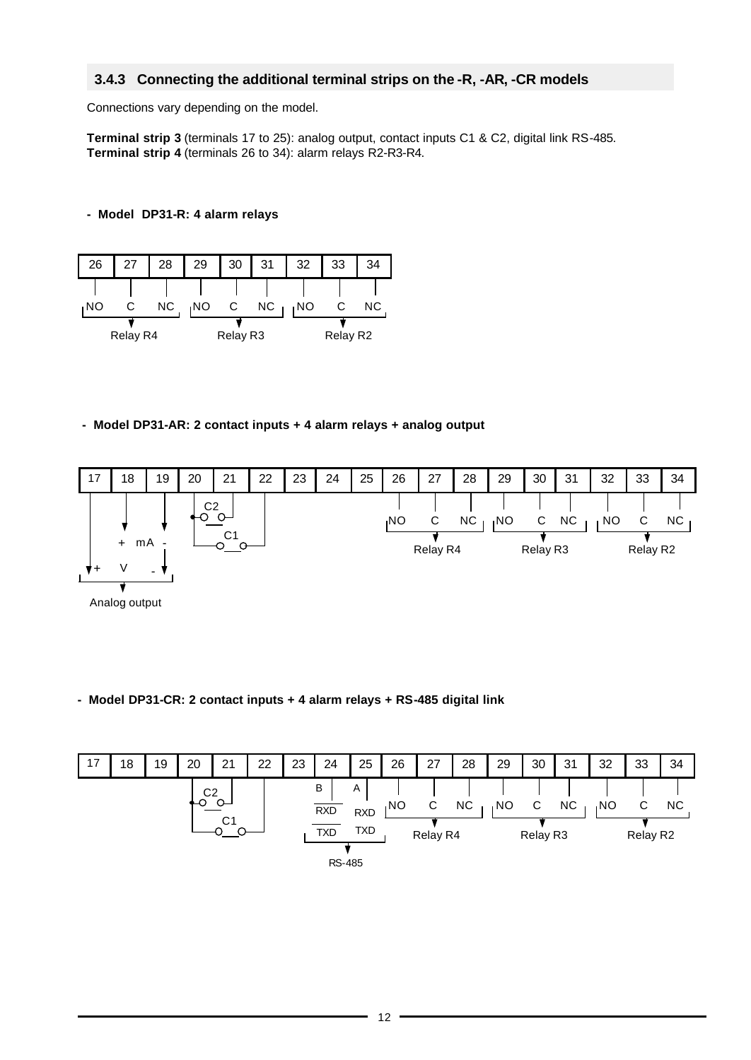### 3.4.3 Connecting the additional terminal strips on the -R, -AR, -CR models

Connections vary depending on the model.

**Terminal strip 3** (terminals 17 to 25): analog output, contact inputs C1 & C2, digital link RS-485.
**Terminal strip 4** (terminals 26 to 34): alarm relays R2-R3-R4.

**- Model DP31-R: 4 alarm relays**

| 26 | 27 | 28 | 29 | 30 | 31 | 32 | 33 | 34 |
|---|---|---|---|---|---|---|---|---|
| NO | C | NC | NO | C | NC | NO | C | NC |
| Relay R4 | | | Relay R3 | | | Relay R2 | | |

**- Model DP31-AR: 2 contact inputs + 4 alarm relays + analog output**

| 17 | 18 | 19 | 20 | 21 | 22 | 23 | 24 | 25 | 26 | 27 | 28 | 29 | 30 | 31 | 32 | 33 | 34 |
|---|---|---|---|---|---|---|---|---|---|---|---|---|---|---|---|---|---|
| | + mA | - | C2 | | | | | | NO | C | NC | NO | C | NC | NO | C | NC |
| + V | | - | C1 | | | | | | Relay R4 | | | Relay R3 | | | Relay R2 | | |
| Analog output | | | | | | | | | | | | | | | | | |

**- Model DP31-CR: 2 contact inputs + 4 alarm relays + RS-485 digital link**

| 17 | 18 | 19 | 20 | 21 | 22 | 23 | 24 | 25 | 26 | 27 | 28 | 29 | 30 | 31 | 32 | 33 | 34 |
|---|---|---|---|---|---|---|---|---|---|---|---|---|---|---|---|---|---|
| | | | C2 | | | | B | A | NO | C | NC | NO | C | NC | NO | C | NC |
| | | | | | | | $\overline{RXD}$ | RXD | Relay R4 | | | Relay R3 | | | Relay R2 | | |
| | | | C1 | | | | $\overline{TXD}$ | TXD | | | | | | | | | |
| | | | | | | | RS-485 | | | | | | | | | | |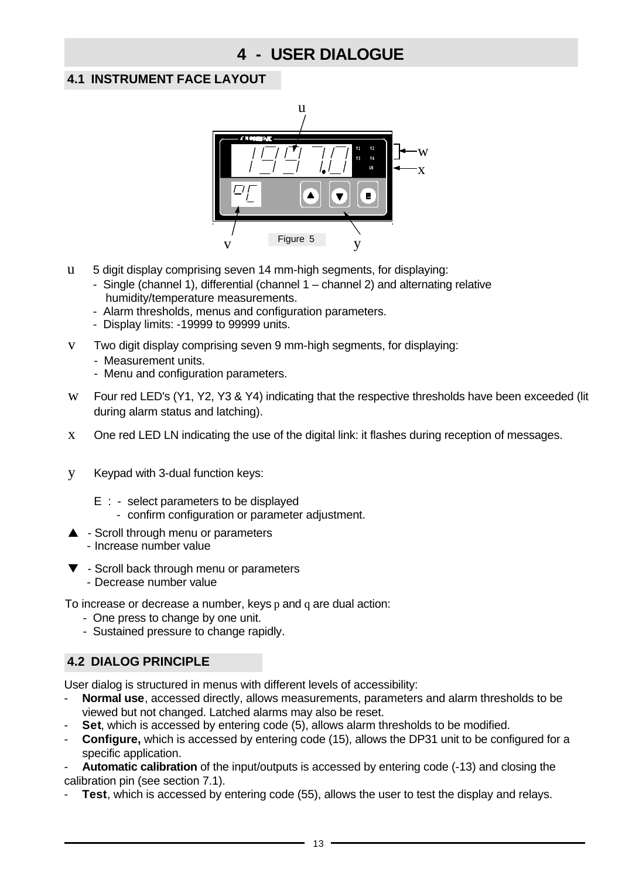# 4 - USER DIALOGUE

## 4.1 INSTRUMENT FACE LAYOUT

Figure 5

u 5 digit display comprising seven 14 mm-high segments, for displaying:
- Single (channel 1), differential (channel 1 – channel 2) and alternating relative humidity/temperature measurements.
- Alarm thresholds, menus and configuration parameters.
- Display limits: -19999 to 99999 units.

v Two digit display comprising seven 9 mm-high segments, for displaying:
- Measurement units.
- Menu and configuration parameters.

w Four red LED's (Y1, Y2, Y3 & Y4) indicating that the respective thresholds have been exceeded (lit during alarm status and latching).

x One red LED LN indicating the use of the digital link: it flashes during reception of messages.

y Keypad with 3-dual function keys:

E : - select parameters to be displayed
- confirm configuration or parameter adjustment.

▲ - Scroll through menu or parameters
- Increase number value

▼ - Scroll back through menu or parameters
- Decrease number value

To increase or decrease a number, keys p and q are dual action:
- One press to change by one unit.
- Sustained pressure to change rapidly.

## 4.2 DIALOG PRINCIPLE

User dialog is structured in menus with different levels of accessibility:
- **Normal use**, accessed directly, allows measurements, parameters and alarm thresholds to be viewed but not changed. Latched alarms may also be reset.
- **Set**, which is accessed by entering code (5), allows alarm thresholds to be modified.
- **Configure,** which is accessed by entering code (15), allows the DP31 unit to be configured for a specific application.
- **Automatic calibration** of the input/outputs is accessed by entering code (-13) and closing the calibration pin (see section 7.1).
- **Test**, which is accessed by entering code (55), allows the user to test the display and relays.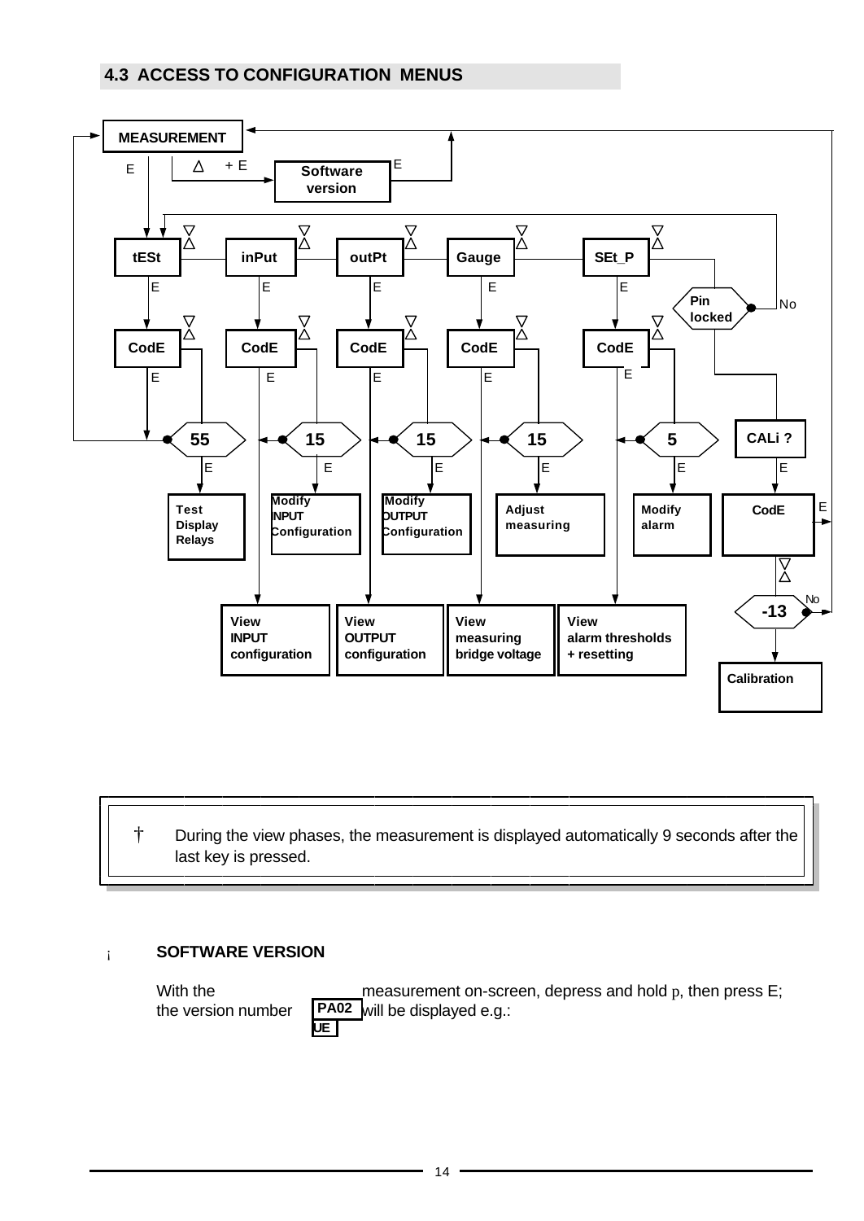## 4.3 ACCESS TO CONFIGURATION MENUS

MEASUREMENT

E | △ + E | Software version | E

tESt | inPut | outPt | Gauge | SEt_P

E | E | E | E | E

Pin locked | No

CodE | CodE | CodE | CodE | CodE

E | E | E | E | E

55 | 15 | 15 | 15 | 5 | CALi ?

E | E | E | E | E | E

Test Display Relays | Modify INPUT Configuration | Modify OUTPUT Configuration | Adjust measuring | Modify alarm | CodE | E

-13 | No

View INPUT configuration | View OUTPUT configuration | View measuring bridge voltage | View alarm thresholds + resetting

Calibration

> † During the view phases, the measurement is displayed automatically 9 seconds after the last key is pressed.

¡ **SOFTWARE VERSION**

With the measurement on-screen, depress and hold p, then press E; the version number will be displayed e.g.: PA02 UE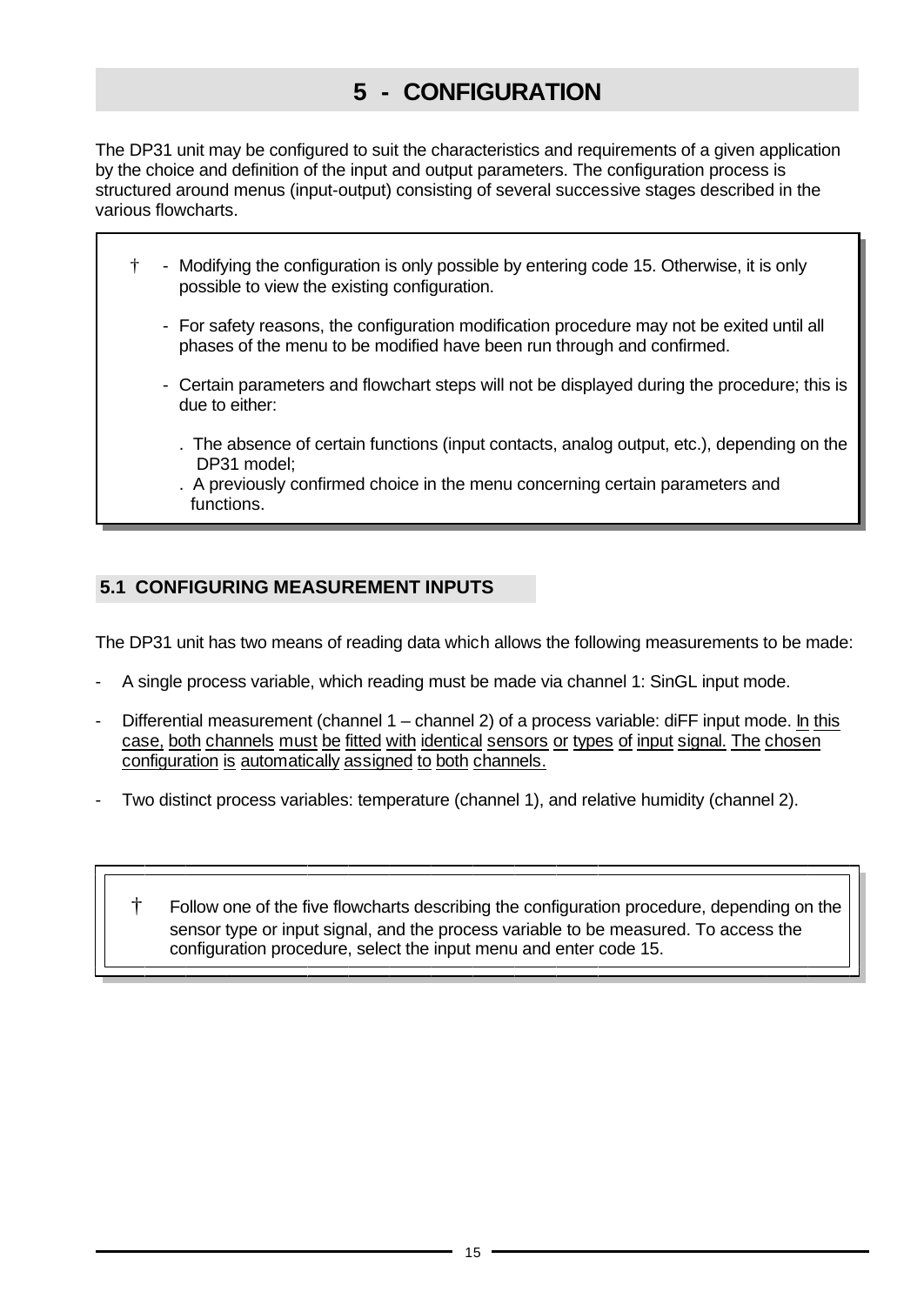# 5 - CONFIGURATION

The DP31 unit may be configured to suit the characteristics and requirements of a given application by the choice and definition of the input and output parameters. The configuration process is structured around menus (input-output) consisting of several successive stages described in the various flowcharts.

> † - Modifying the configuration is only possible by entering code 15. Otherwise, it is only possible to view the existing configuration.
>
> - For safety reasons, the configuration modification procedure may not be exited until all phases of the menu to be modified have been run through and confirmed.
>
> - Certain parameters and flowchart steps will not be displayed during the procedure; this is due to either:
>
>   . The absence of certain functions (input contacts, analog output, etc.), depending on the DP31 model;
>
>   . A previously confirmed choice in the menu concerning certain parameters and functions.

## 5.1 CONFIGURING MEASUREMENT INPUTS

The DP31 unit has two means of reading data which allows the following measurements to be made:

- A single process variable, which reading must be made via channel 1: SinGL input mode.
- Differential measurement (channel 1 – channel 2) of a process variable: diFF input mode. In this case, both channels must be fitted with identical sensors or types of input signal. The chosen configuration is automatically assigned to both channels.
- Two distinct process variables: temperature (channel 1), and relative humidity (channel 2).

> † Follow one of the five flowcharts describing the configuration procedure, depending on the sensor type or input signal, and the process variable to be measured. To access the configuration procedure, select the input menu and enter code 15.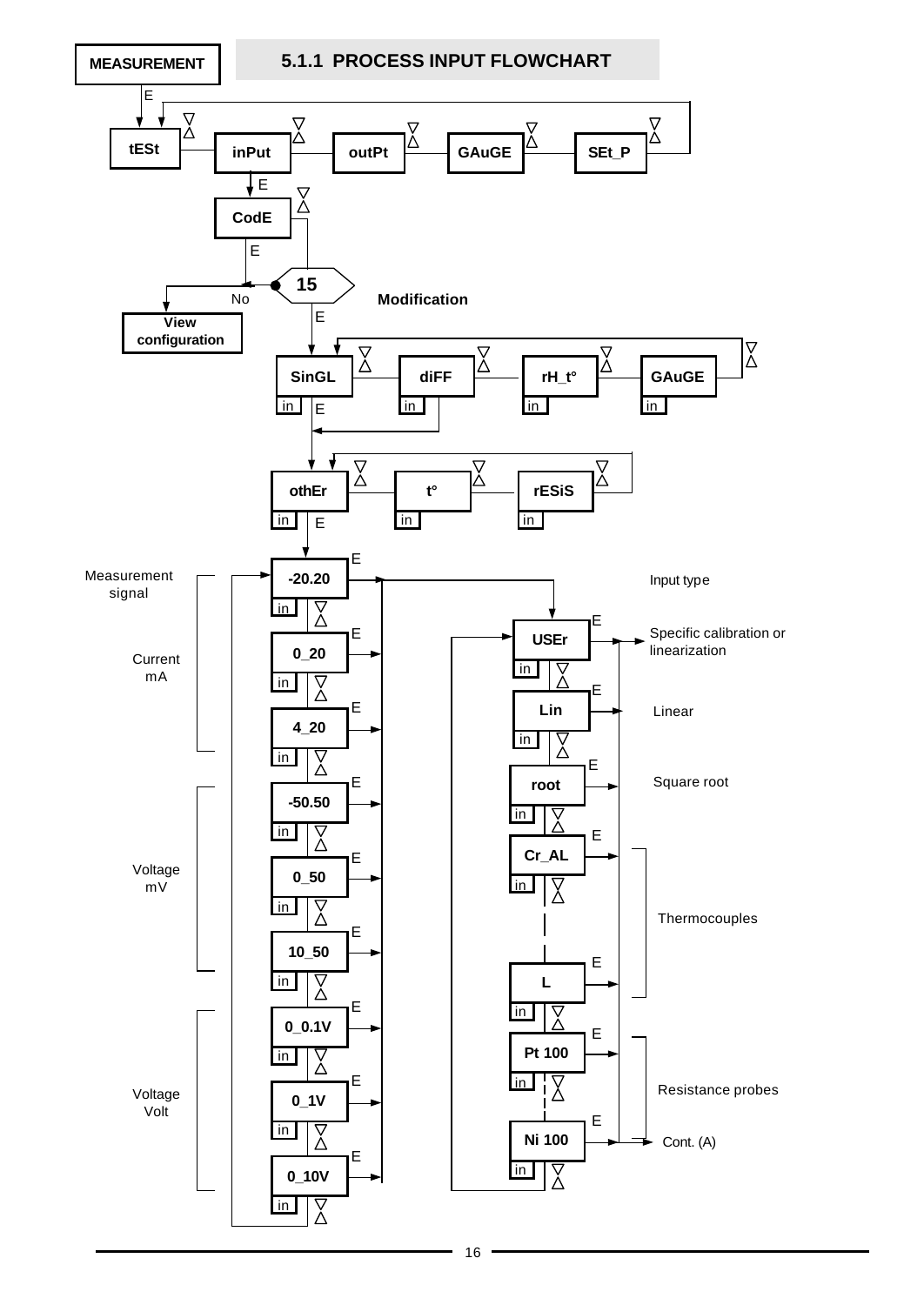## 5.1.1 PROCESS INPUT FLOWCHART

MEASUREMENT

E

tESt — inPut — outPt — GAuGE — SEt_P

inPut → E → CodE

CodE → E → 15 → No → View configuration

15 → E → Modification

SinGL — diFF — rH_t° — GAuGE

SinGL → E → othEr — t° — rESiS

othEr → E →

**Measurement signal**

Current mA:
- -20.20
- 0_20
- 4_20

Voltage mV:
- -50.50
- 0_50
- 10_50

Voltage Volt:
- 0_0.1V
- 0_1V
- 0_10V

**Input type**

- USEr — Specific calibration or linearization
- Lin — Linear
- root — Square root
- Cr_AL ... L — Thermocouples
- Pt 100 ... Ni 100 — Resistance probes

Cont. (A)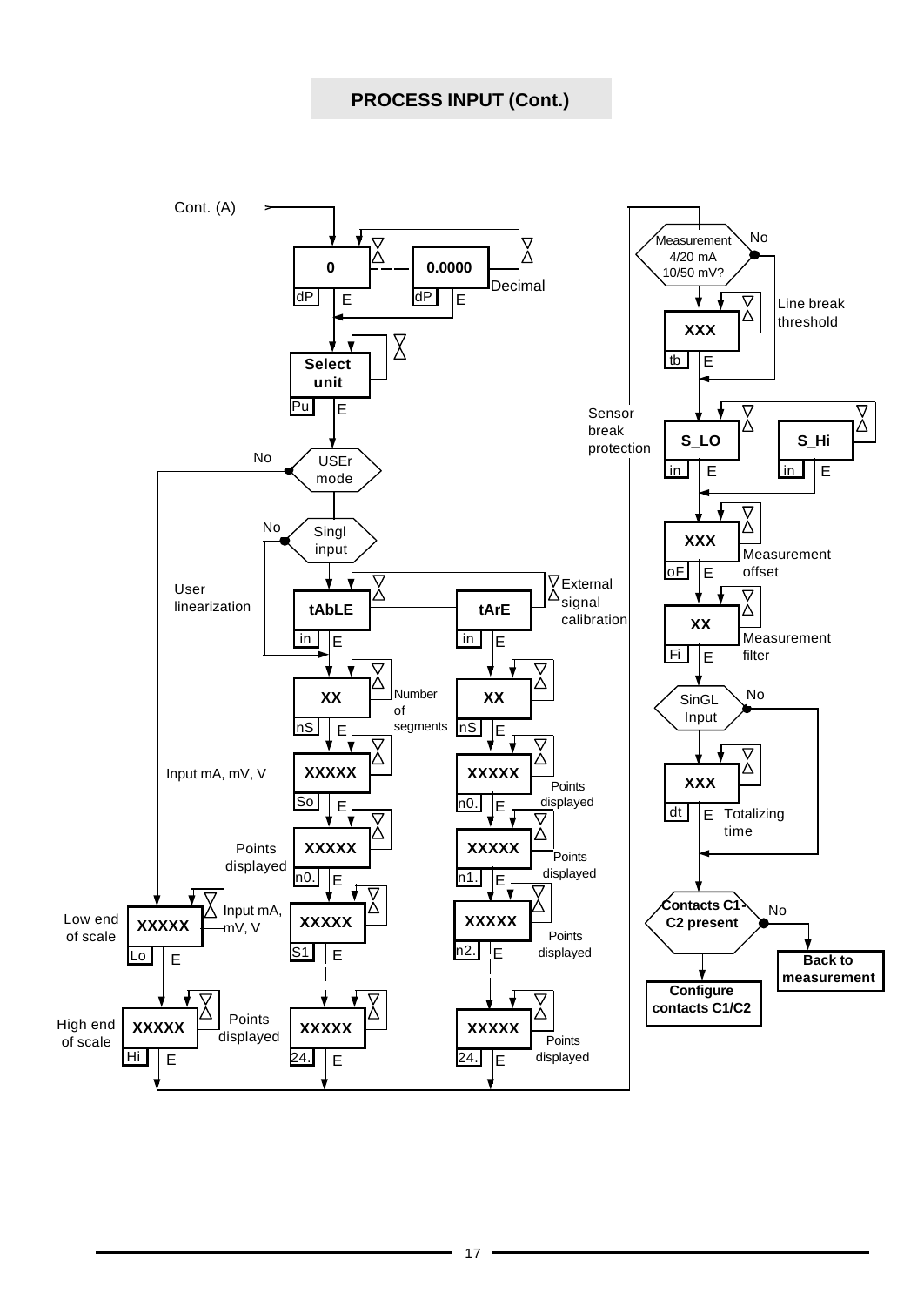## PROCESS INPUT (Cont.)

Cont. (A)

0 — dP — E — 0.0000 — dP — E — Decimal

Select unit — Pu — E

USEr mode — No

Singl input — No

User linearization

tAbLE — in — E

tArE — in — E — External signal calibration

XX — nS — E — Number of segments

XX — nS — E

Input mA, mV, V

XXXXX — So — E

XXXXX — n0. — E — Points displayed

Points displayed

XXXXX — n0. — E

XXXXX — n1. — E — Points displayed

Low end of scale

XXXXX — Lo — E

Input mA, mV, V

XXXXX — S1 — E

XXXXX — n2. — E — Points displayed

High end of scale

XXXXX — Hi — E

Points displayed

XXXXX — 24. — E

XXXXX — 24. — E — Points displayed

Measurement 4/20 mA 10/50 mV? — No

XXX — tb — E — Line break threshold

Sensor break protection

S_LO — in — E

S_Hi — in — E

XXX — oF — E — Measurement offset

XX — Fi — E — Measurement filter

SinGL Input — No

XXX — dt — E — Totalizing time

Contacts C1-C2 present — No

Configure contacts C1/C2

Back to measurement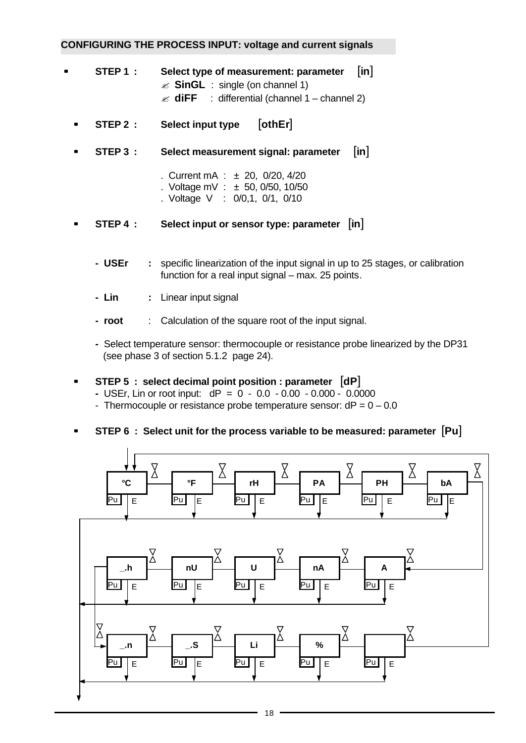## CONFIGURING THE PROCESS INPUT: voltage and current signals

- **STEP 1 :** **Select type of measurement: parameter [in]**
  - ✍ **SinGL** : single (on channel 1)
  - ✍ **diFF** : differential (channel 1 – channel 2)

- **STEP 2 :** **Select input type [othEr]**

- **STEP 3 :** **Select measurement signal: parameter [in]**

  . Current mA : ± 20, 0/20, 4/20
  . Voltage mV : ± 50, 0/50, 10/50
  . Voltage V : 0/0,1, 0/1, 0/10

- **STEP 4 :** **Select input or sensor type: parameter [in]**

  - **USEr :** specific linearization of the input signal in up to 25 stages, or calibration function for a real input signal – max. 25 points.
  - **Lin :** Linear input signal
  - **root** : Calculation of the square root of the input signal.
  - Select temperature sensor: thermocouple or resistance probe linearized by the DP31 (see phase 3 of section 5.1.2 page 24).

- **STEP 5 : select decimal point position : parameter [dP]**
  - USEr, Lin or root input: dP = 0 - 0.0 - 0.00 - 0.000 - 0.0000
  - Thermocouple or resistance probe temperature sensor: dP = 0 – 0.0

- **STEP 6 : Select unit for the process variable to be measured: parameter [Pu]**

| °C | °F | rH | PA | PH | bA |
|---|---|---|---|---|---|
| _.h | nU | U | nA | A | |
| _.n | _.S | Li | % | | |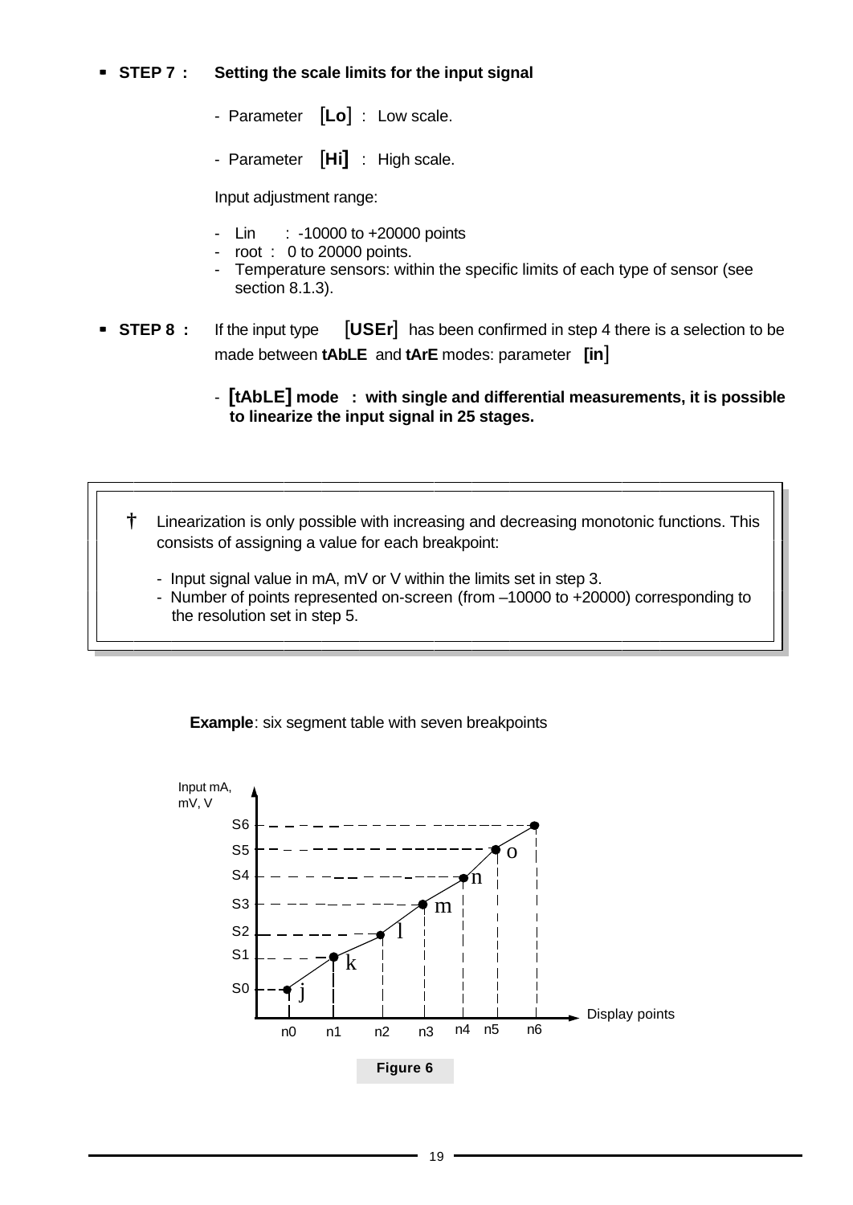- **STEP 7 :** **Setting the scale limits for the input signal**

  - Parameter [**Lo**] : Low scale.
  - Parameter [**Hi**] : High scale.

  Input adjustment range:

  - Lin : -10000 to +20000 points
  - root : 0 to 20000 points.
  - Temperature sensors: within the specific limits of each type of sensor (see section 8.1.3).

- **STEP 8 :** If the input type [**USEr**] has been confirmed in step 4 there is a selection to be made between **tAbLE** and **tArE** modes: parameter [**in**]

  - **[tAbLE] mode : with single and differential measurements, it is possible to linearize the input signal in 25 stages.**

> † Linearization is only possible with increasing and decreasing monotonic functions. This consists of assigning a value for each breakpoint:
>
> - Input signal value in mA, mV or V within the limits set in step 3.
> - Number of points represented on-screen (from –10000 to +20000) corresponding to the resolution set in step 5.

**Example**: six segment table with seven breakpoints

Figure 6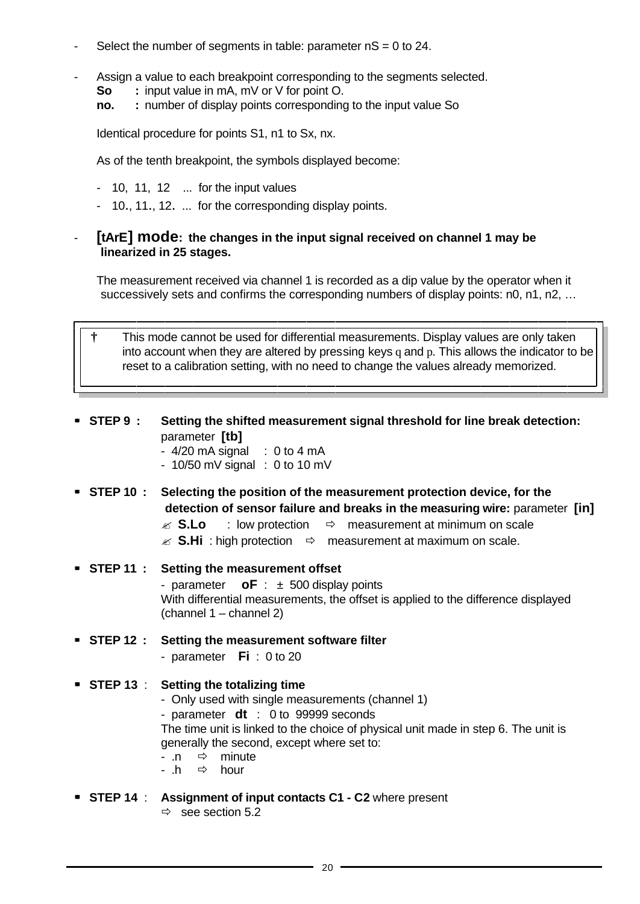- Select the number of segments in table: parameter nS = 0 to 24.

- Assign a value to each breakpoint corresponding to the segments selected.
  **So** **:** input value in mA, mV or V for point O.
  **no.** **:** number of display points corresponding to the input value So

  Identical procedure for points S1, n1 to Sx, nx.

  As of the tenth breakpoint, the symbols displayed become:

  - 10, 11, 12 ... for the input values
  - 10**.**, 11**.**, 12**.** ... for the corresponding display points.

- **[tArE] mode: the changes in the input signal received on channel 1 may be linearized in 25 stages.**

  The measurement received via channel 1 is recorded as a dip value by the operator when it successively sets and confirms the corresponding numbers of display points: n0, n1, n2, …

> † This mode cannot be used for differential measurements. Display values are only taken into account when they are altered by pressing keys q and p. This allows the indicator to be reset to a calibration setting, with no need to change the values already memorized.

- **STEP 9 : Setting the shifted measurement signal threshold for line break detection:** parameter **[tb]**
  - 4/20 mA signal : 0 to 4 mA
  - 10/50 mV signal : 0 to 10 mV

- **STEP 10 : Selecting the position of the measurement protection device, for the detection of sensor failure and breaks in the measuring wire:** parameter **[in]**
  - **S.Lo** : low protection ⇨ measurement at minimum on scale
  - **S.Hi** : high protection ⇨ measurement at maximum on scale.

- **STEP 11 : Setting the measurement offset**
  - parameter **oF** : ± 500 display points

  With differential measurements, the offset is applied to the difference displayed (channel 1 – channel 2)

- **STEP 12 : Setting the measurement software filter**
  - parameter **Fi** : 0 to 20

- **STEP 13** : **Setting the totalizing time**
  - Only used with single measurements (channel 1)
  - parameter **dt** : 0 to 99999 seconds

  The time unit is linked to the choice of physical unit made in step 6. The unit is generally the second, except where set to:
  - .n ⇨ minute
  - .h ⇨ hour

- **STEP 14** : **Assignment of input contacts C1 - C2** where present
  ⇨ see section 5.2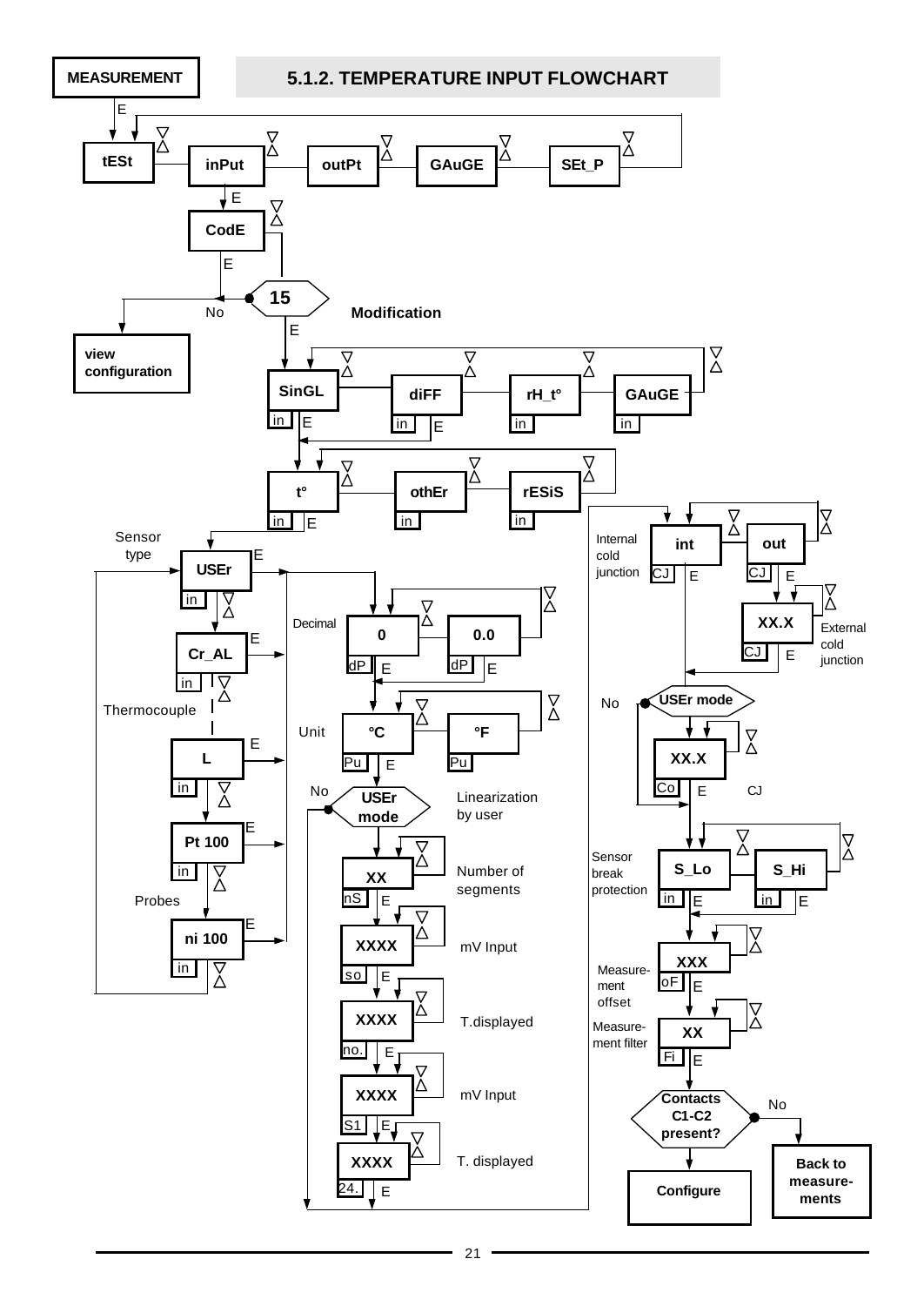# 5.1.2. TEMPERATURE INPUT FLOWCHART

MEASUREMENT

E

tESt — inPut — outPt — GAuGE — SEt_P

inPut → E → CodE → E → 15

No → view configuration

15 → E → Modification

SinGL (in) — diFF (in) — rH_t° (in) — GAuGE (in)

E → t° (in) — othEr (in) — rESiS (in)

Sensor type

t° → E → USEr (in) — Cr_AL (in) — Thermocouple — L (in) — Pt 100 (in) — ni 100 (in)

Probes

Decimal: 0 (dP) — 0.0 (dP)

Unit: °C (Pu) — °F (Pu)

USEr mode — No / Linearization by user

XX (nS) — Number of segments

XXXX (so) — mV Input

XXXX (no.) — T.displayed

XXXX (S1) — mV Input

XXXX (24.) — T. displayed

Internal cold junction: int (CJ) — out (CJ)

External cold junction: XX.X (CJ)

USEr mode — No

XX.X (Co) — CJ

Sensor break protection: S_Lo (in) — S_Hi (in)

Measurement offset: XXX (oF)

Measurement filter: XX (Fi)

Contacts C1-C2 present?

No → Back to measurements

Configure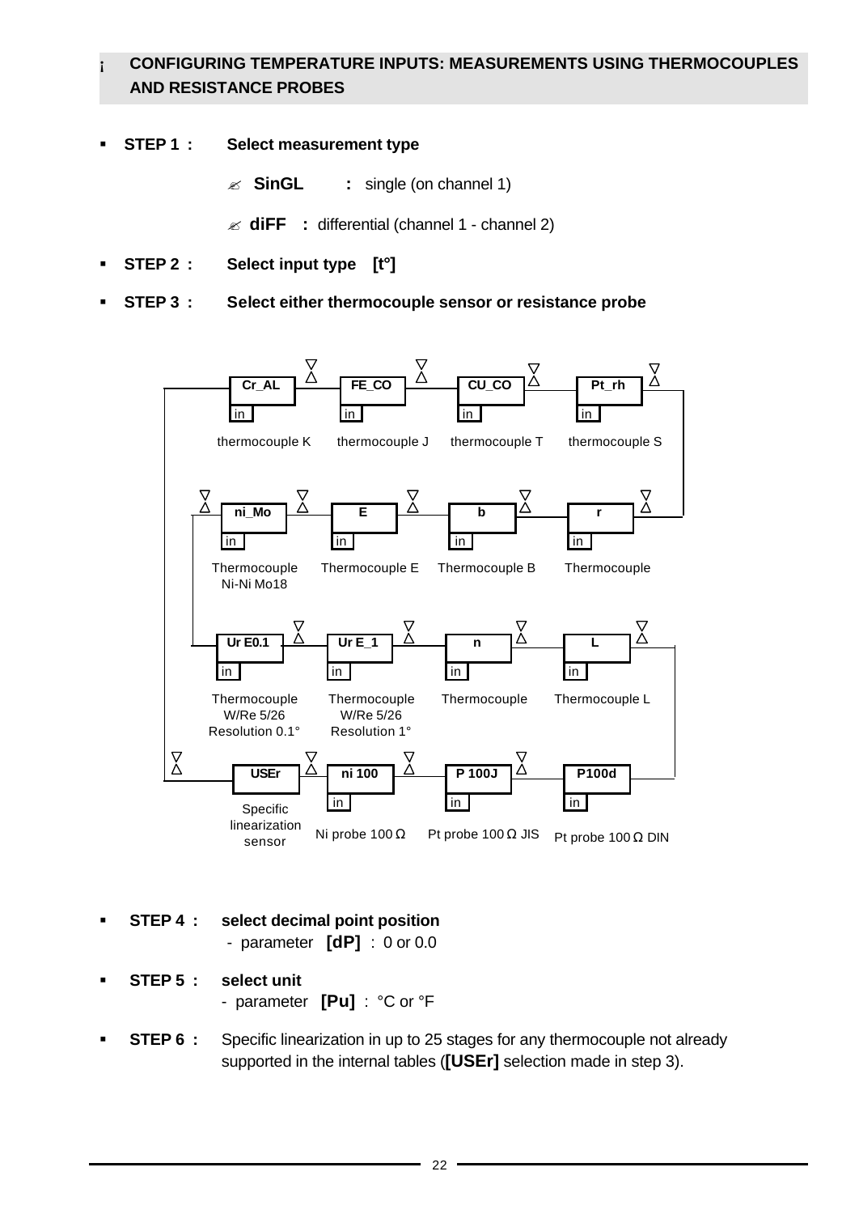## ¡ CONFIGURING TEMPERATURE INPUTS: MEASUREMENTS USING THERMOCOUPLES AND RESISTANCE PROBES

- **STEP 1 :** **Select measurement type**
  - ✍ **SinGL** : single (on channel 1)
  - ✍ **diFF** : differential (channel 1 - channel 2)
- **STEP 2 :** **Select input type [t°]**
- **STEP 3 :** **Select either thermocouple sensor or resistance probe**

| Code | Sensor |
|---|---|
| Cr_AL | thermocouple K |
| FE_CO | thermocouple J |
| CU_CO | thermocouple T |
| Pt_rh | thermocouple S |
| r | Thermocouple |
| b | Thermocouple B |
| E | Thermocouple E |
| ni_Mo | Thermocouple Ni-Ni Mo18 |
| Ur E0.1 | Thermocouple W/Re 5/26 Resolution 0.1° |
| Ur E_1 | Thermocouple W/Re 5/26 Resolution 1° |
| n | Thermocouple |
| L | Thermocouple L |
| P100d | Pt probe 100 Ω DIN |
| P 100J | Pt probe 100 Ω JIS |
| ni 100 | Ni probe 100 Ω |
| USEr | Specific linearization sensor |

- **STEP 4 :** **select decimal point position**
  - parameter **[dP]** : 0 or 0.0
- **STEP 5 :** **select unit**
  - parameter **[Pu]** : °C or °F
- **STEP 6 :** Specific linearization in up to 25 stages for any thermocouple not already supported in the internal tables (**[USEr]** selection made in step 3).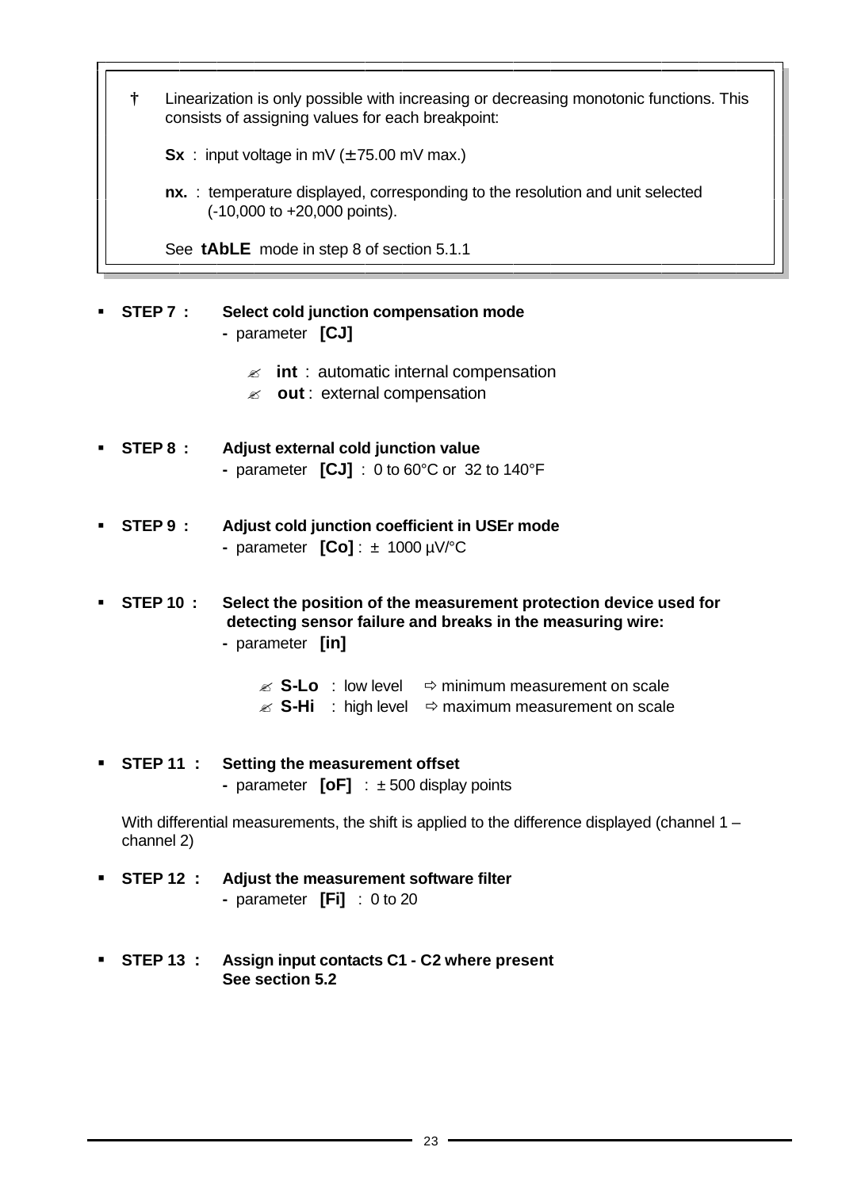> † Linearization is only possible with increasing or decreasing monotonic functions. This consists of assigning values for each breakpoint:
>
> **Sx** : input voltage in mV (± 75.00 mV max.)
>
> **nx.** : temperature displayed, corresponding to the resolution and unit selected (-10,000 to +20,000 points).
>
> See **tAbLE** mode in step 8 of section 5.1.1

- **STEP 7 : Select cold junction compensation mode**
  - parameter **[CJ]**
    - ✍ **int** : automatic internal compensation
    - ✍ **out** : external compensation

- **STEP 8 : Adjust external cold junction value**
  - parameter **[CJ]** : 0 to 60°C or 32 to 140°F

- **STEP 9 : Adjust cold junction coefficient in USEr mode**
  - parameter **[Co]** : ± 1000 µV/°C

- **STEP 10 : Select the position of the measurement protection device used for detecting sensor failure and breaks in the measuring wire:**
  - parameter **[in]**
    - ✍ **S-Lo** : low level ⇨ minimum measurement on scale
    - ✍ **S-Hi** : high level ⇨ maximum measurement on scale

- **STEP 11 : Setting the measurement offset**
  - parameter **[oF]** : ± 500 display points

  With differential measurements, the shift is applied to the difference displayed (channel 1 – channel 2)

- **STEP 12 : Adjust the measurement software filter**
  - parameter **[Fi]** : 0 to 20

- **STEP 13 : Assign input contacts C1 - C2 where present**
  **See section 5.2**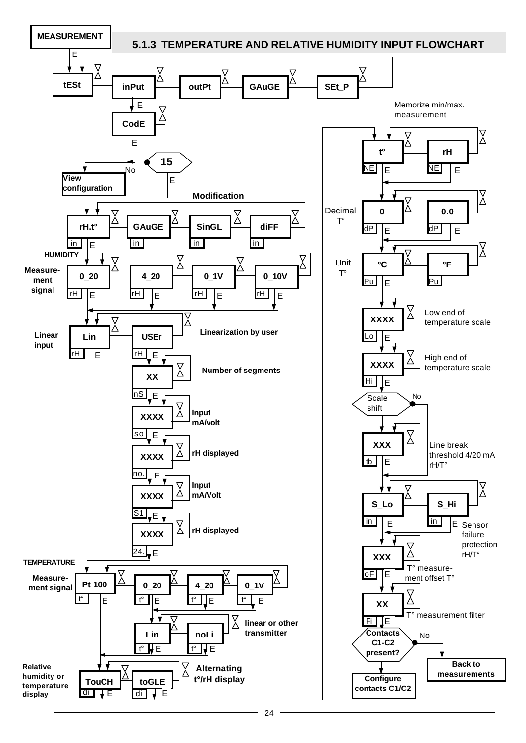## 5.1.3 TEMPERATURE AND RELATIVE HUMIDITY INPUT FLOWCHART

MEASUREMENT

E

tESt — inPut — outPt — GAuGE — SEt_P

E

CodE

E

15

No → View configuration

E

**Modification**

rH.t° (in) — GAuGE (in) — SinGL (in) — diFF (in)

E

**HUMIDITY**

**Measure-ment signal**

0_20 (rH) — 4_20 (rH) — 0_1V (rH) — 0_10V (rH)

E

**Linear input**

Lin (rH) — USEr (rH)

**Linearization by user**

XX (nS) — **Number of segments**

XXXX (so) — **Input mA/volt**

XXXX (no.) — **rH displayed**

XXXX (S1) — **Input mA/Volt**

XXXX (24.) — **rH displayed**

**TEMPERATURE**

**Measure-ment signal**

Pt 100 (t°) — 0_20 (t°) — 4_20 (t°) — 0_1V (t°)

Lin (t°) — noLi (t°) — **linear or other transmitter**

**Relative humidity or temperature display**

TouCH (di) — toGLE (di) — **Alternating t°/rH display**

Memorize min/max. measurement

t° (NE) — rH (NE)

Decimal T°: 0 (dP) — 0.0 (dP)

Unit T°: °C (Pu) — °F (Pu)

XXXX (Lo) — Low end of temperature scale

XXXX (Hi) — High end of temperature scale

Scale shift — No

XXX (tb) — Line break threshold 4/20 mA rH/T°

S_Lo (in) — S_Hi (in) — Sensor failure protection rH/T°

XXX (oF) — T° measure-ment offset T°

XX (Fi) — T° measurement filter

Contacts C1-C2 present? — No → **Back to measurements**

**Configure contacts C1/C2**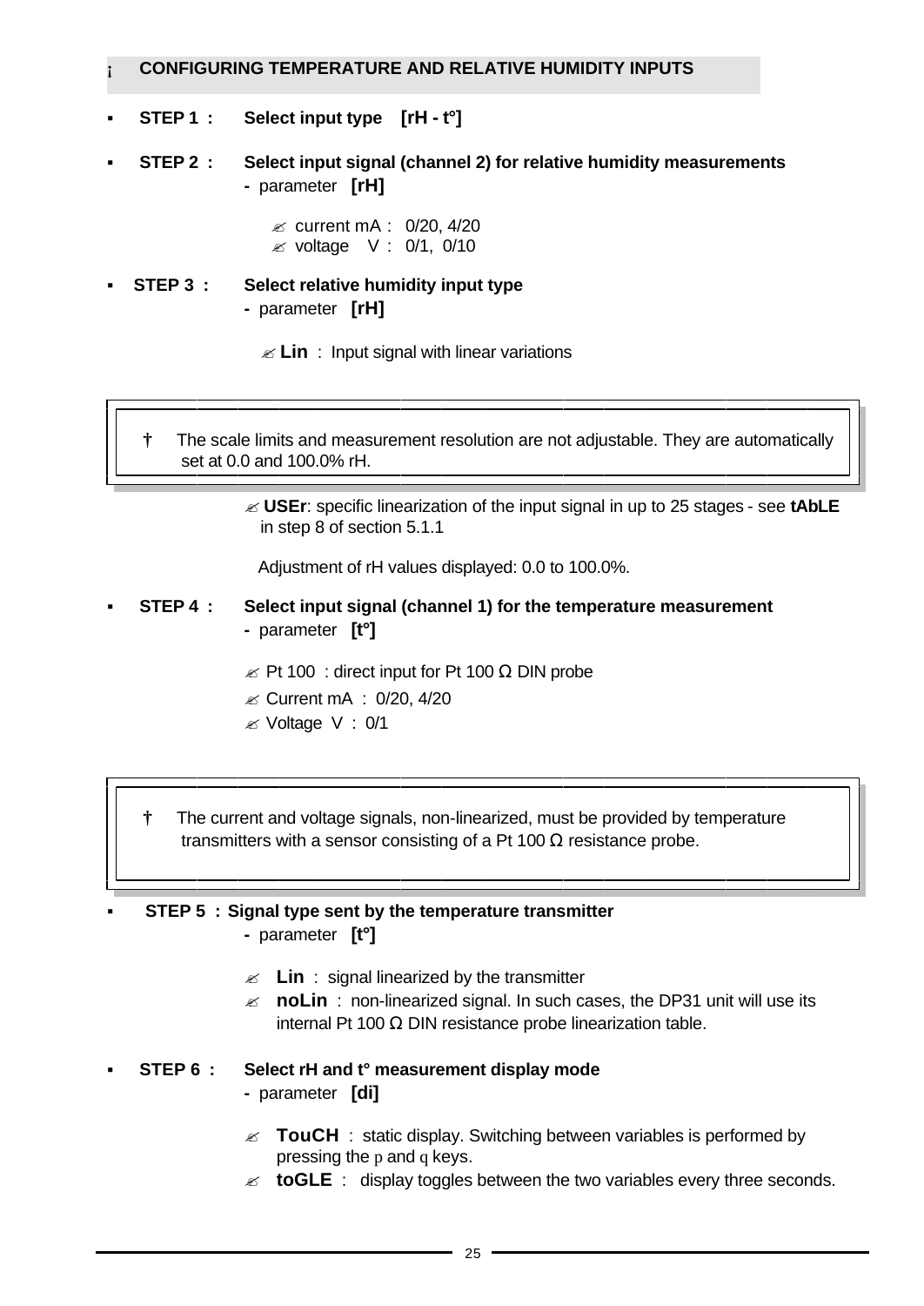## ¡ CONFIGURING TEMPERATURE AND RELATIVE HUMIDITY INPUTS

- **STEP 1 : Select input type [rH - t°]**

- **STEP 2 : Select input signal (channel 2) for relative humidity measurements**
  - parameter **[rH]**

    - ✍ current mA : 0/20, 4/20
    - ✍ voltage V : 0/1, 0/10

- **STEP 3 : Select relative humidity input type**
  - parameter **[rH]**

    - ✍ **Lin** : Input signal with linear variations

> † The scale limits and measurement resolution are not adjustable. They are automatically set at 0.0 and 100.0% rH.

  - ✍ **USEr**: specific linearization of the input signal in up to 25 stages - see **tAbLE** in step 8 of section 5.1.1

    Adjustment of rH values displayed: 0.0 to 100.0%.

- **STEP 4 : Select input signal (channel 1) for the temperature measurement**
  - parameter **[t°]**

    - ✍ Pt 100 : direct input for Pt 100 Ω DIN probe
    - ✍ Current mA : 0/20, 4/20
    - ✍ Voltage V : 0/1

> † The current and voltage signals, non-linearized, must be provided by temperature transmitters with a sensor consisting of a Pt 100 Ω resistance probe.

- **STEP 5 : Signal type sent by the temperature transmitter**
  - parameter **[t°]**

    - ✍ **Lin** : signal linearized by the transmitter
    - ✍ **noLin** : non-linearized signal. In such cases, the DP31 unit will use its internal Pt 100 Ω DIN resistance probe linearization table.

- **STEP 6 : Select rH and t° measurement display mode**
  - parameter **[di]**

    - ✍ **TouCH** : static display. Switching between variables is performed by pressing the p and q keys.
    - ✍ **toGLE** : display toggles between the two variables every three seconds.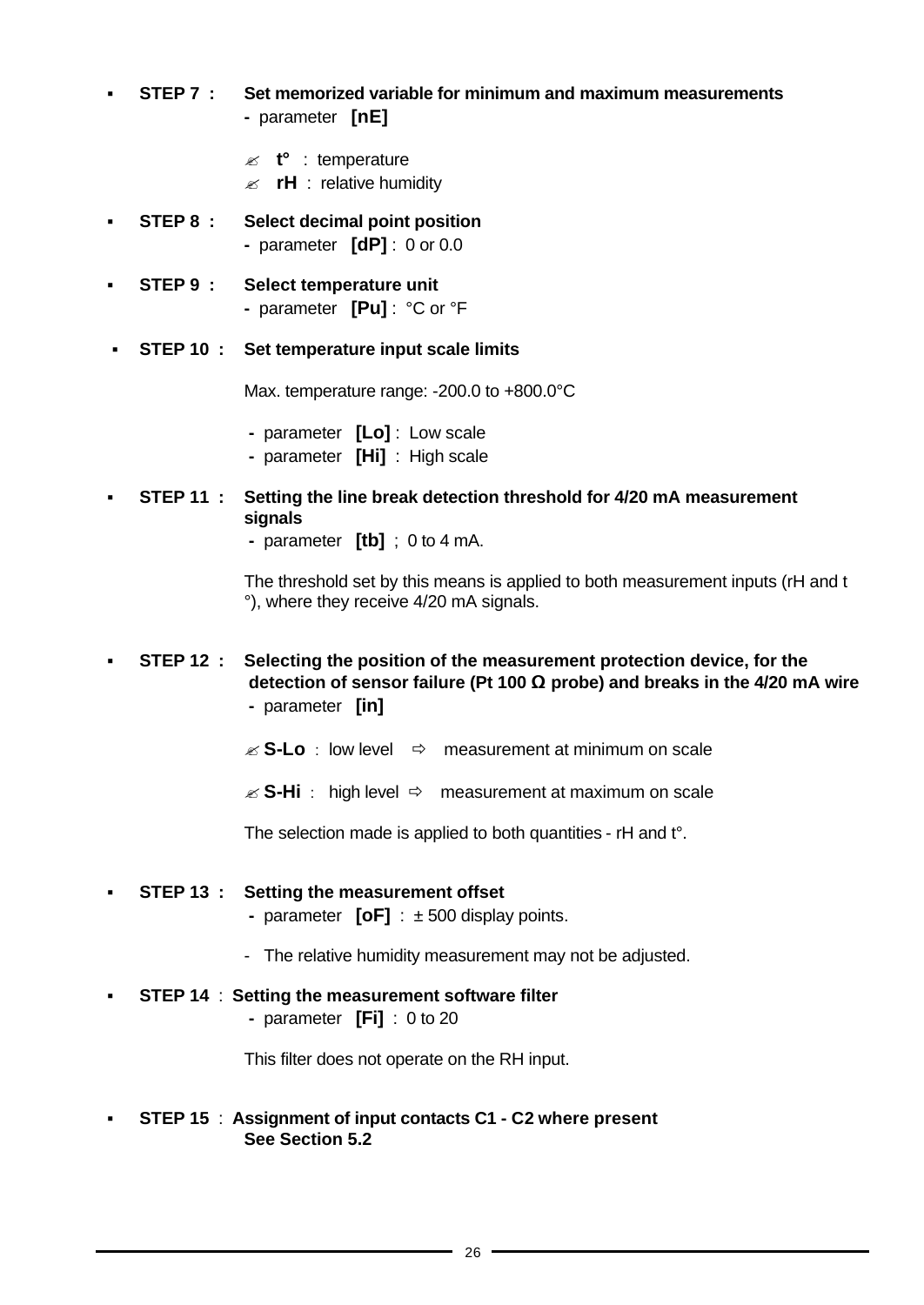- **STEP 7 : Set memorized variable for minimum and maximum measurements**
  - parameter **[nE]**

  ✍ **t°** : temperature
  ✍ **rH** : relative humidity

- **STEP 8 : Select decimal point position**
  - parameter **[dP]** : 0 or 0.0

- **STEP 9 : Select temperature unit**
  - parameter **[Pu]** : °C or °F

- **STEP 10 : Set temperature input scale limits**

  Max. temperature range: -200.0 to +800.0°C

  - parameter **[Lo]** : Low scale
  - parameter **[Hi]** : High scale

- **STEP 11 : Setting the line break detection threshold for 4/20 mA measurement signals**
  - parameter **[tb]** ; 0 to 4 mA.

  The threshold set by this means is applied to both measurement inputs (rH and t °), where they receive 4/20 mA signals.

- **STEP 12 : Selecting the position of the measurement protection device, for the detection of sensor failure (Pt 100 Ω probe) and breaks in the 4/20 mA wire**
  - parameter **[in]**

  ✍ **S-Lo** : low level ⇨ measurement at minimum on scale

  ✍ **S-Hi** : high level ⇨ measurement at maximum on scale

  The selection made is applied to both quantities - rH and t°.

- **STEP 13 : Setting the measurement offset**
  - parameter **[oF]** : ± 500 display points.

  - The relative humidity measurement may not be adjusted.

- **STEP 14** : **Setting the measurement software filter**
  - parameter **[Fi]** : 0 to 20

  This filter does not operate on the RH input.

- **STEP 15** : **Assignment of input contacts C1 - C2 where present**
  **See Section 5.2**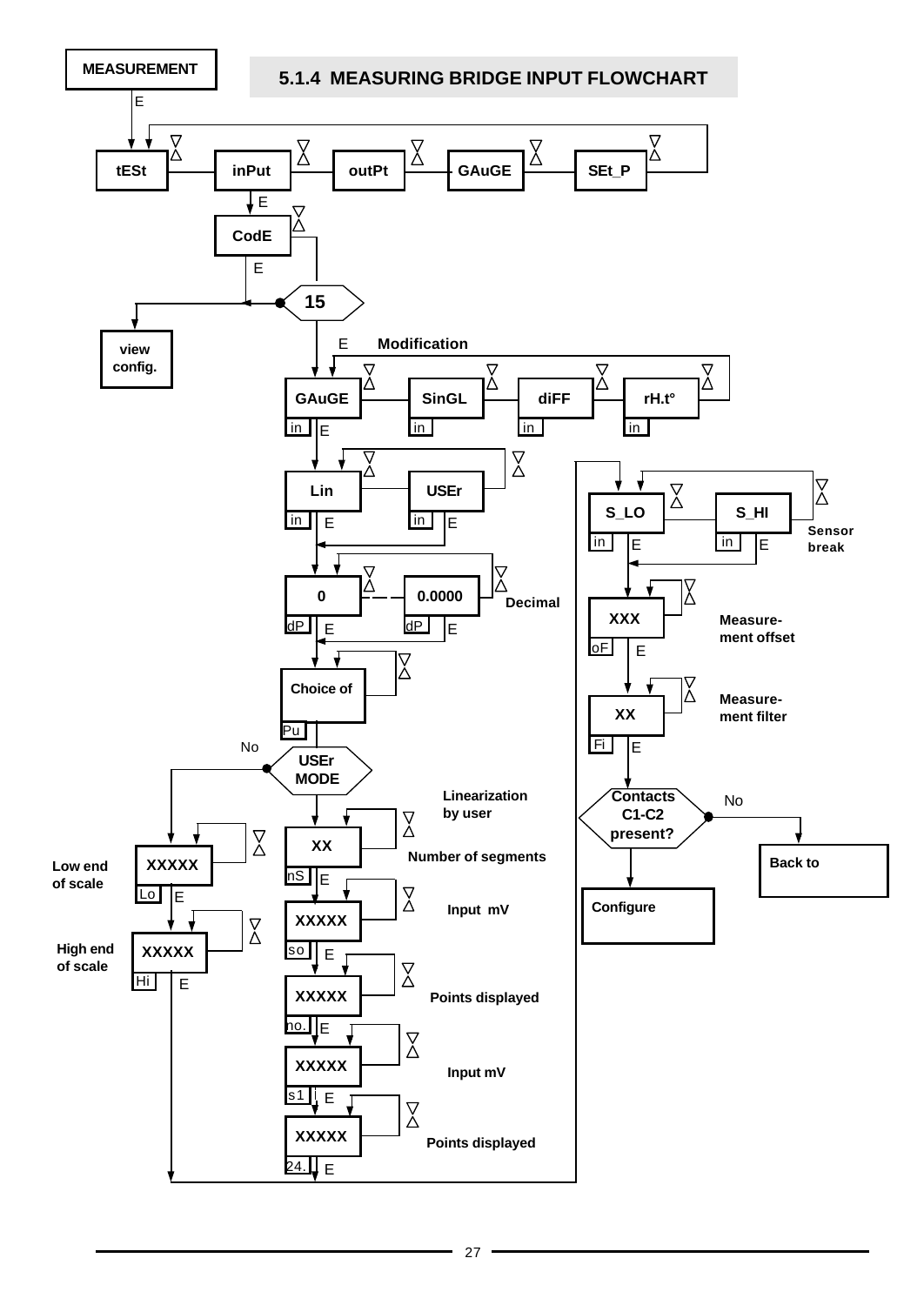MEASUREMENT

## 5.1.4 MEASURING BRIDGE INPUT FLOWCHART

E

tESt — inPut — outPt — GAuGE — SEt_P

E

CodE

E

15

view config.

E Modification

GAuGE (in) — SinGL (in) — diFF (in) — rH.t° (in)

E

Lin (in) — USEr (in)

E E

0 (dP) — 0.0000 (dP) Decimal

E E

Choice of (Pu)

No

USEr MODE

Linearization by user

XX (nS) Number of segments

E

XXXXX (so) Input mV

E

XXXXX (no.) Points displayed

E

XXXXX (s1) Input mV

E

XXXXX (24.) Points displayed

E

Low end of scale XXXXX (Lo)

E

High end of scale XXXXX (Hi)

E

S_LO (in) — S_HI (in) Sensor break

E E

XXX (oF) Measurement offset

E

XX (Fi) Measurement filter

E

Contacts C1-C2 present?

No

Back to

Configure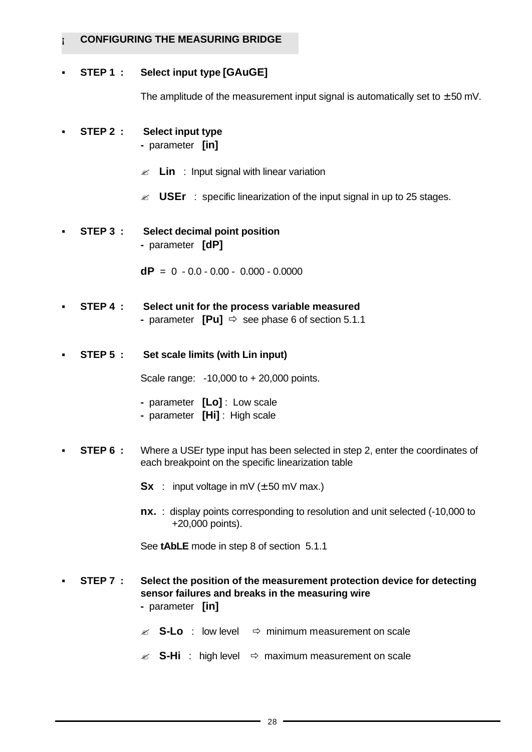## CONFIGURING THE MEASURING BRIDGE

- **STEP 1 : Select input type [GAuGE]**

  The amplitude of the measurement input signal is automatically set to ± 50 mV.

- **STEP 2 : Select input type**
  - parameter **[in]**

  - **Lin** : Input signal with linear variation
  - **USEr** : specific linearization of the input signal in up to 25 stages.

- **STEP 3 : Select decimal point position**
  - parameter **[dP]**

  **dP** = 0 - 0.0 - 0.00 - 0.000 - 0.0000

- **STEP 4 : Select unit for the process variable measured**
  - parameter **[Pu]** ⇨ see phase 6 of section 5.1.1

- **STEP 5 : Set scale limits (with Lin input)**

  Scale range: -10,000 to + 20,000 points.

  - parameter **[Lo]** : Low scale
  - parameter **[Hi]** : High scale

- **STEP 6 :** Where a USEr type input has been selected in step 2, enter the coordinates of each breakpoint on the specific linearization table

  **Sx** : input voltage in mV (± 50 mV max.)

  **nx.** : display points corresponding to resolution and unit selected (-10,000 to +20,000 points).

  See **tAbLE** mode in step 8 of section 5.1.1

- **STEP 7 : Select the position of the measurement protection device for detecting sensor failures and breaks in the measuring wire**
  - parameter **[in]**

  - **S-Lo** : low level ⇨ minimum measurement on scale
  - **S-Hi** : high level ⇨ maximum measurement on scale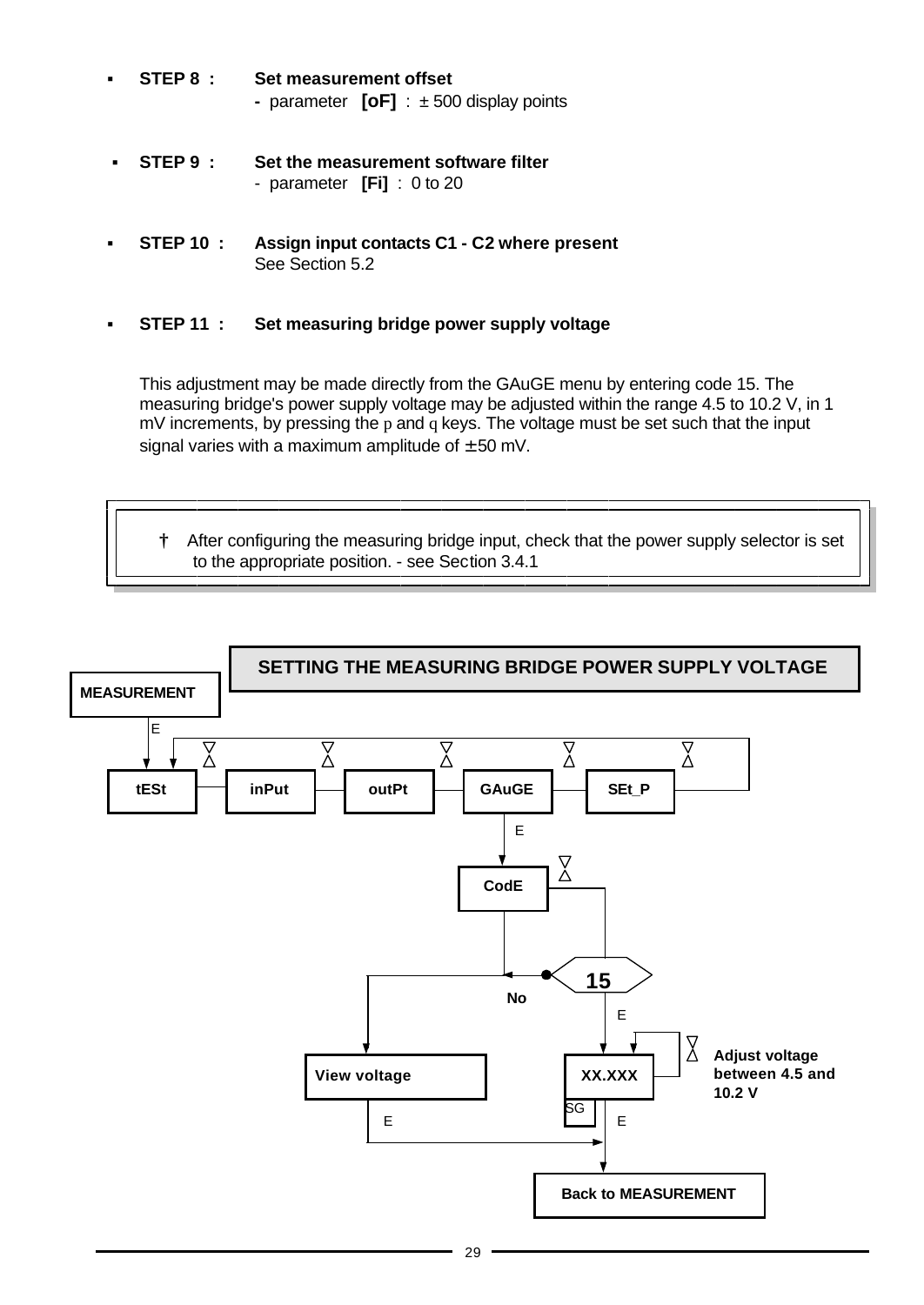- **STEP 8 :** **Set measurement offset**
  - parameter **[oF]** : ± 500 display points

- **STEP 9 :** **Set the measurement software filter**
  - parameter **[Fi]** : 0 to 20

- **STEP 10 :** **Assign input contacts C1 - C2 where present**
  See Section 5.2

- **STEP 11 :** **Set measuring bridge power supply voltage**

This adjustment may be made directly from the GAuGE menu by entering code 15. The measuring bridge's power supply voltage may be adjusted within the range 4.5 to 10.2 V, in 1 mV increments, by pressing the p and q keys. The voltage must be set such that the input signal varies with a maximum amplitude of ± 50 mV.

> † After configuring the measuring bridge input, check that the power supply selector is set to the appropriate position. - see Section 3.4.1

## SETTING THE MEASURING BRIDGE POWER SUPPLY VOLTAGE

MEASUREMENT

E

tESt — inPut — outPt — GAuGE — SEt_P

E

CodE

15

No

E

View voltage

XX.XXX

Adjust voltage between 4.5 and 10.2 V

SG

E

E

Back to MEASUREMENT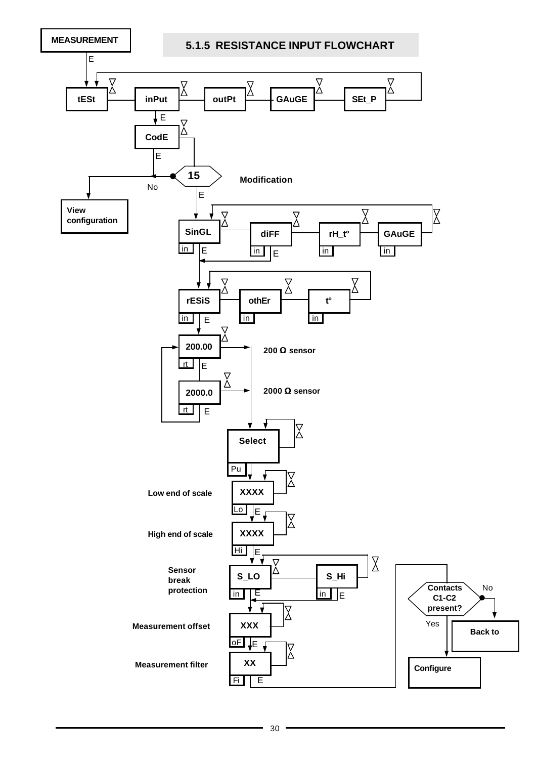## 5.1.5 RESISTANCE INPUT FLOWCHART

MEASUREMENT

E

tESt — inPut — outPt — GAuGE — SEt_P

E

CodE

E

15 — Modification

No — View configuration

E

SinGL (in) — diFF (in) — rH_t° (in) — GAuGE (in)

E

rESiS (in) — othEr (in) — t° (in)

E

200.00 (rt) — 200 Ω sensor

E

2000.0 (rt) — 2000 Ω sensor

E

Select (Pu)

Low end of scale — XXXX (Lo)

E

High end of scale — XXXX (Hi)

E

Sensor break protection — S_LO (in) — S_Hi (in)

E

Measurement offset — XXX (oF)

E

Measurement filter — XX (Fi)

E

Contacts C1-C2 present?

Yes — Configure

No — Back to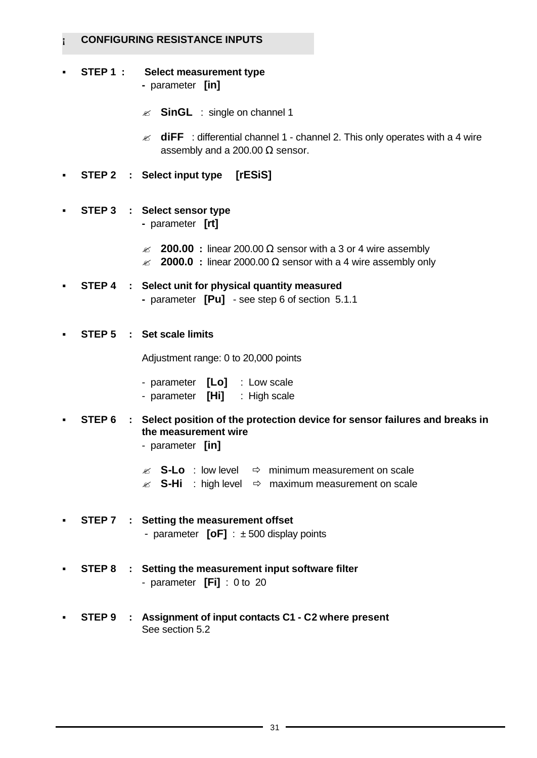## ¡ CONFIGURING RESISTANCE INPUTS

- **STEP 1 : Select measurement type**
  - parameter **[in]**

  - ✍ **SinGL** : single on channel 1
  - ✍ **diFF** : differential channel 1 - channel 2. This only operates with a 4 wire assembly and a 200.00 Ω sensor.

- **STEP 2 : Select input type [rESiS]**

- **STEP 3 : Select sensor type**
  - parameter **[rt]**

  - ✍ **200.00 :** linear 200.00 Ω sensor with a 3 or 4 wire assembly
  - ✍ **2000.0 :** linear 2000.00 Ω sensor with a 4 wire assembly only

- **STEP 4 : Select unit for physical quantity measured**
  - parameter **[Pu]** - see step 6 of section 5.1.1

- **STEP 5 : Set scale limits**

  Adjustment range: 0 to 20,000 points

  - parameter **[Lo]** : Low scale
  - parameter **[Hi]** : High scale

- **STEP 6 : Select position of the protection device for sensor failures and breaks in the measurement wire**
  - parameter **[in]**

  - ✍ **S-Lo** : low level ⇨ minimum measurement on scale
  - ✍ **S-Hi** : high level ⇨ maximum measurement on scale

- **STEP 7 : Setting the measurement offset**
  - parameter **[oF]** : ± 500 display points

- **STEP 8 : Setting the measurement input software filter**
  - parameter **[Fi]** : 0 to 20

- **STEP 9 : Assignment of input contacts C1 - C2 where present**

  See section 5.2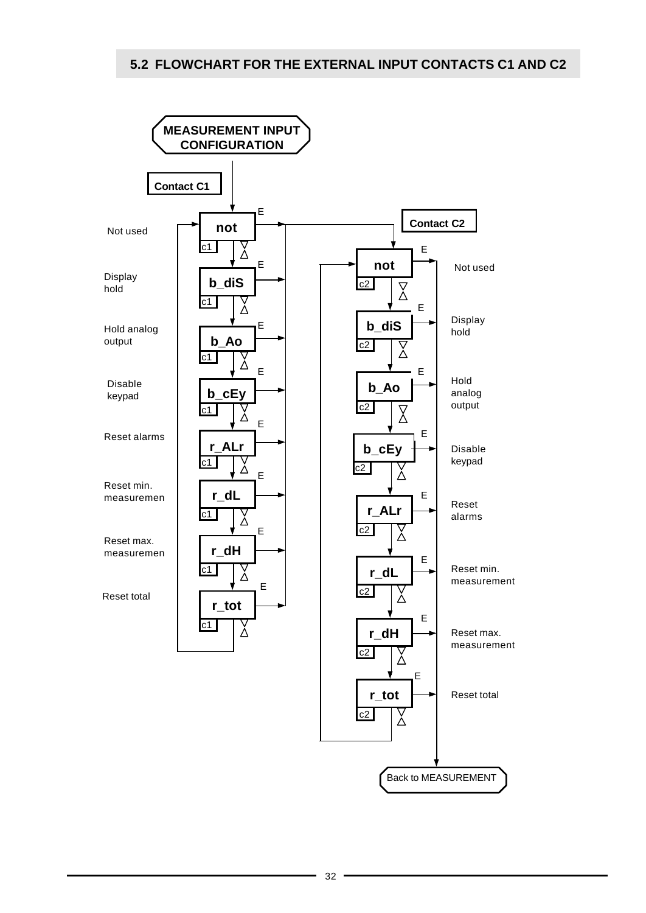## 5.2 FLOWCHART FOR THE EXTERNAL INPUT CONTACTS C1 AND C2

MEASUREMENT INPUT CONFIGURATION

**Contact C1**

| Display | Function |
|---|---|
| not | Not used |
| b_diS | Display hold |
| b_Ao | Hold analog output |
| b_cEy | Disable keypad |
| r_ALr | Reset alarms |
| r_dL | Reset min. measuremen |
| r_dH | Reset max. measuremen |
| r_tot | Reset total |

**Contact C2**

| Display | Function |
|---|---|
| not | Not used |
| b_diS | Display hold |
| b_Ao | Hold analog output |
| b_cEy | Disable keypad |
| r_ALr | Reset alarms |
| r_dL | Reset min. measurement |
| r_dH | Reset max. measurement |
| r_tot | Reset total |

Back to MEASUREMENT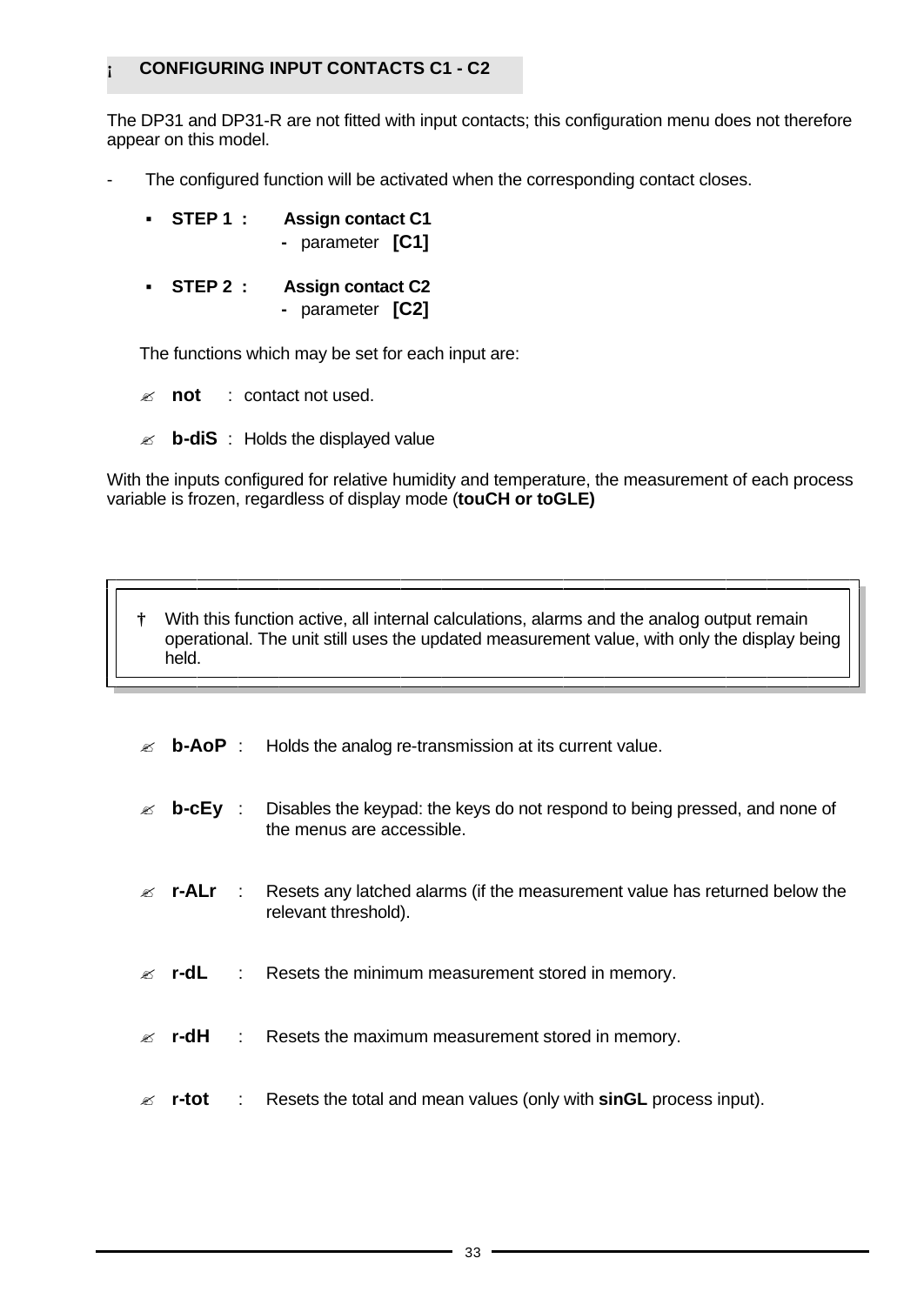## ¡ CONFIGURING INPUT CONTACTS C1 - C2

The DP31 and DP31-R are not fitted with input contacts; this configuration menu does not therefore appear on this model.

- The configured function will be activated when the corresponding contact closes.

- **STEP 1 : Assign contact C1**
  - parameter **[C1]**

- **STEP 2 : Assign contact C2**
  - parameter **[C2]**

The functions which may be set for each input are:

- **not** : contact not used.

- **b-diS** : Holds the displayed value

With the inputs configured for relative humidity and temperature, the measurement of each process variable is frozen, regardless of display mode (**touCH or toGLE)**

> † With this function active, all internal calculations, alarms and the analog output remain operational. The unit still uses the updated measurement value, with only the display being held.

- **b-AoP** : Holds the analog re-transmission at its current value.

- **b-cEy** : Disables the keypad: the keys do not respond to being pressed, and none of the menus are accessible.

- **r-ALr** : Resets any latched alarms (if the measurement value has returned below the relevant threshold).

- **r-dL** : Resets the minimum measurement stored in memory.

- **r-dH** : Resets the maximum measurement stored in memory.

- **r-tot** : Resets the total and mean values (only with **sinGL** process input).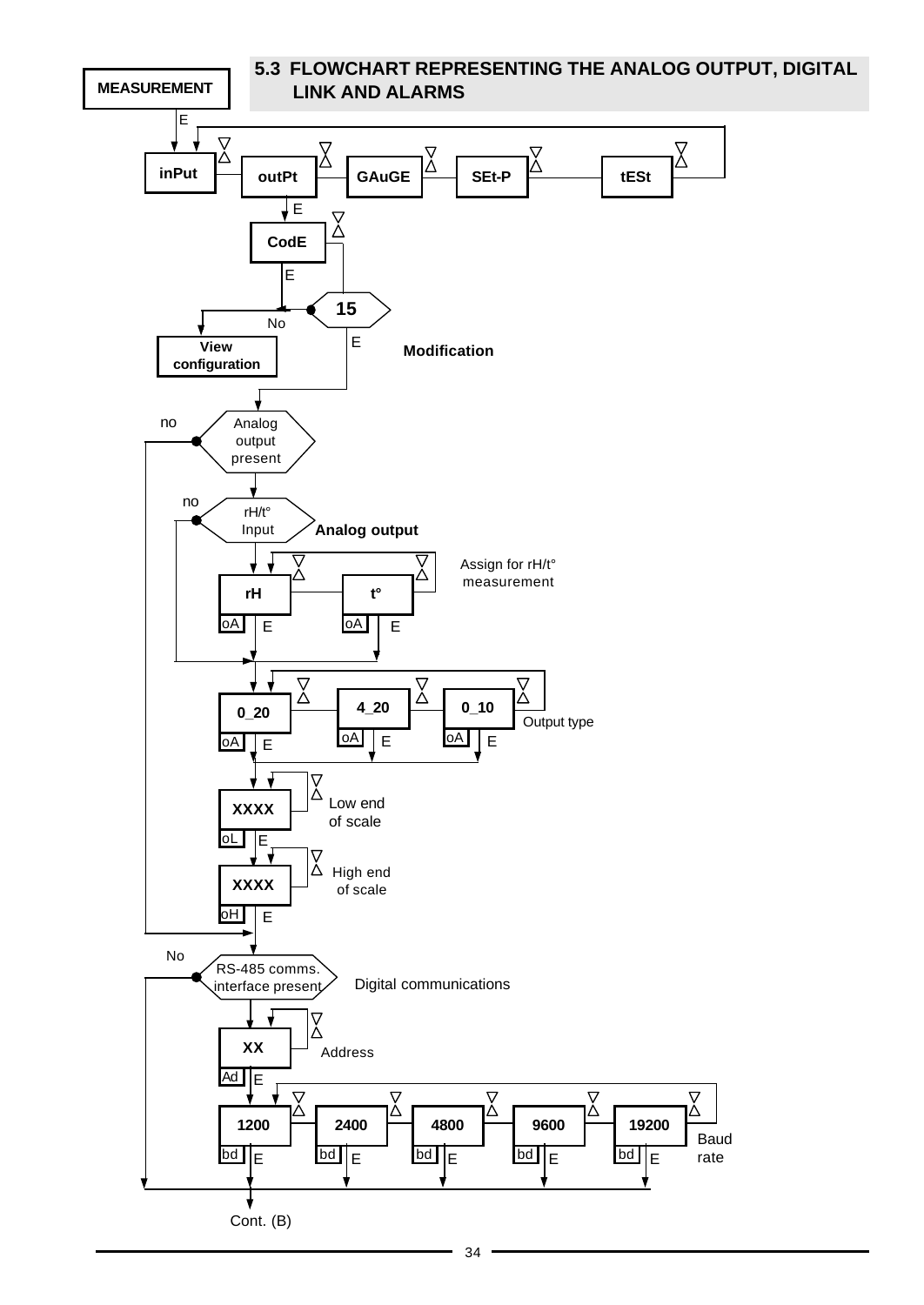## 5.3 FLOWCHART REPRESENTING THE ANALOG OUTPUT, DIGITAL LINK AND ALARMS

MEASUREMENT

E

inPut — outPt — GAuGE — SEt-P — tESt

E

CodE

E

15

No

View configuration

E

Modification

no

Analog output present

no

rH/t° Input

Analog output

Assign for rH/t° measurement

rH (oA) E — t° (oA) E

0_20 (oA) E — 4_20 (oA) E — 0_10 (oA) E

Output type

XXXX (oL) E — Low end of scale

XXXX (oH) E — High end of scale

No

RS-485 comms. interface present

Digital communications

XX (Ad) E — Address

1200 (bd) E — 2400 (bd) E — 4800 (bd) E — 9600 (bd) E — 19200 (bd) E

Baud rate

Cont. (B)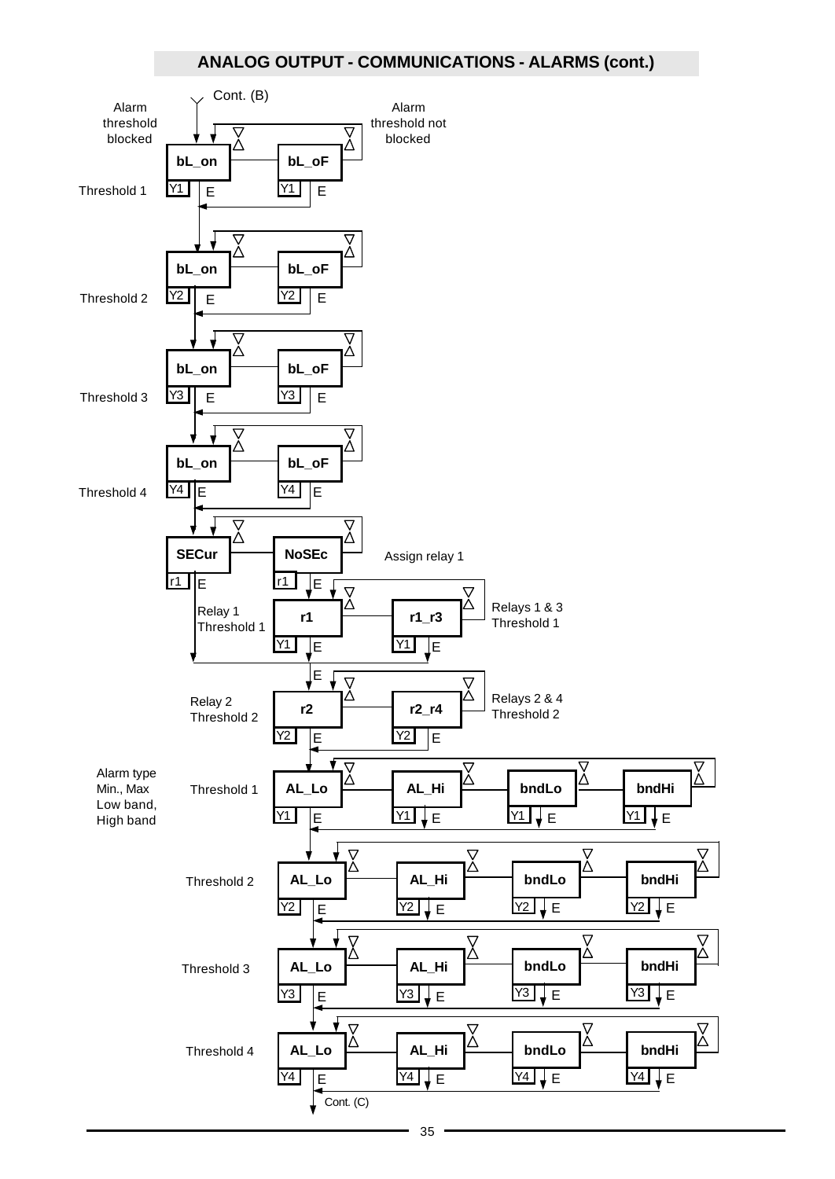## ANALOG OUTPUT - COMMUNICATIONS - ALARMS (cont.)

Cont. (B)

Alarm threshold blocked — Alarm threshold not blocked

| | | |
|---|---|---|
| Threshold 1 | bL_on (Y1) E | bL_oF (Y1) E |
| Threshold 2 | bL_on (Y2) E | bL_oF (Y2) E |
| Threshold 3 | bL_on (Y3) E | bL_oF (Y3) E |
| Threshold 4 | bL_on (Y4) E | bL_oF (Y4) E |

Assign relay 1

| | |
|---|---|
| SECur (r1) E | NoSEc (r1) E |

| | | |
|---|---|---|
| Relay 1 Threshold 1 | r1 (Y1) E | r1_r3 (Y1) E — Relays 1 & 3 Threshold 1 |
| Relay 2 Threshold 2 | r2 (Y2) E | r2_r4 (Y2) E — Relays 2 & 4 Threshold 2 |

Alarm type Min., Max Low band, High band

| | | | | |
|---|---|---|---|---|
| Threshold 1 | AL_Lo (Y1) E | AL_Hi (Y1) E | bndLo (Y1) E | bndHi (Y1) E |
| Threshold 2 | AL_Lo (Y2) E | AL_Hi (Y2) E | bndLo (Y2) E | bndHi (Y2) E |
| Threshold 3 | AL_Lo (Y3) E | AL_Hi (Y3) E | bndLo (Y3) E | bndHi (Y3) E |
| Threshold 4 | AL_Lo (Y4) E | AL_Hi (Y4) E | bndLo (Y4) E | bndHi (Y4) E |

Cont. (C)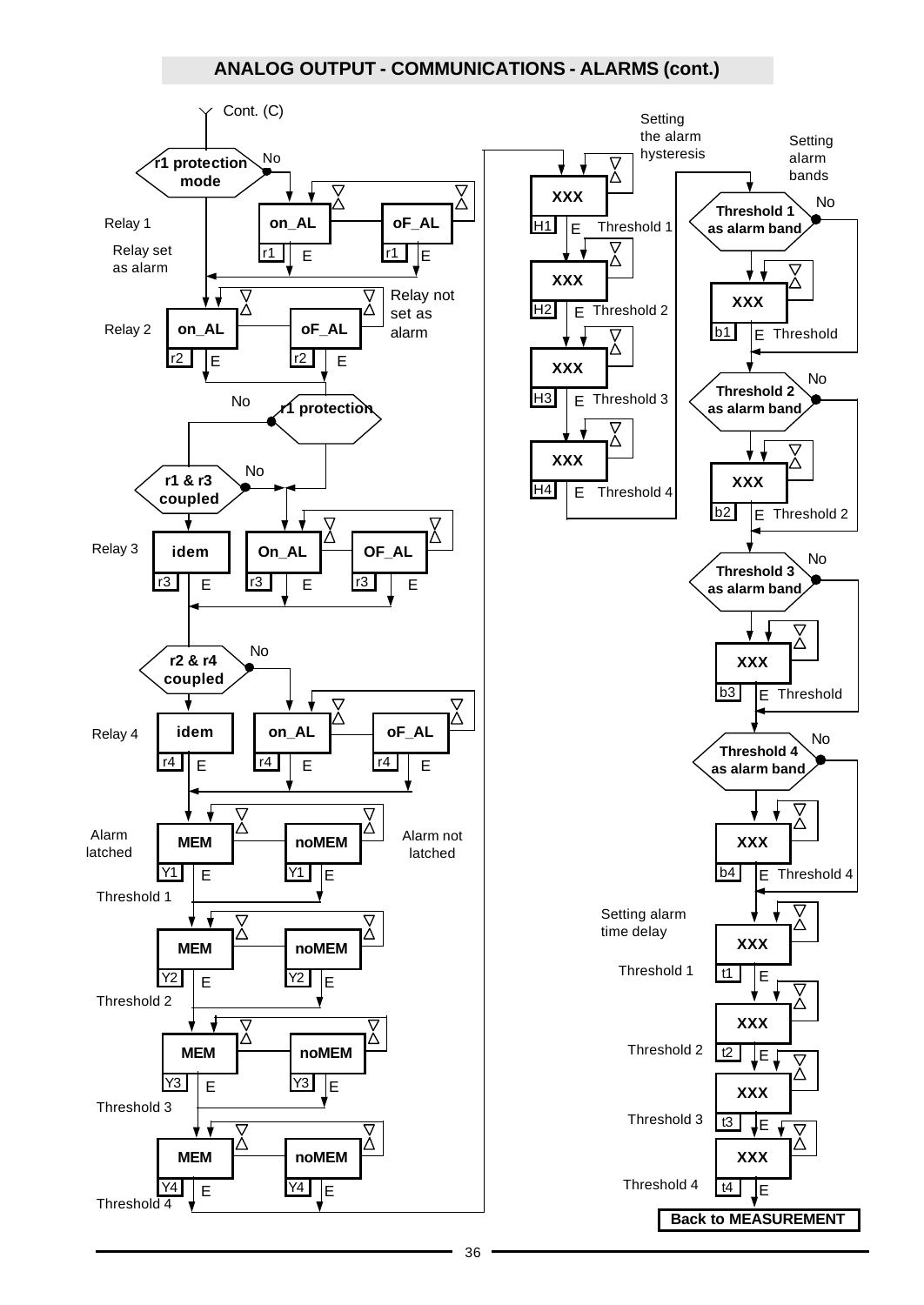## ANALOG OUTPUT - COMMUNICATIONS - ALARMS (cont.)

Cont. (C)

**r1 protection mode** — No

Relay 1

Relay set as alarm

| Relay 1 | on_AL (r1) | oF_AL (r1) |
|---|---|---|

Relay not set as alarm

| Relay 2 | on_AL (r2) | oF_AL (r2) |
|---|---|---|

**r1 protection** — No

**r1 & r3 coupled** — No

| Relay 3 | idem (r3) | On_AL (r3) | OF_AL (r3) |
|---|---|---|---|

**r2 & r4 coupled** — No

| Relay 4 | idem (r4) | on_AL (r4) | oF_AL (r4) |
|---|---|---|---|

Alarm latched — Alarm not latched

| Threshold | Alarm latched | Alarm not latched |
|---|---|---|
| Threshold 1 | MEM (Y1) | noMEM (Y1) |
| Threshold 2 | MEM (Y2) | noMEM (Y2) |
| Threshold 3 | MEM (Y3) | noMEM (Y3) |
| Threshold 4 | MEM (Y4) | noMEM (Y4) |

Setting the alarm hysteresis

| Code | Display | Description |
|---|---|---|
| H1 | XXX | Threshold 1 |
| H2 | XXX | Threshold 2 |
| H3 | XXX | Threshold 3 |
| H4 | XXX | Threshold 4 |

Setting alarm bands

**Threshold 1 as alarm band** — No

| b1 | XXX | Threshold |
|---|---|---|

**Threshold 2 as alarm band** — No

| b2 | XXX | Threshold 2 |
|---|---|---|

**Threshold 3 as alarm band** — No

| b3 | XXX | Threshold |
|---|---|---|

**Threshold 4 as alarm band** — No

| b4 | XXX | Threshold 4 |
|---|---|---|

Setting alarm time delay

| Code | Display | Description |
|---|---|---|
| t1 | XXX | Threshold 1 |
| t2 | XXX | Threshold 2 |
| t3 | XXX | Threshold 3 |
| t4 | XXX | Threshold 4 |

**Back to MEASUREMENT**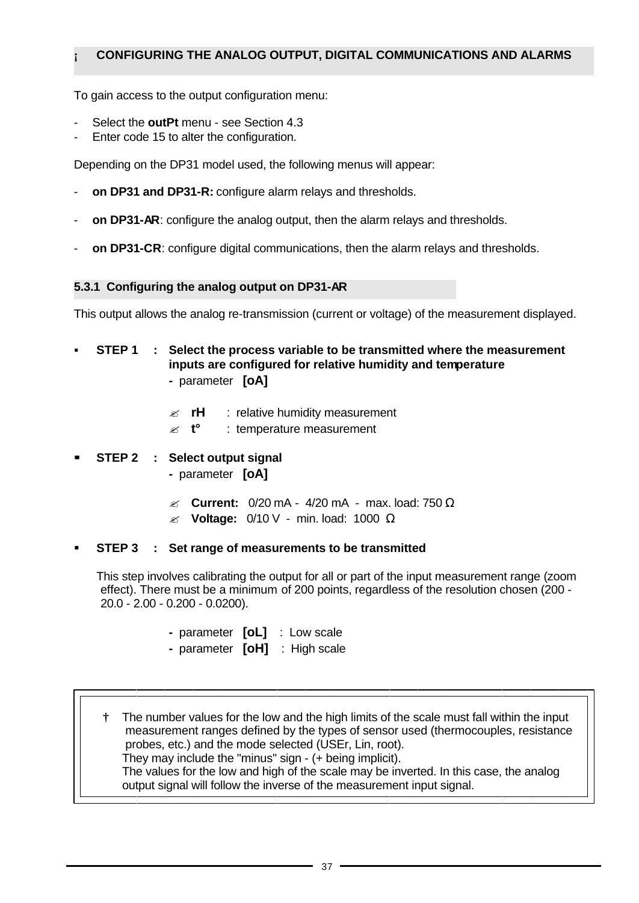## ¡ CONFIGURING THE ANALOG OUTPUT, DIGITAL COMMUNICATIONS AND ALARMS

To gain access to the output configuration menu:

- Select the **outPt** menu - see Section 4.3
- Enter code 15 to alter the configuration.

Depending on the DP31 model used, the following menus will appear:

- **on DP31 and DP31-R:** configure alarm relays and thresholds.
- **on DP31-AR**: configure the analog output, then the alarm relays and thresholds.
- **on DP31-CR**: configure digital communications, then the alarm relays and thresholds.

### 5.3.1 Configuring the analog output on DP31-AR

This output allows the analog re-transmission (current or voltage) of the measurement displayed.

- **STEP 1 : Select the process variable to be transmitted where the measurement inputs are configured for relative humidity and temperature**
  - parameter **[oA]**
    - ✍ **rH** : relative humidity measurement
    - ✍ **t°** : temperature measurement

- **STEP 2 : Select output signal**
  - parameter **[oA]**
    - ✍ **Current:** 0/20 mA - 4/20 mA - max. load: 750 Ω
    - ✍ **Voltage:** 0/10 V - min. load: 1000 Ω

- **STEP 3 : Set range of measurements to be transmitted**

  This step involves calibrating the output for all or part of the input measurement range (zoom effect). There must be a minimum of 200 points, regardless of the resolution chosen (200 - 20.0 - 2.00 - 0.200 - 0.0200).

  - parameter **[oL]** : Low scale
  - parameter **[oH]** : High scale

> † The number values for the low and the high limits of the scale must fall within the input measurement ranges defined by the types of sensor used (thermocouples, resistance probes, etc.) and the mode selected (USEr, Lin, root).
> They may include the "minus" sign - (+ being implicit).
> The values for the low and high of the scale may be inverted. In this case, the analog output signal will follow the inverse of the measurement input signal.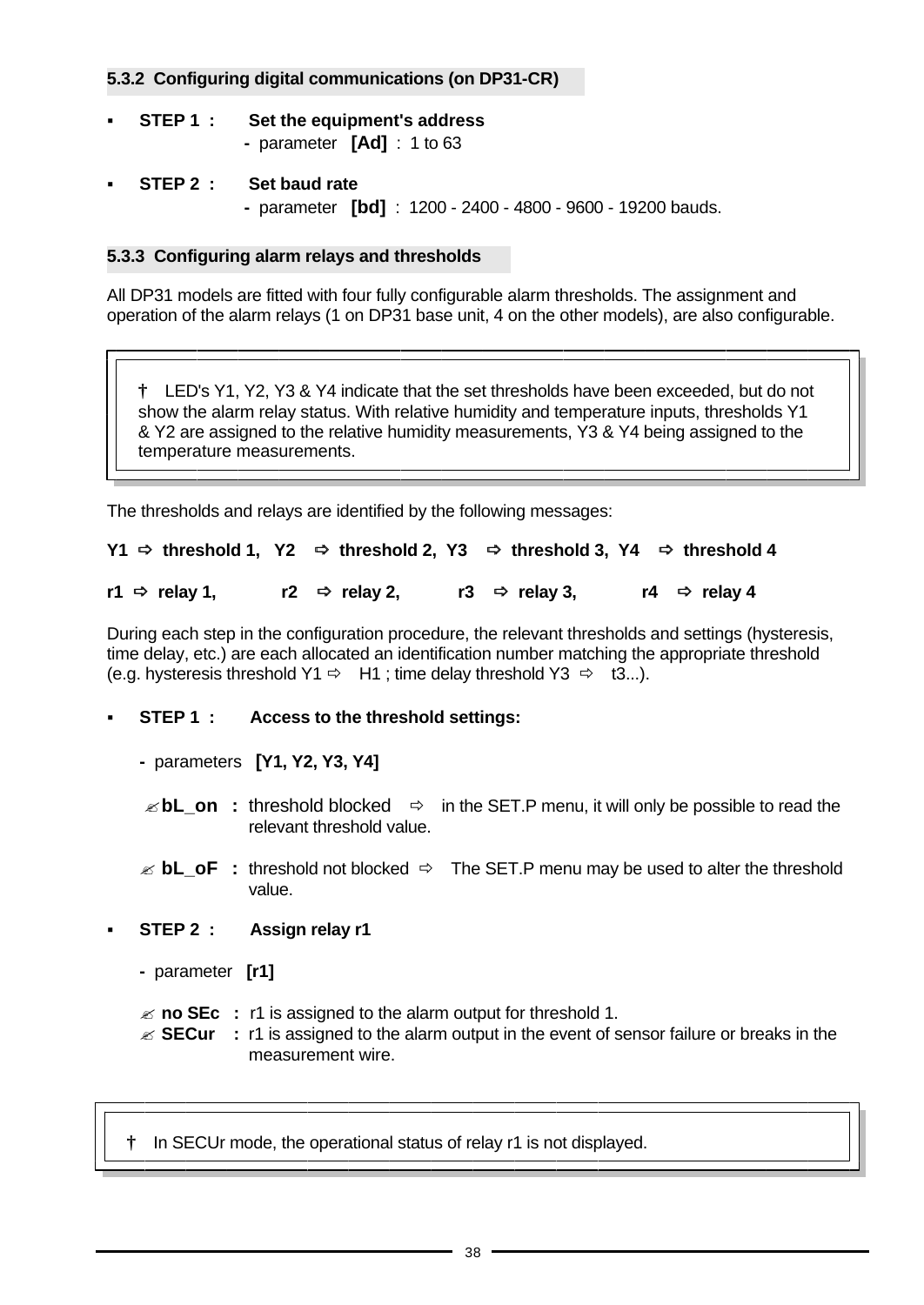### 5.3.2 Configuring digital communications (on DP31-CR)

- **STEP 1 : Set the equipment's address**
  - parameter **[Ad]** : 1 to 63

- **STEP 2 : Set baud rate**
  - parameter **[bd]** : 1200 - 2400 - 4800 - 9600 - 19200 bauds.

### 5.3.3 Configuring alarm relays and thresholds

All DP31 models are fitted with four fully configurable alarm thresholds. The assignment and operation of the alarm relays (1 on DP31 base unit, 4 on the other models), are also configurable.

> † LED's Y1, Y2, Y3 & Y4 indicate that the set thresholds have been exceeded, but do not show the alarm relay status. With relative humidity and temperature inputs, thresholds Y1 & Y2 are assigned to the relative humidity measurements, Y3 & Y4 being assigned to the temperature measurements.

The thresholds and relays are identified by the following messages:

**Y1 ⇨ threshold 1, Y2 ⇨ threshold 2, Y3 ⇨ threshold 3, Y4 ⇨ threshold 4**

**r1 ⇨ relay 1, r2 ⇨ relay 2, r3 ⇨ relay 3, r4 ⇨ relay 4**

During each step in the configuration procedure, the relevant thresholds and settings (hysteresis, time delay, etc.) are each allocated an identification number matching the appropriate threshold (e.g. hysteresis threshold Y1 ⇨ H1 ; time delay threshold Y3 ⇨ t3...).

- **STEP 1 : Access to the threshold settings:**
  - parameters **[Y1, Y2, Y3, Y4]**

    ✍ **bL_on :** threshold blocked ⇨ in the SET.P menu, it will only be possible to read the relevant threshold value.

    ✍ **bL_oF :** threshold not blocked ⇨ The SET.P menu may be used to alter the threshold value.

- **STEP 2 : Assign relay r1**
  - parameter **[r1]**

    ✍ **no SEc :** r1 is assigned to the alarm output for threshold 1.
    ✍ **SECur :** r1 is assigned to the alarm output in the event of sensor failure or breaks in the measurement wire.

> † In SECUr mode, the operational status of relay r1 is not displayed.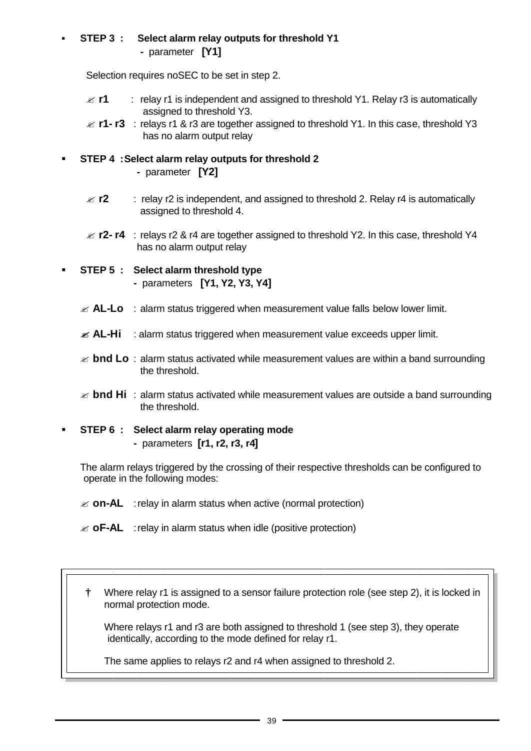- **STEP 3 : Select alarm relay outputs for threshold Y1**
  - parameter **[Y1]**

  Selection requires noSEC to be set in step 2.

  - ✍ **r1** : relay r1 is independent and assigned to threshold Y1. Relay r3 is automatically assigned to threshold Y3.
  - ✍ **r1- r3** : relays r1 & r3 are together assigned to threshold Y1. In this case, threshold Y3 has no alarm output relay

- **STEP 4 : Select alarm relay outputs for threshold 2**
  - parameter **[Y2]**

  - ✍ **r2** : relay r2 is independent, and assigned to threshold 2. Relay r4 is automatically assigned to threshold 4.
  - ✍ **r2- r4** : relays r2 & r4 are together assigned to threshold Y2. In this case, threshold Y4 has no alarm output relay

- **STEP 5 : Select alarm threshold type**
  - parameters **[Y1, Y2, Y3, Y4]**

  - ✍ **AL-Lo** : alarm status triggered when measurement value falls below lower limit.
  - ✍ **AL-Hi** : alarm status triggered when measurement value exceeds upper limit.
  - ✍ **bnd Lo** : alarm status activated while measurement values are within a band surrounding the threshold.
  - ✍ **bnd Hi** : alarm status activated while measurement values are outside a band surrounding the threshold.

- **STEP 6 : Select alarm relay operating mode**
  - parameters **[r1, r2, r3, r4]**

  The alarm relays triggered by the crossing of their respective thresholds can be configured to operate in the following modes:

  - ✍ **on-AL** : relay in alarm status when active (normal protection)
  - ✍ **oF-AL** : relay in alarm status when idle (positive protection)

> † Where relay r1 is assigned to a sensor failure protection role (see step 2), it is locked in normal protection mode.
>
> Where relays r1 and r3 are both assigned to threshold 1 (see step 3), they operate identically, according to the mode defined for relay r1.
>
> The same applies to relays r2 and r4 when assigned to threshold 2.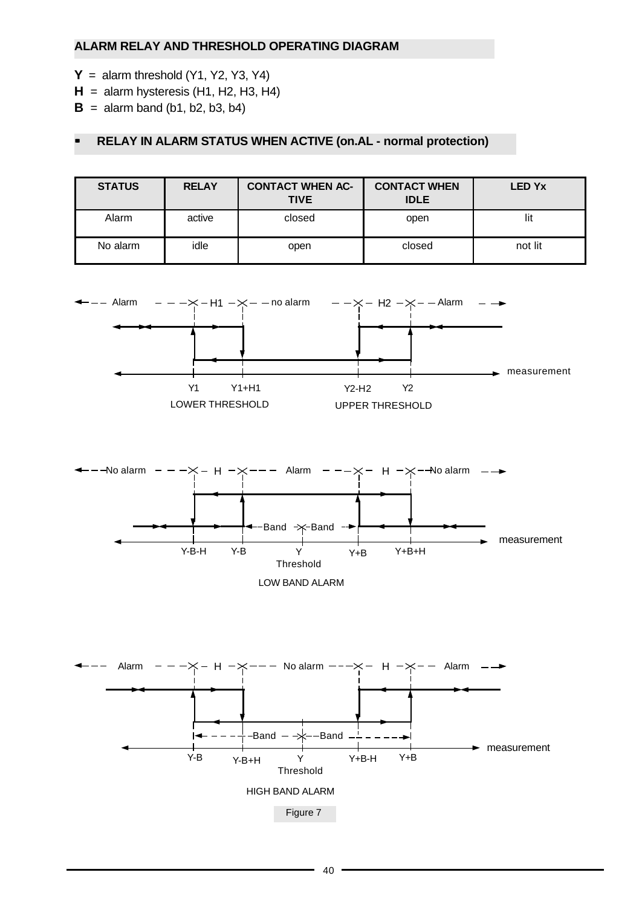## ALARM RELAY AND THRESHOLD OPERATING DIAGRAM

**Y** = alarm threshold (Y1, Y2, Y3, Y4)
**H** = alarm hysteresis (H1, H2, H3, H4)
**B** = alarm band (b1, b2, b3, b4)

### ▪ RELAY IN ALARM STATUS WHEN ACTIVE (on.AL - normal protection)

| STATUS | RELAY | CONTACT WHEN ACTIVE | CONTACT WHEN IDLE | LED Yx |
|---|---|---|---|---|
| Alarm | active | closed | open | lit |
| No alarm | idle | open | closed | not lit |

Alarm — H1 — no alarm — H2 — Alarm

measurement

Y1 Y1+H1 Y2-H2 Y2

LOWER THRESHOLD UPPER THRESHOLD

No alarm — H — Alarm — H — No alarm

Band Band

measurement

Y-B-H Y-B Y Y+B Y+B+H

Threshold

LOW BAND ALARM

Alarm — H — No alarm — H — Alarm

Band Band

measurement

Y-B Y-B+H Y Y+B-H Y+B

Threshold

HIGH BAND ALARM

Figure 7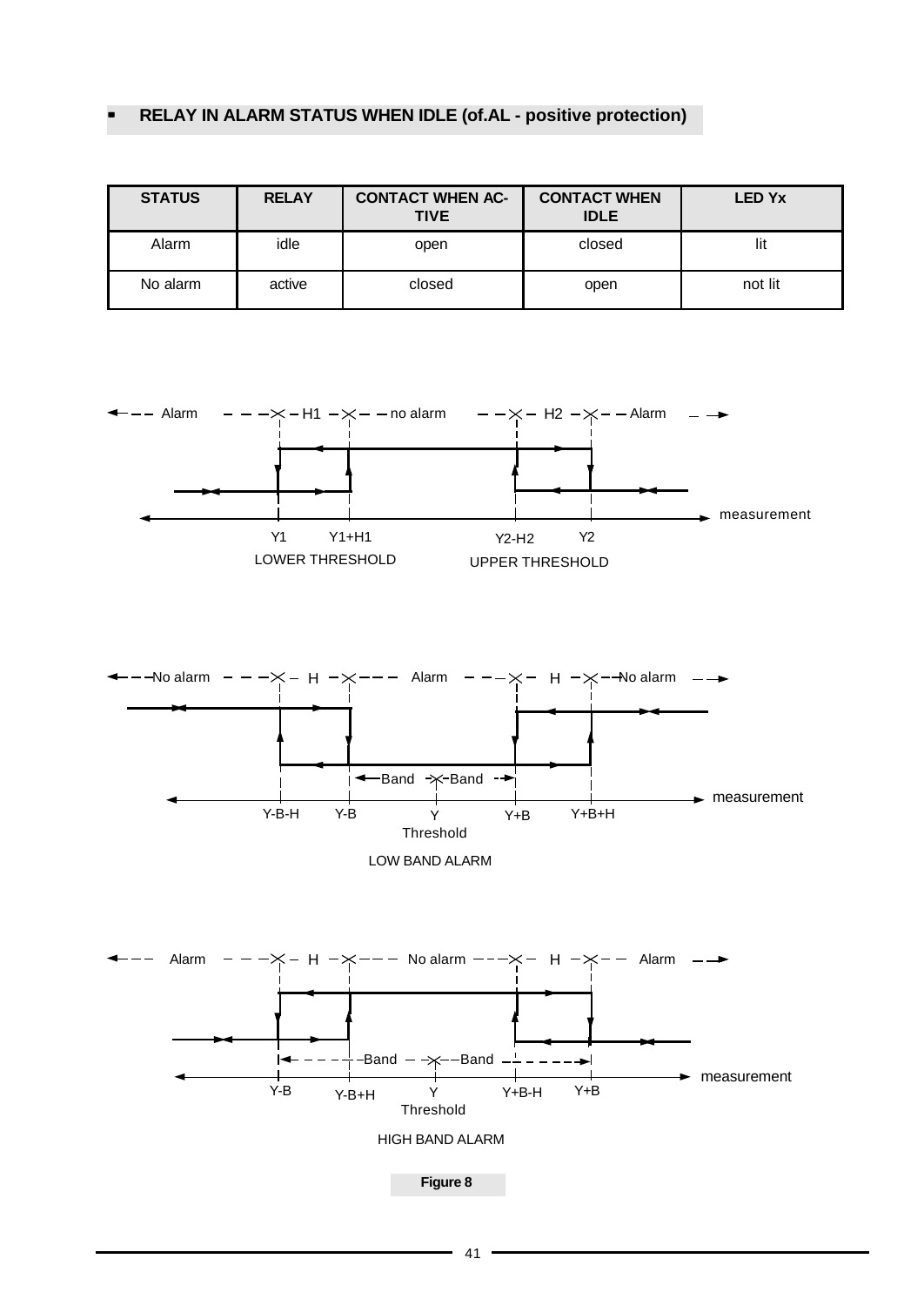- **RELAY IN ALARM STATUS WHEN IDLE (of.AL - positive protection)**

| STATUS | RELAY | CONTACT WHEN ACTIVE | CONTACT WHEN IDLE | LED Yx |
|---|---|---|---|---|
| Alarm | idle | open | closed | lit |
| No alarm | active | closed | open | not lit |

Alarm — H1 — no alarm — H2 — Alarm

measurement

Y1 Y1+H1 Y2-H2 Y2

LOWER THRESHOLD UPPER THRESHOLD

No alarm — H — Alarm — H — No alarm

Band Band

measurement

Y-B-H Y-B Y Y+B Y+B+H

Threshold

LOW BAND ALARM

Alarm — H — No alarm — H — Alarm

Band Band

measurement

Y-B Y-B+H Y Y+B-H Y+B

Threshold

HIGH BAND ALARM

**Figure 8**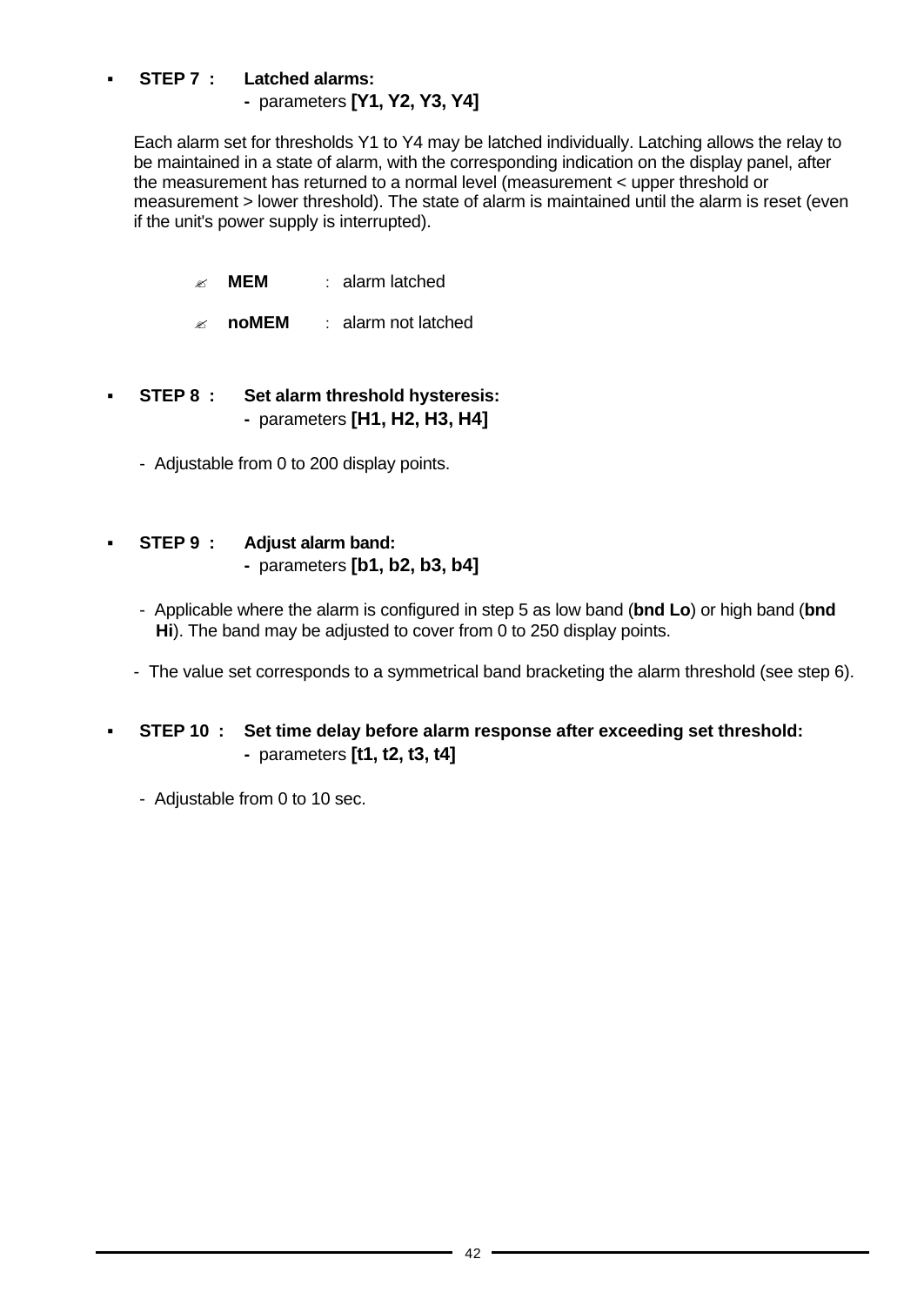- **STEP 7 : Latched alarms:**
  **-** parameters **[Y1, Y2, Y3, Y4]**

  Each alarm set for thresholds Y1 to Y4 may be latched individually. Latching allows the relay to be maintained in a state of alarm, with the corresponding indication on the display panel, after the measurement has returned to a normal level (measurement < upper threshold or measurement > lower threshold). The state of alarm is maintained until the alarm is reset (even if the unit's power supply is interrupted).

  - **MEM** : alarm latched
  - **noMEM** : alarm not latched

- **STEP 8 : Set alarm threshold hysteresis:**
  **-** parameters **[H1, H2, H3, H4]**

  - Adjustable from 0 to 200 display points.

- **STEP 9 : Adjust alarm band:**
  **-** parameters **[b1, b2, b3, b4]**

  - Applicable where the alarm is configured in step 5 as low band (**bnd Lo**) or high band (**bnd Hi**). The band may be adjusted to cover from 0 to 250 display points.
  - The value set corresponds to a symmetrical band bracketing the alarm threshold (see step 6).

- **STEP 10 : Set time delay before alarm response after exceeding set threshold:**
  **-** parameters **[t1, t2, t3, t4]**

  - Adjustable from 0 to 10 sec.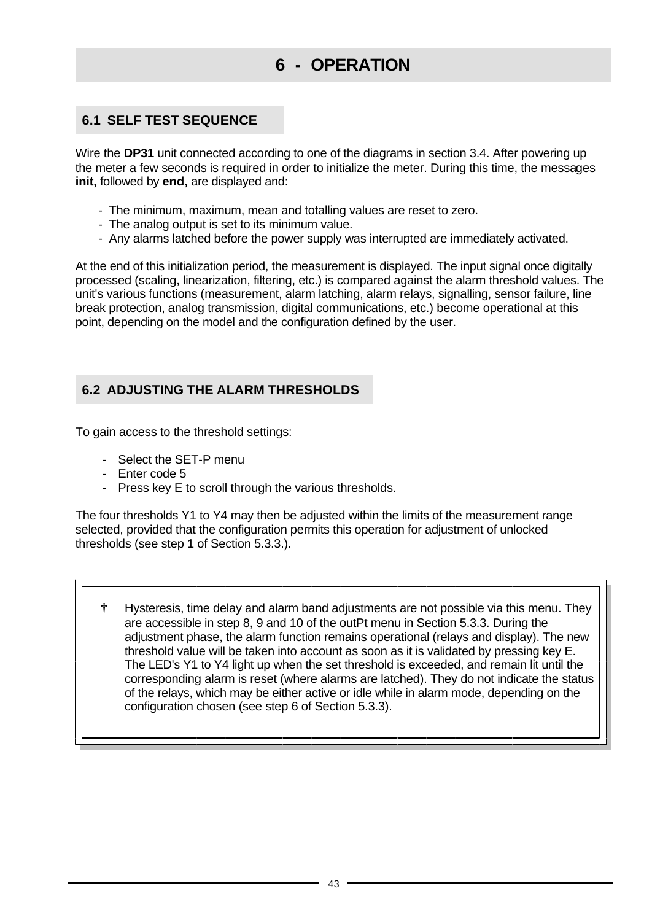# 6 - OPERATION

## 6.1 SELF TEST SEQUENCE

Wire the **DP31** unit connected according to one of the diagrams in section 3.4. After powering up the meter a few seconds is required in order to initialize the meter. During this time, the messages **init,** followed by **end,** are displayed and:

- The minimum, maximum, mean and totalling values are reset to zero.
- The analog output is set to its minimum value.
- Any alarms latched before the power supply was interrupted are immediately activated.

At the end of this initialization period, the measurement is displayed. The input signal once digitally processed (scaling, linearization, filtering, etc.) is compared against the alarm threshold values. The unit's various functions (measurement, alarm latching, alarm relays, signalling, sensor failure, line break protection, analog transmission, digital communications, etc.) become operational at this point, depending on the model and the configuration defined by the user.

## 6.2 ADJUSTING THE ALARM THRESHOLDS

To gain access to the threshold settings:

- Select the SET-P menu
- Enter code 5
- Press key E to scroll through the various thresholds.

The four thresholds Y1 to Y4 may then be adjusted within the limits of the measurement range selected, provided that the configuration permits this operation for adjustment of unlocked thresholds (see step 1 of Section 5.3.3.).

> † Hysteresis, time delay and alarm band adjustments are not possible via this menu. They are accessible in step 8, 9 and 10 of the outPt menu in Section 5.3.3. During the adjustment phase, the alarm function remains operational (relays and display). The new threshold value will be taken into account as soon as it is validated by pressing key E. The LED's Y1 to Y4 light up when the set threshold is exceeded, and remain lit until the corresponding alarm is reset (where alarms are latched). They do not indicate the status of the relays, which may be either active or idle while in alarm mode, depending on the configuration chosen (see step 6 of Section 5.3.3).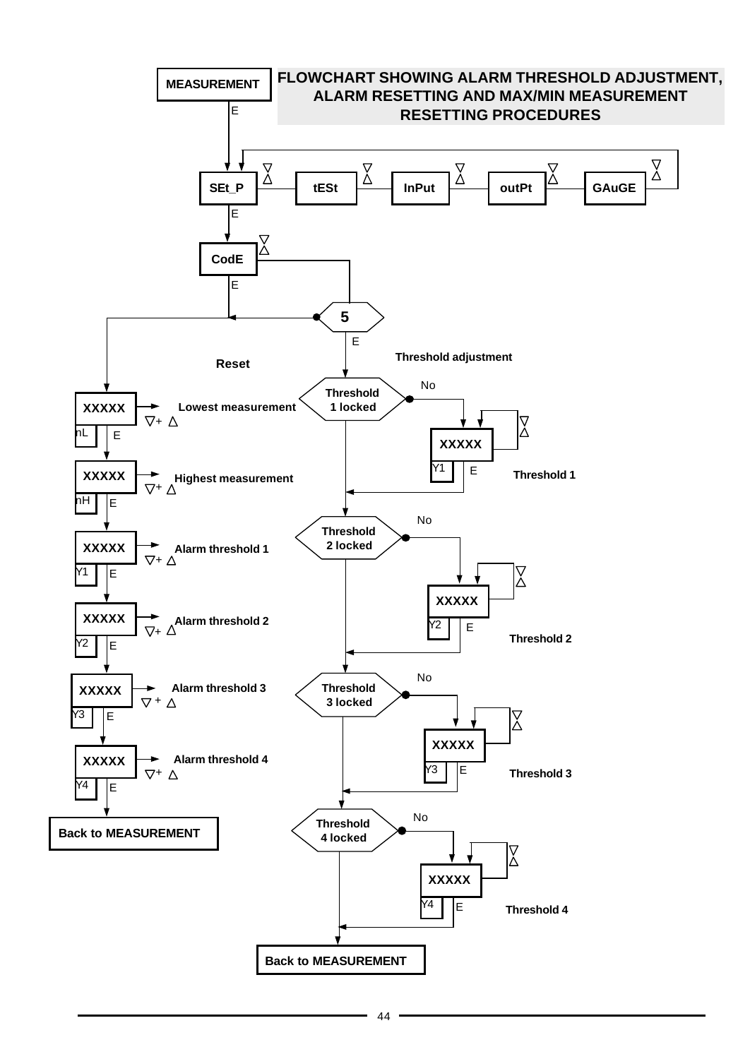# FLOWCHART SHOWING ALARM THRESHOLD ADJUSTMENT, ALARM RESETTING AND MAX/MIN MEASUREMENT RESETTING PROCEDURES

MEASUREMENT

E

SEt_P — tESt — InPut — outPt — GAuGE

E

CodE

E

5

E

**Reset**

XXXXX → Lowest measurement ▽+ △
nL E

XXXXX → Highest measurement ▽+ △
nH E

XXXXX → Alarm threshold 1 ▽+ △
Y1 E

XXXXX → Alarm threshold 2 ▽+ △
Y2 E

XXXXX → Alarm threshold 3 ▽+ △
Y3 E

XXXXX → Alarm threshold 4 ▽+ △
Y4 E

Back to MEASUREMENT

**Threshold adjustment**

Threshold 1 locked — No → XXXXX (Y1) ▽△ E — Threshold 1

Threshold 2 locked — No → XXXXX (Y2) ▽△ E — Threshold 2

Threshold 3 locked — No → XXXXX (Y3) ▽△ E — Threshold 3

Threshold 4 locked — No → XXXXX (Y4) ▽△ E — Threshold 4

Back to MEASUREMENT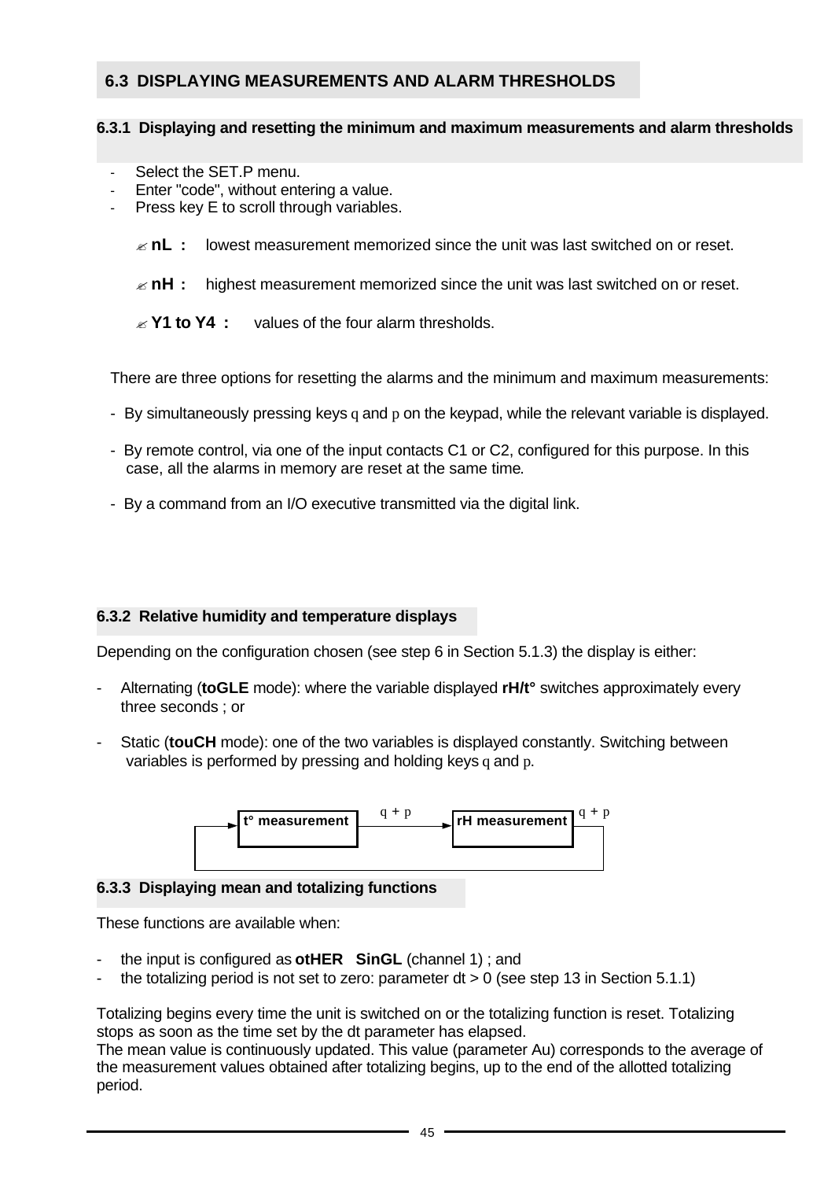## 6.3 DISPLAYING MEASUREMENTS AND ALARM THRESHOLDS

### 6.3.1 Displaying and resetting the minimum and maximum measurements and alarm thresholds

- Select the SET.P menu.
- Enter "code", without entering a value.
- Press key E to scroll through variables.

  - **nL :** lowest measurement memorized since the unit was last switched on or reset.
  - **nH :** highest measurement memorized since the unit was last switched on or reset.
  - **Y1 to Y4 :** values of the four alarm thresholds.

There are three options for resetting the alarms and the minimum and maximum measurements:

- By simultaneously pressing keys q and p on the keypad, while the relevant variable is displayed.
- By remote control, via one of the input contacts C1 or C2, configured for this purpose. In this case, all the alarms in memory are reset at the same time.
- By a command from an I/O executive transmitted via the digital link.

### 6.3.2 Relative humidity and temperature displays

Depending on the configuration chosen (see step 6 in Section 5.1.3) the display is either:

- Alternating (**toGLE** mode): where the variable displayed **rH/t°** switches approximately every three seconds ; or
- Static (**touCH** mode): one of the two variables is displayed constantly. Switching between variables is performed by pressing and holding keys q and p.

**t° measurement** → (q + p) → **rH measurement** → (q + p) → back to **t° measurement**

### 6.3.3 Displaying mean and totalizing functions

These functions are available when:

- the input is configured as **otHER SinGL** (channel 1) ; and
- the totalizing period is not set to zero: parameter dt > 0 (see step 13 in Section 5.1.1)

Totalizing begins every time the unit is switched on or the totalizing function is reset. Totalizing stops as soon as the time set by the dt parameter has elapsed.
The mean value is continuously updated. This value (parameter Au) corresponds to the average of the measurement values obtained after totalizing begins, up to the end of the allotted totalizing period.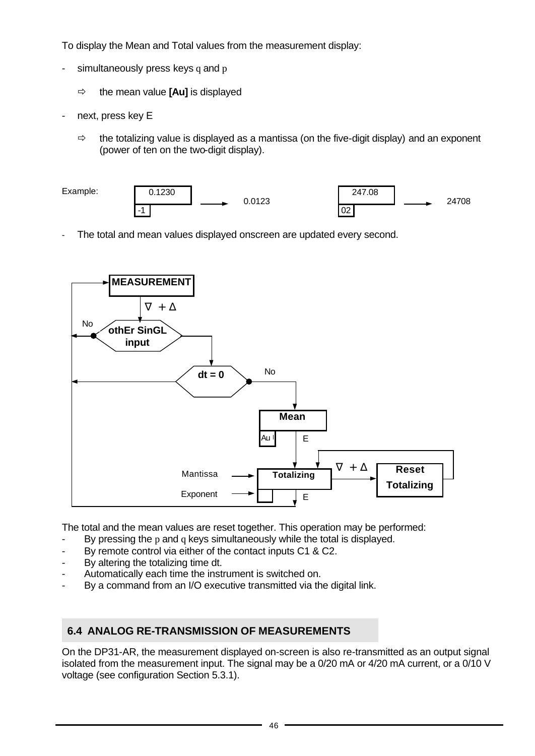To display the Mean and Total values from the measurement display:

- simultaneously press keys q and p
  - ⇨ the mean value **[Au]** is displayed
- next, press key E
  - ⇨ the totalizing value is displayed as a mantissa (on the five-digit display) and an exponent (power of ten on the two-digit display).

Example:

| Mantissa | Exponent | | Value |
|---|---|---|---|
| 0.1230 | -1 | → | 0.0123 |
| 247.08 | 02 | → | 24708 |

- The total and mean values displayed onscreen are updated every second.

MEASUREMENT

∇ + Δ

othEr SinGL input — No → MEASUREMENT

dt = 0 → MEASUREMENT; No → Mean

Mean (Au) — E → Totalizing

Mantissa → Totalizing; Exponent → Totalizing

Totalizing — ∇ + Δ → Reset Totalizing → Totalizing

Totalizing — E → MEASUREMENT

The total and the mean values are reset together. This operation may be performed:

- By pressing the p and q keys simultaneously while the total is displayed.
- By remote control via either of the contact inputs C1 & C2.
- By altering the totalizing time dt.
- Automatically each time the instrument is switched on.
- By a command from an I/O executive transmitted via the digital link.

## 6.4 ANALOG RE-TRANSMISSION OF MEASUREMENTS

On the DP31-AR, the measurement displayed on-screen is also re-transmitted as an output signal isolated from the measurement input. The signal may be a 0/20 mA or 4/20 mA current, or a 0/10 V voltage (see configuration Section 5.3.1).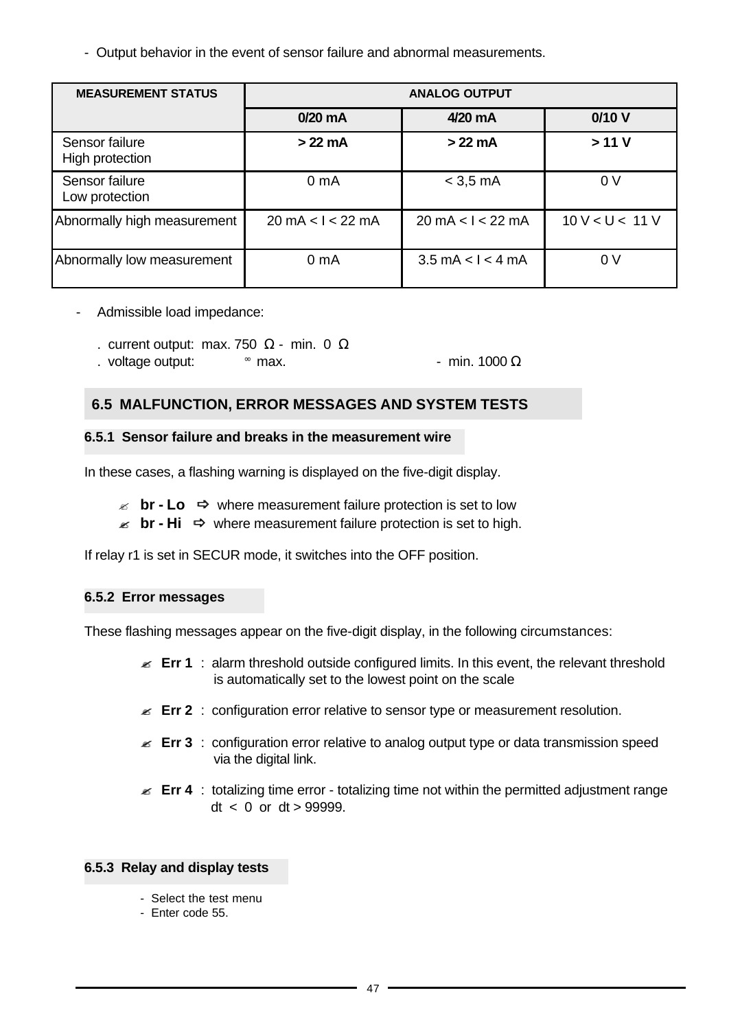- Output behavior in the event of sensor failure and abnormal measurements.

| MEASUREMENT STATUS | ANALOG OUTPUT | | |
|---|---|---|---|
| | **0/20 mA** | **4/20 mA** | **0/10 V** |
| Sensor failure High protection | **> 22 mA** | **> 22 mA** | **> 11 V** |
| Sensor failure Low protection | 0 mA | < 3,5 mA | 0 V |
| Abnormally high measurement | 20 mA < I < 22 mA | 20 mA < I < 22 mA | 10 V < U < 11 V |
| Abnormally low measurement | 0 mA | 3.5 mA < I < 4 mA | 0 V |

- Admissible load impedance:

  . current output: max. 750 Ω - min. 0 Ω
  . voltage output: ∞ max. - min. 1000 Ω

## 6.5 MALFUNCTION, ERROR MESSAGES AND SYSTEM TESTS

### 6.5.1 Sensor failure and breaks in the measurement wire

In these cases, a flashing warning is displayed on the five-digit display.

- **br - Lo** ⇨ where measurement failure protection is set to low
- **br - Hi** ⇨ where measurement failure protection is set to high.

If relay r1 is set in SECUR mode, it switches into the OFF position.

### 6.5.2 Error messages

These flashing messages appear on the five-digit display, in the following circumstances:

- **Err 1** : alarm threshold outside configured limits. In this event, the relevant threshold is automatically set to the lowest point on the scale
- **Err 2** : configuration error relative to sensor type or measurement resolution.
- **Err 3** : configuration error relative to analog output type or data transmission speed via the digital link.
- **Err 4** : totalizing time error - totalizing time not within the permitted adjustment range dt < 0 or dt > 99999.

### 6.5.3 Relay and display tests

- Select the test menu
- Enter code 55.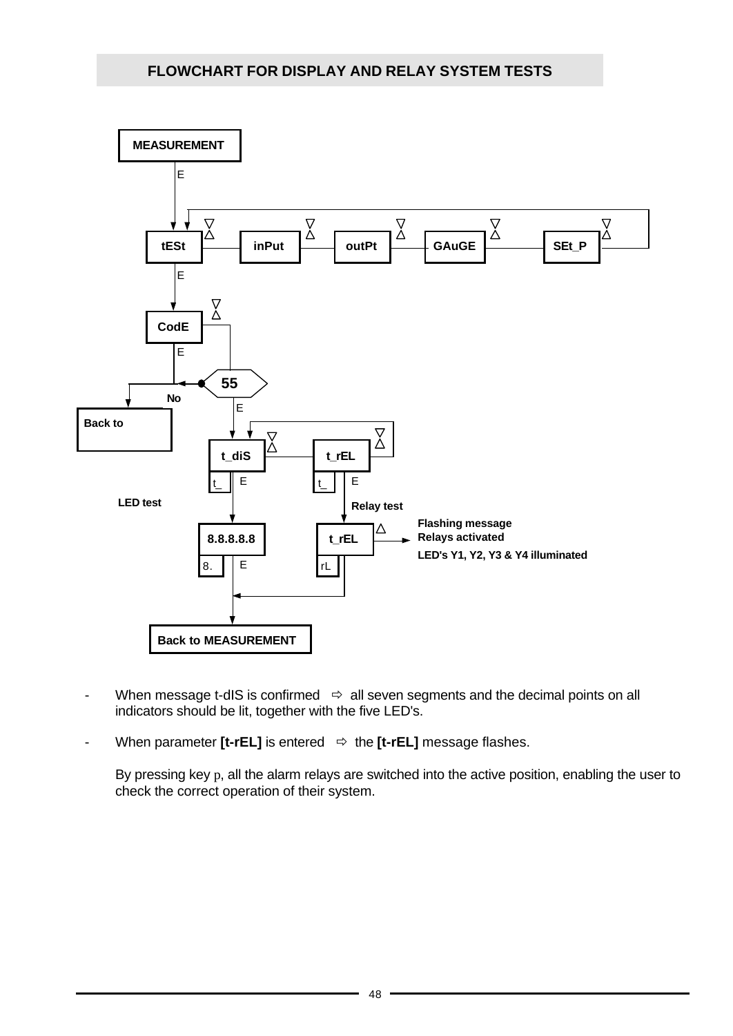## FLOWCHART FOR DISPLAY AND RELAY SYSTEM TESTS

MEASUREMENT

E

tESt — inPut — outPt — GAuGE — SEt_P

E

CodE

E

55

No

Back to

E

t_diS — t_rEL

t_ E t_ E

LED test

Relay test

8.8.8.8.8 t_rEL

Flashing message
Relays activated
LED's Y1, Y2, Y3 & Y4 illuminated

8. E rL

Back to MEASUREMENT

- When message t-dIS is confirmed ⇨ all seven segments and the decimal points on all indicators should be lit, together with the five LED's.

- When parameter **[t-rEL]** is entered ⇨ the **[t-rEL]** message flashes.

  By pressing key p, all the alarm relays are switched into the active position, enabling the user to check the correct operation of their system.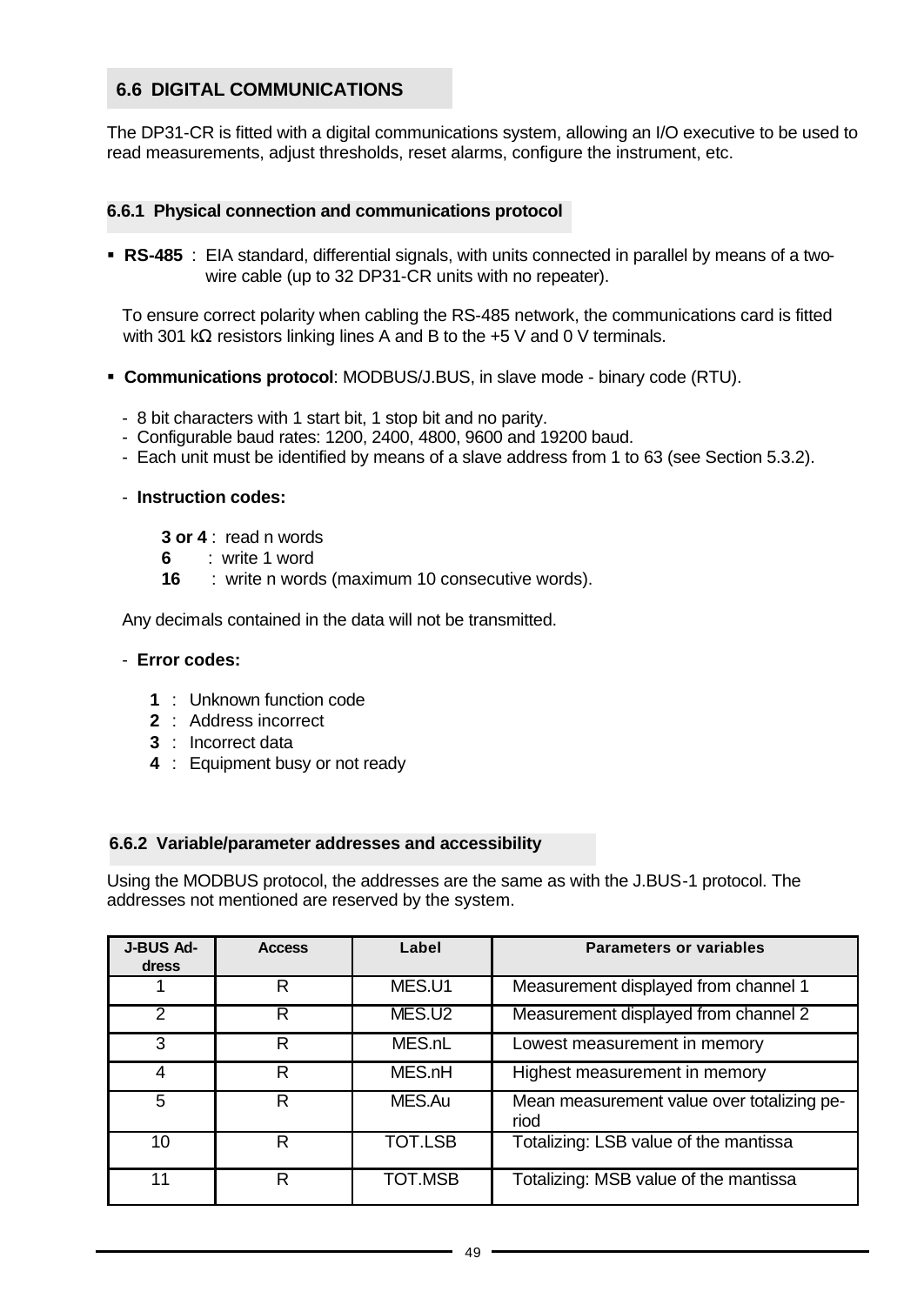## 6.6 DIGITAL COMMUNICATIONS

The DP31-CR is fitted with a digital communications system, allowing an I/O executive to be used to read measurements, adjust thresholds, reset alarms, configure the instrument, etc.

### 6.6.1 Physical connection and communications protocol

- **RS-485** : EIA standard, differential signals, with units connected in parallel by means of a two-wire cable (up to 32 DP31-CR units with no repeater).

  To ensure correct polarity when cabling the RS-485 network, the communications card is fitted with 301 kΩ resistors linking lines A and B to the +5 V and 0 V terminals.

- **Communications protocol**: MODBUS/J.BUS, in slave mode - binary code (RTU).

  - 8 bit characters with 1 start bit, 1 stop bit and no parity.
  - Configurable baud rates: 1200, 2400, 4800, 9600 and 19200 baud.
  - Each unit must be identified by means of a slave address from 1 to 63 (see Section 5.3.2).
  - **Instruction codes:**

    **3 or 4** : read n words
    **6** : write 1 word
    **16** : write n words (maximum 10 consecutive words).

  Any decimals contained in the data will not be transmitted.

  - **Error codes:**

    **1** : Unknown function code
    **2** : Address incorrect
    **3** : Incorrect data
    **4** : Equipment busy or not ready

### 6.6.2 Variable/parameter addresses and accessibility

Using the MODBUS protocol, the addresses are the same as with the J.BUS-1 protocol. The addresses not mentioned are reserved by the system.

| J-BUS Address | Access | Label | Parameters or variables |
|---|---|---|---|
| 1 | R | MES.U1 | Measurement displayed from channel 1 |
| 2 | R | MES.U2 | Measurement displayed from channel 2 |
| 3 | R | MES.nL | Lowest measurement in memory |
| 4 | R | MES.nH | Highest measurement in memory |
| 5 | R | MES.Au | Mean measurement value over totalizing period |
| 10 | R | TOT.LSB | Totalizing: LSB value of the mantissa |
| 11 | R | TOT.MSB | Totalizing: MSB value of the mantissa |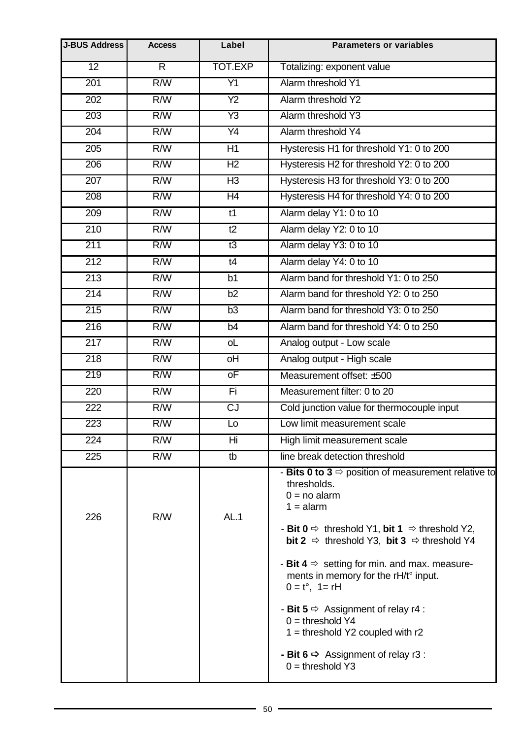| J-BUS Address | Access | Label | Parameters or variables |
|---|---|---|---|
| 12 | R | TOT.EXP | Totalizing: exponent value |
| 201 | R/W | Y1 | Alarm threshold Y1 |
| 202 | R/W | Y2 | Alarm threshold Y2 |
| 203 | R/W | Y3 | Alarm threshold Y3 |
| 204 | R/W | Y4 | Alarm threshold Y4 |
| 205 | R/W | H1 | Hysteresis H1 for threshold Y1: 0 to 200 |
| 206 | R/W | H2 | Hysteresis H2 for threshold Y2: 0 to 200 |
| 207 | R/W | H3 | Hysteresis H3 for threshold Y3: 0 to 200 |
| 208 | R/W | H4 | Hysteresis H4 for threshold Y4: 0 to 200 |
| 209 | R/W | t1 | Alarm delay Y1: 0 to 10 |
| 210 | R/W | t2 | Alarm delay Y2: 0 to 10 |
| 211 | R/W | t3 | Alarm delay Y3: 0 to 10 |
| 212 | R/W | t4 | Alarm delay Y4: 0 to 10 |
| 213 | R/W | b1 | Alarm band for threshold Y1: 0 to 250 |
| 214 | R/W | b2 | Alarm band for threshold Y2: 0 to 250 |
| 215 | R/W | b3 | Alarm band for threshold Y3: 0 to 250 |
| 216 | R/W | b4 | Alarm band for threshold Y4: 0 to 250 |
| 217 | R/W | oL | Analog output - Low scale |
| 218 | R/W | oH | Analog output - High scale |
| 219 | R/W | oF | Measurement offset: ±500 |
| 220 | R/W | Fi | Measurement filter: 0 to 20 |
| 222 | R/W | CJ | Cold junction value for thermocouple input |
| 223 | R/W | Lo | Low limit measurement scale |
| 224 | R/W | Hi | High limit measurement scale |
| 225 | R/W | tb | line break detection threshold |
| 226 | R/W | AL.1 | - **Bits 0 to 3** ⇨ position of measurement relative to thresholds.<br>0 = no alarm<br>1 = alarm<br><br>- **Bit 0** ⇨ threshold Y1, **bit 1** ⇨ threshold Y2, **bit 2** ⇨ threshold Y3, **bit 3** ⇨ threshold Y4<br><br>- **Bit 4** ⇨ setting for min. and max. measurements in memory for the rH/t° input.<br>0 = t°, 1= rH<br><br>- **Bit 5** ⇨ Assignment of relay r4 :<br>0 = threshold Y4<br>1 = threshold Y2 coupled with r2<br><br>**- Bit 6** ⇨ Assignment of relay r3 :<br>0 = threshold Y3 |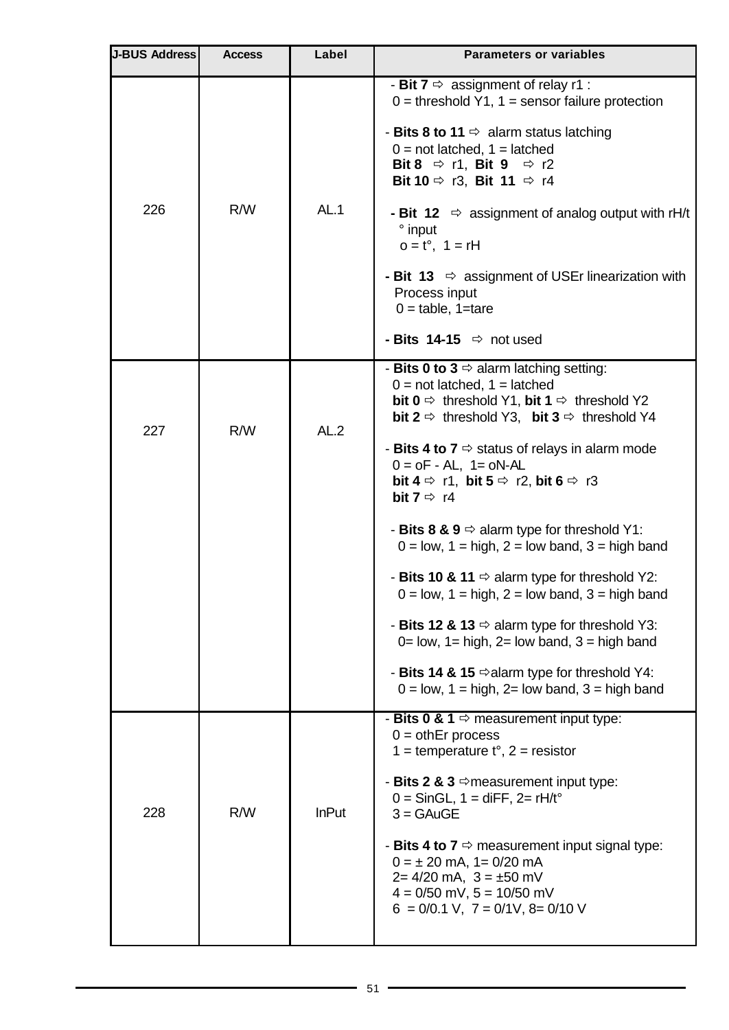| J-BUS Address | Access | Label | Parameters or variables |
|---|---|---|---|
| 226 | R/W | AL.1 | - **Bit 7** ⇨ assignment of relay r1 :<br>0 = threshold Y1, 1 = sensor failure protection<br><br>- **Bits 8 to 11** ⇨ alarm status latching<br>0 = not latched, 1 = latched<br>**Bit 8** ⇨ r1, **Bit 9** ⇨ r2<br>**Bit 10** ⇨ r3, **Bit 11** ⇨ r4<br><br>**- Bit 12** ⇨ assignment of analog output with rH/t° input<br>o = t°, 1 = rH<br><br>**- Bit 13** ⇨ assignment of USEr linearization with Process input<br>0 = table, 1=tare<br><br>**- Bits 14-15** ⇨ not used |
| 227 | R/W | AL.2 | - **Bits 0 to 3** ⇨ alarm latching setting:<br>0 = not latched, 1 = latched<br>**bit 0** ⇨ threshold Y1, **bit 1** ⇨ threshold Y2<br>**bit 2** ⇨ threshold Y3, **bit 3** ⇨ threshold Y4<br><br>- **Bits 4 to 7** ⇨ status of relays in alarm mode<br>0 = oF - AL, 1= oN-AL<br>**bit 4** ⇨ r1, **bit 5** ⇨ r2, **bit 6** ⇨ r3<br>**bit 7** ⇨ r4<br><br>- **Bits 8 & 9** ⇨ alarm type for threshold Y1:<br>0 = low, 1 = high, 2 = low band, 3 = high band<br><br>- **Bits 10 & 11** ⇨ alarm type for threshold Y2:<br>0 = low, 1 = high, 2 = low band, 3 = high band<br><br>- **Bits 12 & 13** ⇨ alarm type for threshold Y3:<br>0= low, 1= high, 2= low band, 3 = high band<br><br>- **Bits 14 & 15** ⇨alarm type for threshold Y4:<br>0 = low, 1 = high, 2= low band, 3 = high band |
| 228 | R/W | InPut | - **Bits 0 & 1** ⇨ measurement input type:<br>0 = othEr process<br>1 = temperature t°, 2 = resistor<br><br>- **Bits 2 & 3** ⇨measurement input type:<br>0 = SinGL, 1 = diFF, 2= rH/t°<br>3 = GAuGE<br><br>- **Bits 4 to 7** ⇨ measurement input signal type:<br>0 = ± 20 mA, 1= 0/20 mA<br>2= 4/20 mA, 3 = ±50 mV<br>4 = 0/50 mV, 5 = 10/50 mV<br>6 = 0/0.1 V, 7 = 0/1V, 8= 0/10 V |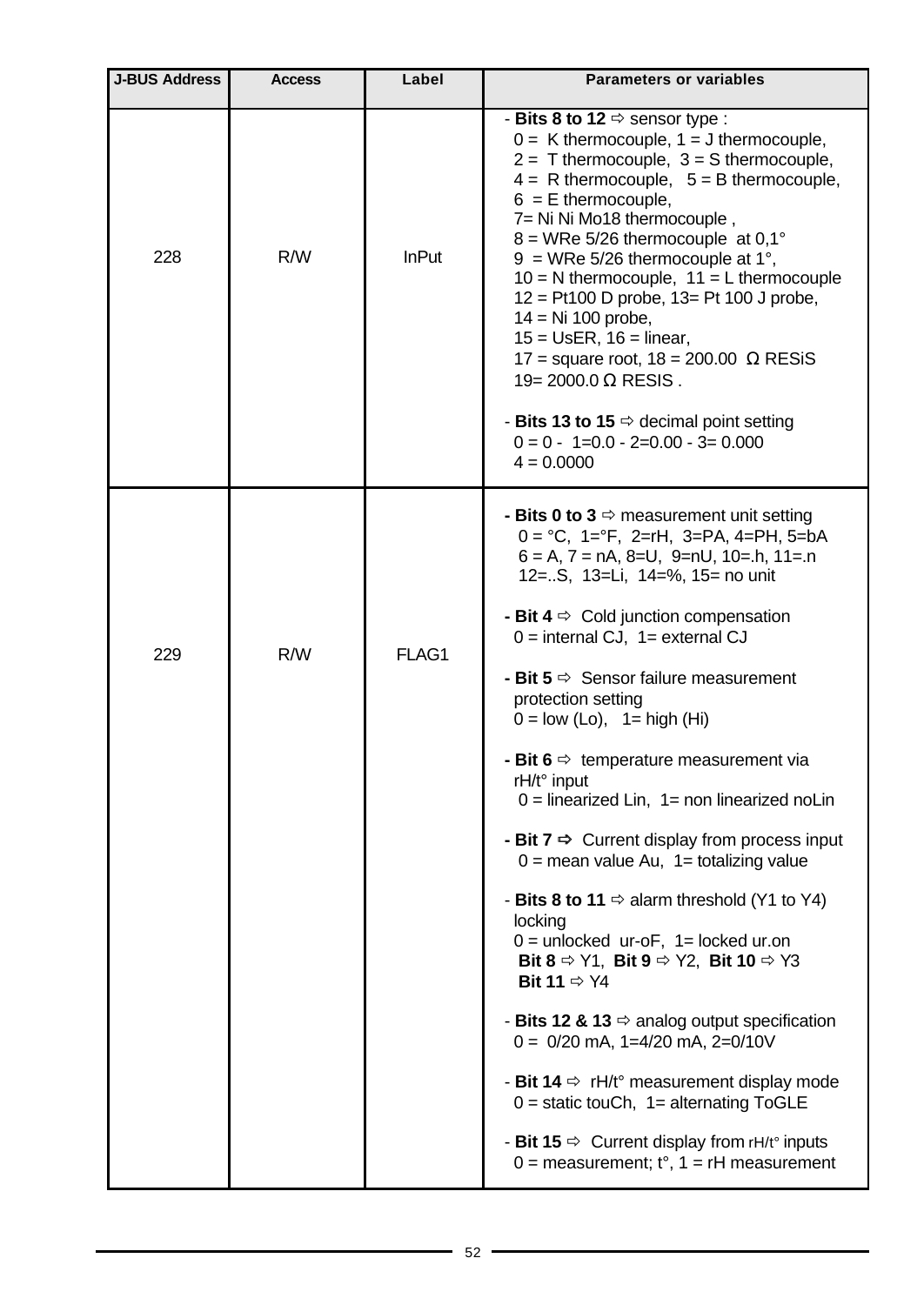| J-BUS Address | Access | Label | Parameters or variables |
|---|---|---|---|
| 228 | R/W | InPut | - **Bits 8 to 12** ⇨ sensor type :<br>0 = K thermocouple, 1 = J thermocouple,<br>2 = T thermocouple, 3 = S thermocouple,<br>4 = R thermocouple, 5 = B thermocouple,<br>6 = E thermocouple,<br>7= Ni Ni Mo18 thermocouple ,<br>8 = WRe 5/26 thermocouple at 0,1°<br>9 = WRe 5/26 thermocouple at 1°,<br>10 = N thermocouple, 11 = L thermocouple<br>12 = Pt100 D probe, 13= Pt 100 J probe,<br>14 = Ni 100 probe,<br>15 = UsER, 16 = linear,<br>17 = square root, 18 = 200.00 Ω RESiS<br>19= 2000.0 Ω RESIS .<br><br>- **Bits 13 to 15** ⇨ decimal point setting<br>0 = 0 - 1=0.0 - 2=0.00 - 3= 0.000<br>4 = 0.0000 |
| 229 | R/W | FLAG1 | **- Bits 0 to 3** ⇨ measurement unit setting<br>0 = °C, 1=°F, 2=rH, 3=PA, 4=PH, 5=bA<br>6 = A, 7 = nA, 8=U, 9=nU, 10=.h, 11=.n<br>12=..S, 13=Li, 14=%, 15= no unit<br><br>**- Bit 4** ⇨ Cold junction compensation<br>0 = internal CJ, 1= external CJ<br><br>**- Bit 5** ⇨ Sensor failure measurement protection setting<br>0 = low (Lo), 1= high (Hi)<br><br>**- Bit 6** ⇨ temperature measurement via rH/t° input<br>0 = linearized Lin, 1= non linearized noLin<br><br>**- Bit 7 ⇨** Current display from process input<br>0 = mean value Au, 1= totalizing value<br><br>- **Bits 8 to 11** ⇨ alarm threshold (Y1 to Y4) locking<br>0 = unlocked ur-oF, 1= locked ur.on<br>**Bit 8** ⇨ Y1, **Bit 9** ⇨ Y2, **Bit 10** ⇨ Y3<br>**Bit 11** ⇨ Y4<br><br>- **Bits 12 & 13** ⇨ analog output specification<br>0 = 0/20 mA, 1=4/20 mA, 2=0/10V<br><br>- **Bit 14** ⇨ rH/t° measurement display mode<br>0 = static touCh, 1= alternating ToGLE<br><br>- **Bit 15** ⇨ Current display from rH/t° inputs<br>0 = measurement; t°, 1 = rH measurement |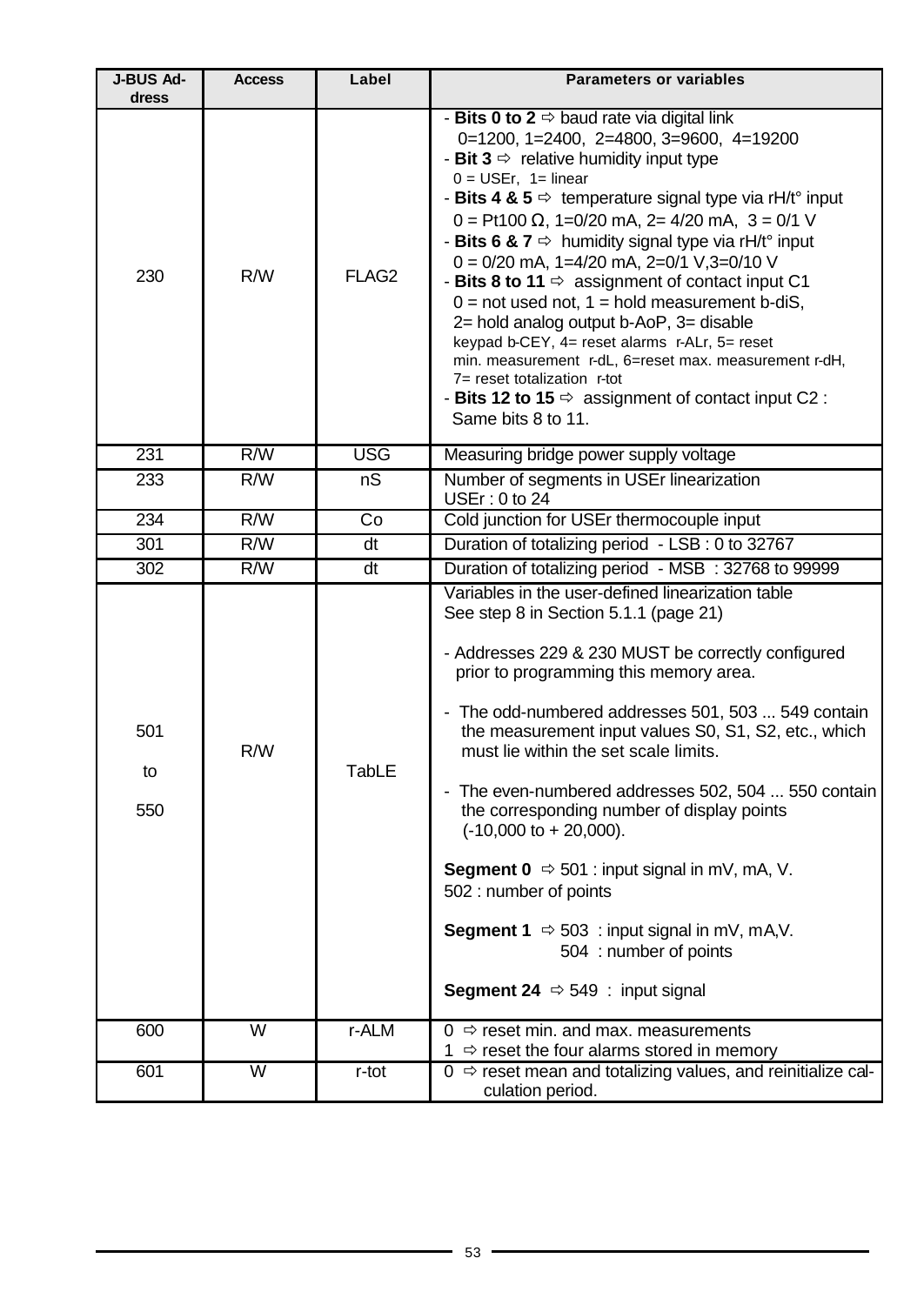| J-BUS Address | Access | Label | Parameters or variables |
|---|---|---|---|
| 230 | R/W | FLAG2 | - **Bits 0 to 2** ⇨ baud rate via digital link<br>0=1200, 1=2400, 2=4800, 3=9600, 4=19200<br>- **Bit 3** ⇨ relative humidity input type<br>0 = USEr, 1= linear<br>- **Bits 4 & 5** ⇨ temperature signal type via rH/t° input<br>0 = Pt100 Ω, 1=0/20 mA, 2= 4/20 mA, 3 = 0/1 V<br>- **Bits 6 & 7** ⇨ humidity signal type via rH/t° input<br>0 = 0/20 mA, 1=4/20 mA, 2=0/1 V,3=0/10 V<br>- **Bits 8 to 11** ⇨ assignment of contact input C1<br>0 = not used not, 1 = hold measurement b-diS, 2= hold analog output b-AoP, 3= disable keypad b-CEY, 4= reset alarms r-ALr, 5= reset min. measurement r-dL, 6=reset max. measurement r-dH, 7= reset totalization r-tot<br>- **Bits 12 to 15** ⇨ assignment of contact input C2 :<br>Same bits 8 to 11. |
| 231 | R/W | USG | Measuring bridge power supply voltage |
| 233 | R/W | nS | Number of segments in USEr linearization<br>USEr : 0 to 24 |
| 234 | R/W | Co | Cold junction for USEr thermocouple input |
| 301 | R/W | dt | Duration of totalizing period - LSB : 0 to 32767 |
| 302 | R/W | dt | Duration of totalizing period - MSB : 32768 to 99999 |
| 501 to 550 | R/W | TabLE | Variables in the user-defined linearization table<br>See step 8 in Section 5.1.1 (page 21)<br><br>- Addresses 229 & 230 MUST be correctly configured prior to programming this memory area.<br><br>- The odd-numbered addresses 501, 503 ... 549 contain the measurement input values S0, S1, S2, etc., which must lie within the set scale limits.<br><br>- The even-numbered addresses 502, 504 ... 550 contain the corresponding number of display points (-10,000 to + 20,000).<br><br>**Segment 0** ⇨ 501 : input signal in mV, mA, V.<br>502 : number of points<br><br>**Segment 1** ⇨ 503 : input signal in mV, mA,V.<br>504 : number of points<br><br>**Segment 24** ⇨ 549 : input signal |
| 600 | W | r-ALM | 0 ⇨ reset min. and max. measurements<br>1 ⇨ reset the four alarms stored in memory |
| 601 | W | r-tot | 0 ⇨ reset mean and totalizing values, and reinitialize calculation period. |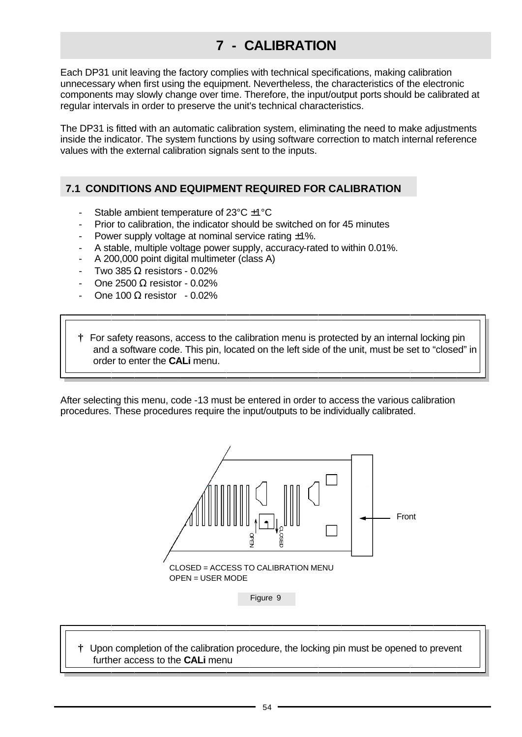# 7 - CALIBRATION

Each DP31 unit leaving the factory complies with technical specifications, making calibration unnecessary when first using the equipment. Nevertheless, the characteristics of the electronic components may slowly change over time. Therefore, the input/output ports should be calibrated at regular intervals in order to preserve the unit's technical characteristics.

The DP31 is fitted with an automatic calibration system, eliminating the need to make adjustments inside the indicator. The system functions by using software correction to match internal reference values with the external calibration signals sent to the inputs.

## 7.1 CONDITIONS AND EQUIPMENT REQUIRED FOR CALIBRATION

- Stable ambient temperature of 23°C ±1°C
- Prior to calibration, the indicator should be switched on for 45 minutes
- Power supply voltage at nominal service rating ±1%.
- A stable, multiple voltage power supply, accuracy-rated to within 0.01%.
- A 200,000 point digital multimeter (class A)
- Two 385 Ω resistors - 0.02%
- One 2500 Ω resistor - 0.02%
- One 100 Ω resistor - 0.02%

† For safety reasons, access to the calibration menu is protected by an internal locking pin and a software code. This pin, located on the left side of the unit, must be set to "closed" in order to enter the **CALi** menu.

After selecting this menu, code -13 must be entered in order to access the various calibration procedures. These procedures require the input/outputs to be individually calibrated.

OPEN CLOSED Front

CLOSED = ACCESS TO CALIBRATION MENU
OPEN = USER MODE

Figure 9

† Upon completion of the calibration procedure, the locking pin must be opened to prevent further access to the **CALi** menu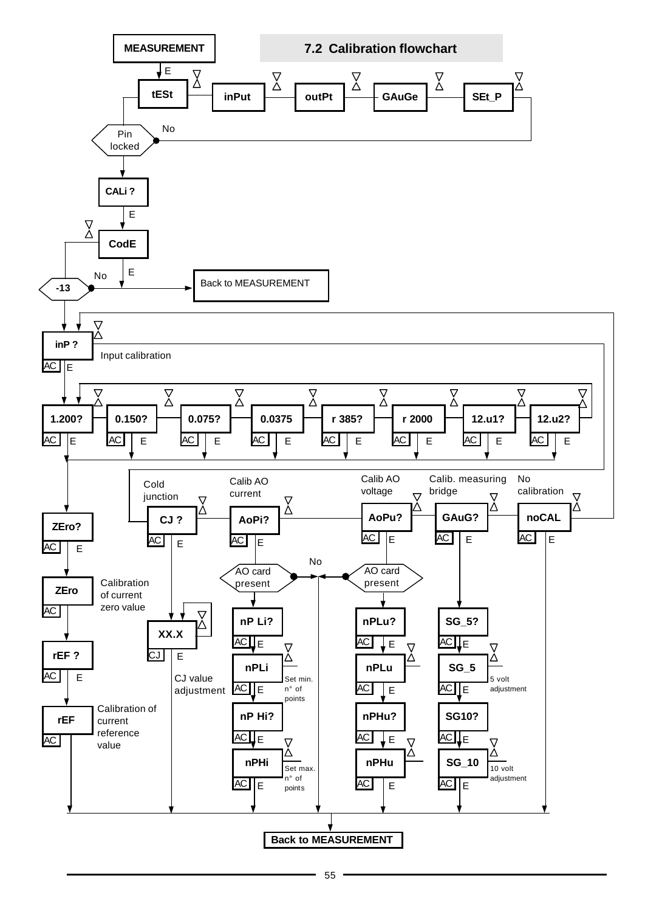## 7.2 Calibration flowchart

MEASUREMENT

E

tESt | inPut | outPt | GAuGe | SEt_P

Pin locked — No

CALi ?

E

CodE

E

-13 — No — Back to MEASUREMENT

inP ?

AC E

Input calibration

1.200? | 0.150? | 0.075? | 0.0375 | r 385? | r 2000 | 12.u1? | 12.u2?

AC E (each)

ZEro?

AC E

ZEro

AC

Calibration of current zero value

rEF ?

AC E

rEF

AC

Calibration of current reference value

Cold junction — CJ ?

AC E

XX.X

CJ E

CJ value adjustment

Calib AO current — AoPi?

AC E

AO card present — No

nP Li?

AC E

nPLi — Set min. n° of points

AC E

nP Hi?

AC E

nPHi — Set max. n° of points

AC E

Calib AO voltage — AoPu?

AC E

AO card present

nPLu?

AC E

nPLu

AC E

nPHu?

AC E

nPHu

AC E

Calib. measuring bridge — GAuG?

AC E

SG_5?

AC E

SG_5 — 5 volt adjustment

AC E

SG10?

AC E

SG_10 — 10 volt adjustment

AC E

No calibration — noCAL

AC E

**Back to MEASUREMENT**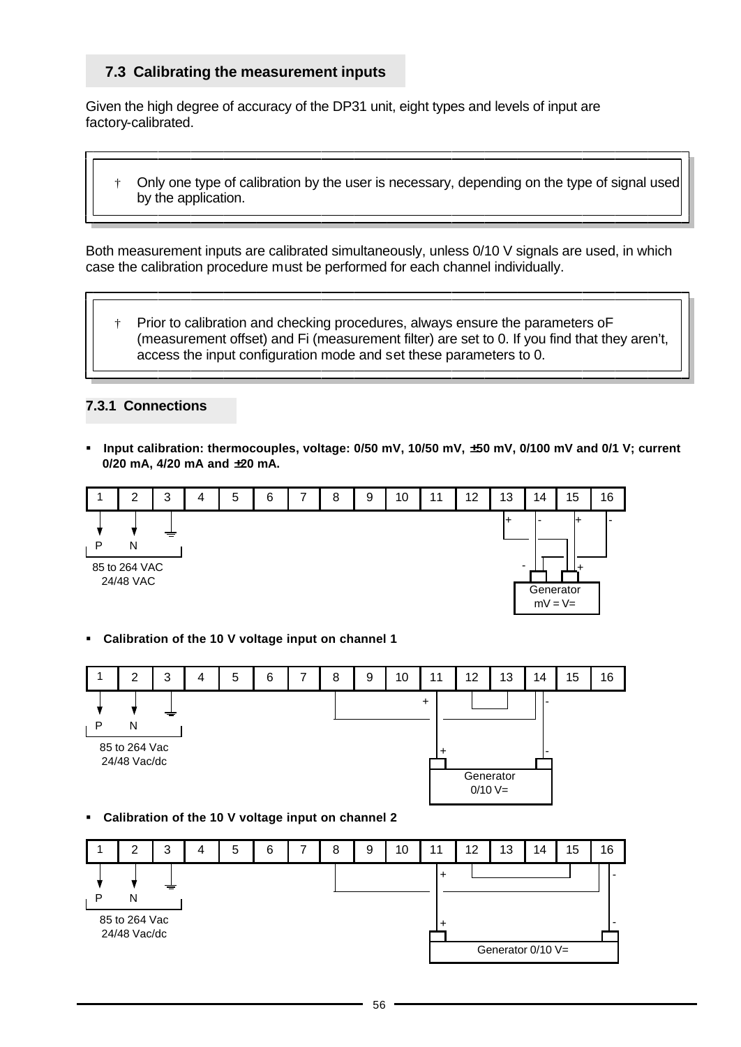## 7.3 Calibrating the measurement inputs

Given the high degree of accuracy of the DP31 unit, eight types and levels of input are factory-calibrated.

> † Only one type of calibration by the user is necessary, depending on the type of signal used by the application.

Both measurement inputs are calibrated simultaneously, unless 0/10 V signals are used, in which case the calibration procedure must be performed for each channel individually.

> † Prior to calibration and checking procedures, always ensure the parameters oF (measurement offset) and Fi (measurement filter) are set to 0. If you find that they aren't, access the input configuration mode and set these parameters to 0.

### 7.3.1 Connections

- **Input calibration: thermocouples, voltage: 0/50 mV, 10/50 mV, ±50 mV, 0/100 mV and 0/1 V; current 0/20 mA, 4/20 mA and ±20 mA.**

| 1 | 2 | 3 | 4 | 5 | 6 | 7 | 8 | 9 | 10 | 11 | 12 | 13 | 14 | 15 | 16 |
|---|---|---|---|---|---|---|---|---|---|---|---|---|---|---|---|

P N — 85 to 264 VAC, 24/48 VAC

Terminals 13 (+), 14 (-), 15 (+), 16 (-) — Generator mV = V=

- **Calibration of the 10 V voltage input on channel 1**

| 1 | 2 | 3 | 4 | 5 | 6 | 7 | 8 | 9 | 10 | 11 | 12 | 13 | 14 | 15 | 16 |
|---|---|---|---|---|---|---|---|---|---|---|---|---|---|---|---|

P N — 85 to 264 Vac, 24/48 Vac/dc

Terminals 11 (+), 14 (-) — Generator 0/10 V=

- **Calibration of the 10 V voltage input on channel 2**

| 1 | 2 | 3 | 4 | 5 | 6 | 7 | 8 | 9 | 10 | 11 | 12 | 13 | 14 | 15 | 16 |
|---|---|---|---|---|---|---|---|---|---|---|---|---|---|---|---|

P N — 85 to 264 Vac, 24/48 Vac/dc

Terminals 11 (+), 16 (-) — Generator 0/10 V=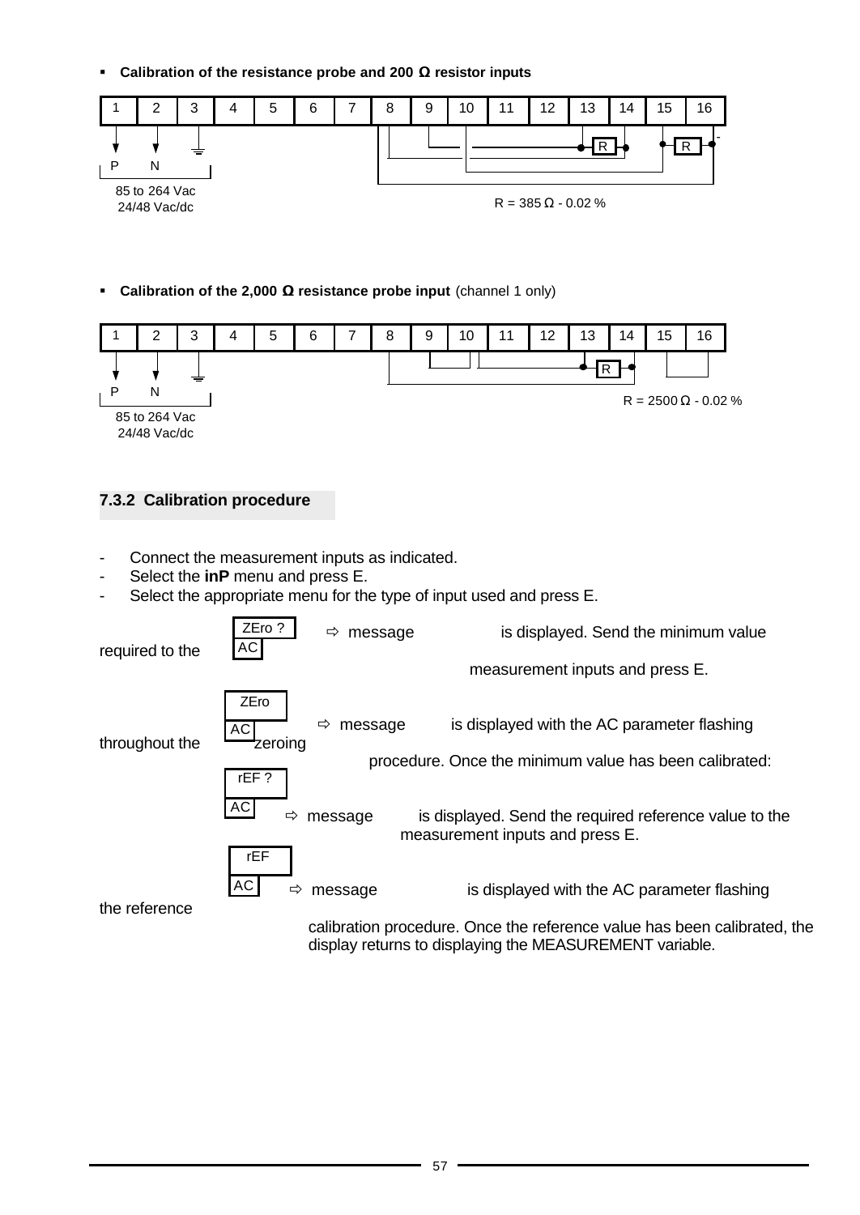- **Calibration of the resistance probe and 200 Ω resistor inputs**

| 1 | 2 | 3 | 4 | 5 | 6 | 7 | 8 | 9 | 10 | 11 | 12 | 13 | 14 | 15 | 16 |
|---|---|---|---|---|---|---|---|---|---|---|---|---|---|---|---|
| P | N | ⏚ | | | | | | | | | | R | | R | |

85 to 264 Vac
24/48 Vac/dc

R = 385 Ω - 0.02 %

- **Calibration of the 2,000 Ω resistance probe input** (channel 1 only)

| 1 | 2 | 3 | 4 | 5 | 6 | 7 | 8 | 9 | 10 | 11 | 12 | 13 | 14 | 15 | 16 |
|---|---|---|---|---|---|---|---|---|---|---|---|---|---|---|---|
| P | N | ⏚ | | | | | | | | | | R | | | |

85 to 264 Vac
24/48 Vac/dc

R = 2500 Ω - 0.02 %

### 7.3.2 Calibration procedure

- Connect the measurement inputs as indicated.
- Select the **inP** menu and press E.
- Select the appropriate menu for the type of input used and press E.

ZEro ? / AC ⇨ message is displayed. Send the minimum value required to the measurement inputs and press E.

ZEro / AC ⇨ message is displayed with the AC parameter flashing throughout the zeroing procedure. Once the minimum value has been calibrated:

rEF ? / AC ⇨ message is displayed. Send the required reference value to the measurement inputs and press E.

rEF / AC ⇨ message is displayed with the AC parameter flashing the reference calibration procedure. Once the reference value has been calibrated, the display returns to displaying the MEASUREMENT variable.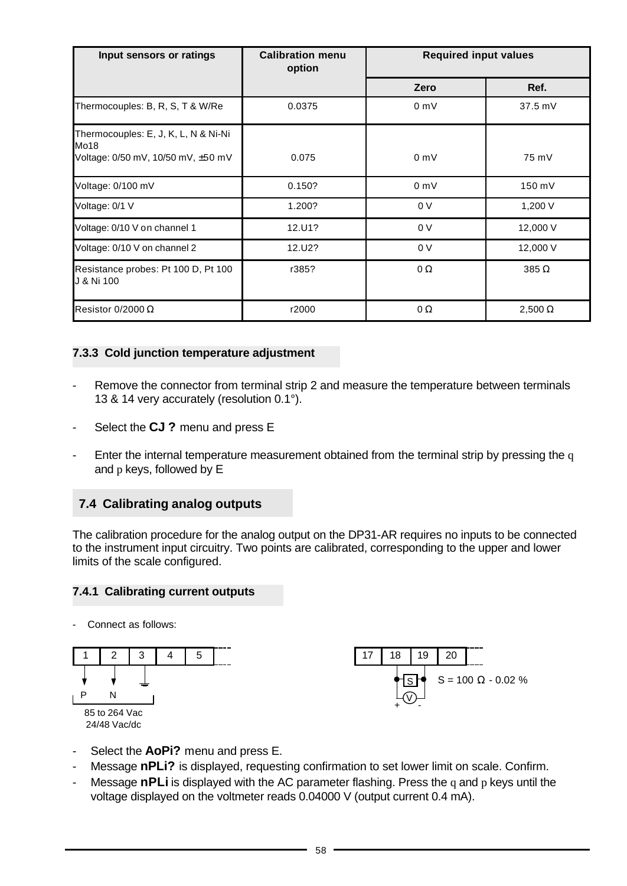| Input sensors or ratings | Calibration menu option | Required input values | |
|---|---|---|---|
| | | Zero | Ref. |
| Thermocouples: B, R, S, T & W/Re | 0.0375 | 0 mV | 37.5 mV |
| Thermocouples: E, J, K, L, N & Ni-Ni Mo18<br>Voltage: 0/50 mV, 10/50 mV, ±50 mV | 0.075 | 0 mV | 75 mV |
| Voltage: 0/100 mV | 0.150? | 0 mV | 150 mV |
| Voltage: 0/1 V | 1.200? | 0 V | 1,200 V |
| Voltage: 0/10 V on channel 1 | 12.U1? | 0 V | 12,000 V |
| Voltage: 0/10 V on channel 2 | 12.U2? | 0 V | 12,000 V |
| Resistance probes: Pt 100 D, Pt 100 J & Ni 100 | r385? | 0 Ω | 385 Ω |
| Resistor 0/2000 Ω | r2000 | 0 Ω | 2,500 Ω |

### 7.3.3 Cold junction temperature adjustment

- Remove the connector from terminal strip 2 and measure the temperature between terminals 13 & 14 very accurately (resolution 0.1°).
- Select the **CJ ?** menu and press E
- Enter the internal temperature measurement obtained from the terminal strip by pressing the q and p keys, followed by E

## 7.4 Calibrating analog outputs

The calibration procedure for the analog output on the DP31-AR requires no inputs to be connected to the instrument input circuitry. Two points are calibrated, corresponding to the upper and lower limits of the scale configured.

### 7.4.1 Calibrating current outputs

- Connect as follows:

1 | 2 | 3 | 4 | 5 — P N (ground) — 85 to 264 Vac 24/48 Vac/dc

17 | 18 | 19 | 20 — S — V (+ -) — S = 100 Ω - 0.02 %

- Select the **AoPi?** menu and press E.
- Message **nPLi?** is displayed, requesting confirmation to set lower limit on scale. Confirm.
- Message **nPLi** is displayed with the AC parameter flashing. Press the q and p keys until the voltage displayed on the voltmeter reads 0.04000 V (output current 0.4 mA).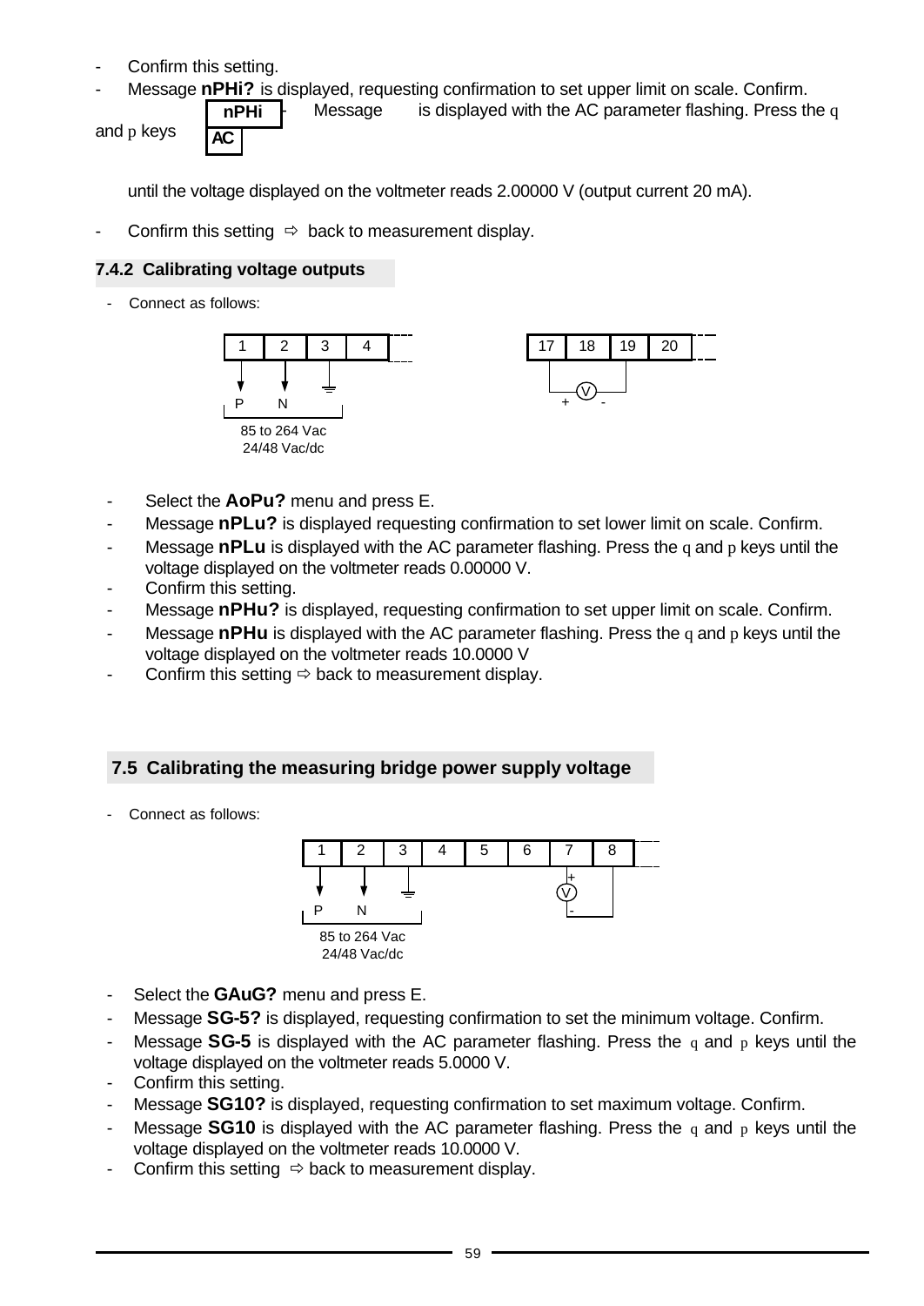- Confirm this setting.
- Message **nPHi?** is displayed, requesting confirmation to set upper limit on scale. Confirm.
- Message **nPHi AC** is displayed with the AC parameter flashing. Press the q and p keys until the voltage displayed on the voltmeter reads 2.00000 V (output current 20 mA).
- Confirm this setting ⇨ back to measurement display.

### 7.4.2 Calibrating voltage outputs

- Connect as follows:

| 1 | 2 | 3 | 4 |
|---|---|---|---|
| P | N | ⏚ | |

85 to 264 Vac
24/48 Vac/dc

| 17 | 18 | 19 | 20 |
|---|---|---|---|
| | + V - | | |

- Select the **AoPu?** menu and press E.
- Message **nPLu?** is displayed requesting confirmation to set lower limit on scale. Confirm.
- Message **nPLu** is displayed with the AC parameter flashing. Press the q and p keys until the voltage displayed on the voltmeter reads 0.00000 V.
- Confirm this setting.
- Message **nPHu?** is displayed, requesting confirmation to set upper limit on scale. Confirm.
- Message **nPHu** is displayed with the AC parameter flashing. Press the q and p keys until the voltage displayed on the voltmeter reads 10.0000 V
- Confirm this setting ⇨ back to measurement display.

## 7.5 Calibrating the measuring bridge power supply voltage

- Connect as follows:

| 1 | 2 | 3 | 4 | 5 | 6 | 7 | 8 |
|---|---|---|---|---|---|---|---|
| P | N | ⏚ | | | | + V - | |

85 to 264 Vac
24/48 Vac/dc

- Select the **GAuG?** menu and press E.
- Message **SG-5?** is displayed, requesting confirmation to set the minimum voltage. Confirm.
- Message **SG-5** is displayed with the AC parameter flashing. Press the q and p keys until the voltage displayed on the voltmeter reads 5.0000 V.
- Confirm this setting.
- Message **SG10?** is displayed, requesting confirmation to set maximum voltage. Confirm.
- Message **SG10** is displayed with the AC parameter flashing. Press the q and p keys until the voltage displayed on the voltmeter reads 10.0000 V.
- Confirm this setting ⇨ back to measurement display.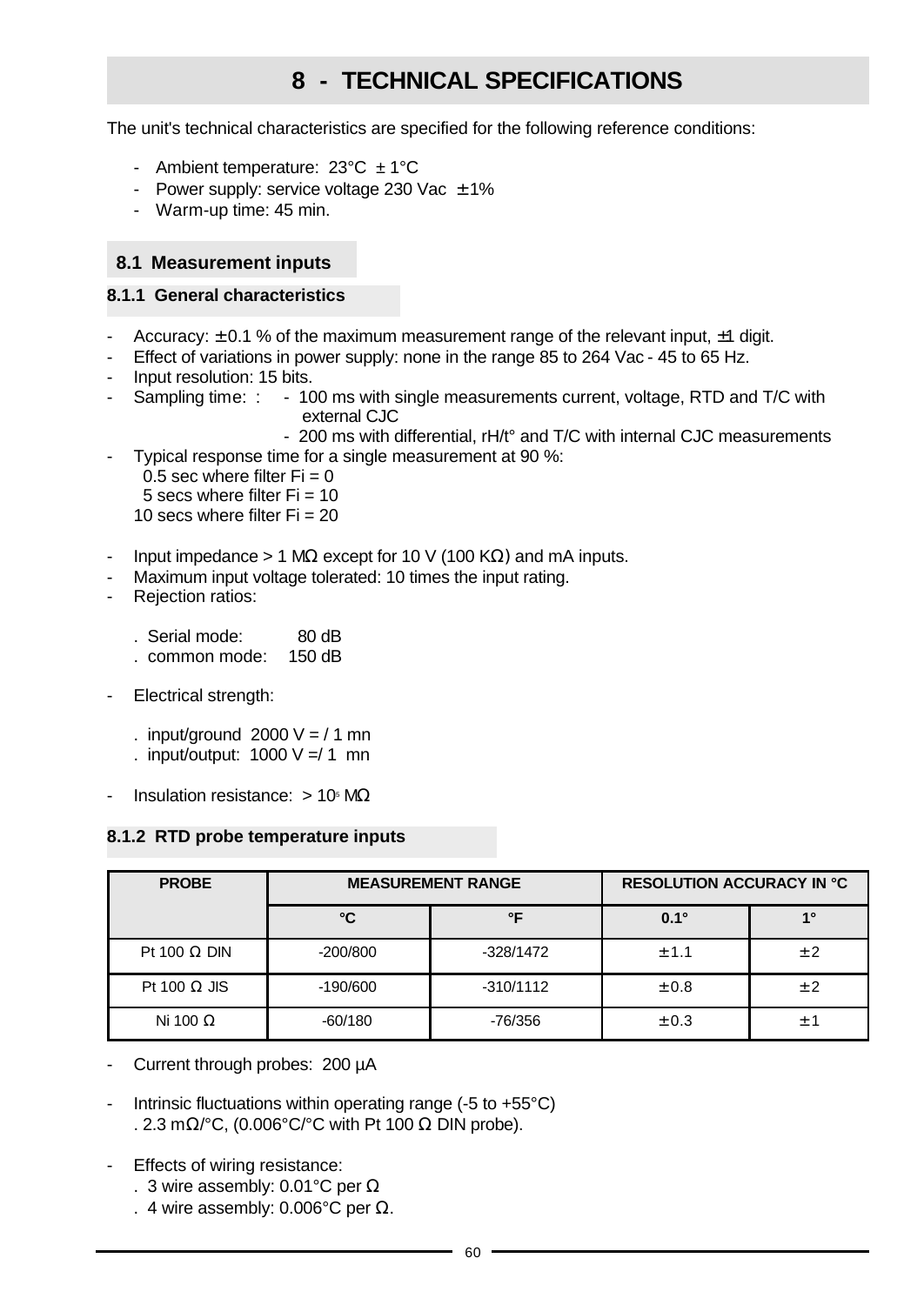# 8 - TECHNICAL SPECIFICATIONS

The unit's technical characteristics are specified for the following reference conditions:

- Ambient temperature: 23°C ± 1°C
- Power supply: service voltage 230 Vac ± 1%
- Warm-up time: 45 min.

## 8.1 Measurement inputs

### 8.1.1 General characteristics

- Accuracy: ± 0.1 % of the maximum measurement range of the relevant input, ±1 digit.
- Effect of variations in power supply: none in the range 85 to 264 Vac - 45 to 65 Hz.
- Input resolution: 15 bits.
- Sampling time: :
  - 100 ms with single measurements current, voltage, RTD and T/C with external CJC
  - 200 ms with differential, rH/t° and T/C with internal CJC measurements
- Typical response time for a single measurement at 90 %:
  - 0.5 sec where filter Fi = 0
  - 5 secs where filter Fi = 10
  - 10 secs where filter Fi = 20
- Input impedance > 1 MΩ except for 10 V (100 KΩ) and mA inputs.
- Maximum input voltage tolerated: 10 times the input rating.
- Rejection ratios:
  - . Serial mode: 80 dB
  - . common mode: 150 dB
- Electrical strength:
  - . input/ground 2000 V = / 1 mn
  - . input/output: 1000 V =/ 1 mn
- Insulation resistance: > $10^5$ MΩ

### 8.1.2 RTD probe temperature inputs

| PROBE | MEASUREMENT RANGE | | RESOLUTION ACCURACY IN °C | |
|---|---|---|---|---|
| | °C | °F | 0.1° | 1° |
| Pt 100 Ω DIN | -200/800 | -328/1472 | ± 1.1 | ± 2 |
| Pt 100 Ω JIS | -190/600 | -310/1112 | ± 0.8 | ± 2 |
| Ni 100 Ω | -60/180 | -76/356 | ± 0.3 | ± 1 |

- Current through probes: 200 µA
- Intrinsic fluctuations within operating range (-5 to +55°C)
  . 2.3 mΩ/°C, (0.006°C/°C with Pt 100 Ω DIN probe).
- Effects of wiring resistance:
  - . 3 wire assembly: 0.01°C per Ω
  - . 4 wire assembly: 0.006°C per Ω.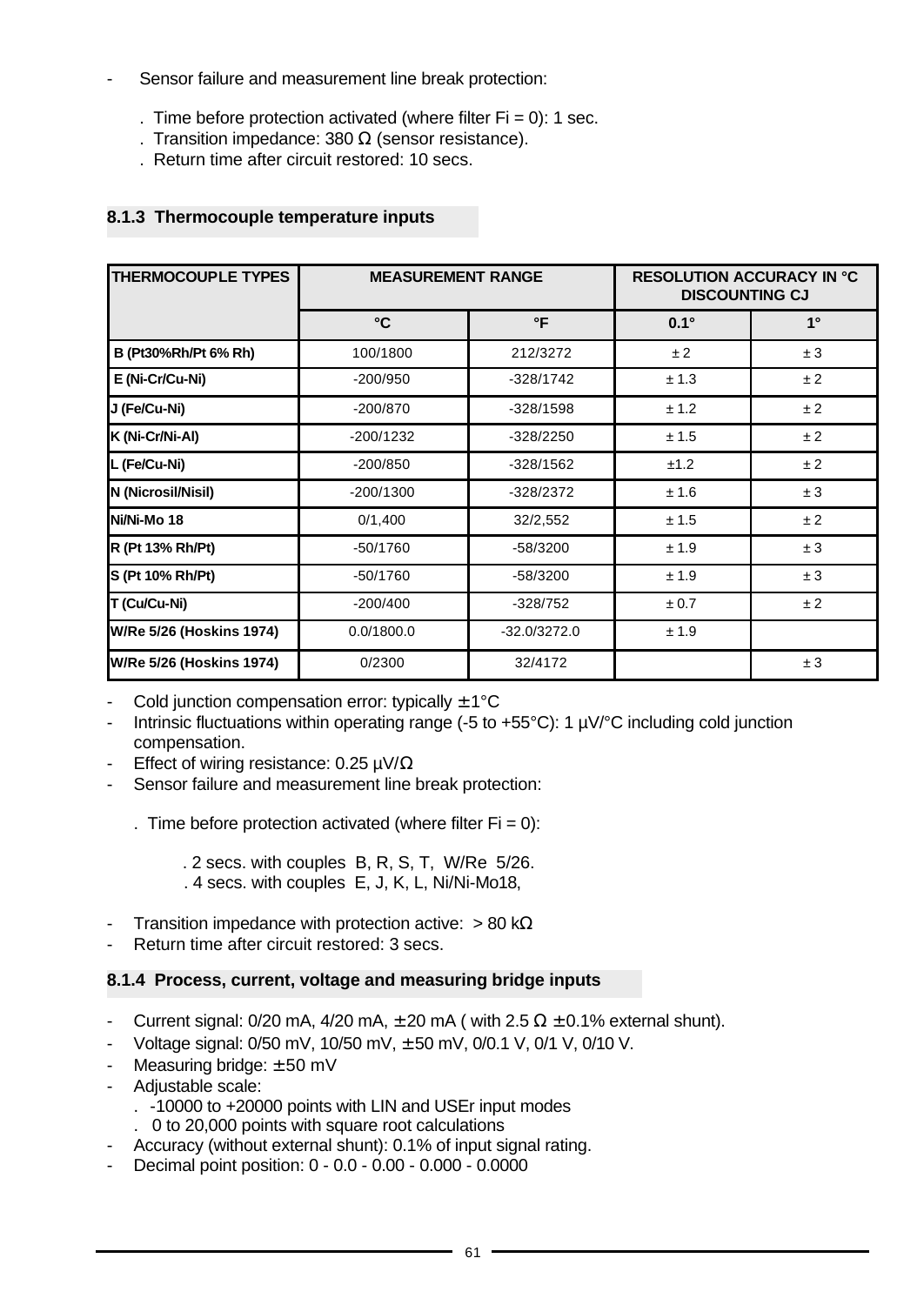- Sensor failure and measurement line break protection:

  . Time before protection activated (where filter Fi = 0): 1 sec.
  . Transition impedance: 380 Ω (sensor resistance).
  . Return time after circuit restored: 10 secs.

### 8.1.3 Thermocouple temperature inputs

| THERMOCOUPLE TYPES | MEASUREMENT RANGE | | RESOLUTION ACCURACY IN °C DISCOUNTING CJ | |
|---|---|---|---|---|
| | °C | °F | 0.1° | 1° |
| B (Pt30%Rh/Pt 6% Rh) | 100/1800 | 212/3272 | ± 2 | ± 3 |
| E (Ni-Cr/Cu-Ni) | -200/950 | -328/1742 | ± 1.3 | ± 2 |
| J (Fe/Cu-Ni) | -200/870 | -328/1598 | ± 1.2 | ± 2 |
| K (Ni-Cr/Ni-Al) | -200/1232 | -328/2250 | ± 1.5 | ± 2 |
| L (Fe/Cu-Ni) | -200/850 | -328/1562 | ±1.2 | ± 2 |
| N (Nicrosil/Nisil) | -200/1300 | -328/2372 | ± 1.6 | ± 3 |
| Ni/Ni-Mo 18 | 0/1,400 | 32/2,552 | ± 1.5 | ± 2 |
| R (Pt 13% Rh/Pt) | -50/1760 | -58/3200 | ± 1.9 | ± 3 |
| S (Pt 10% Rh/Pt) | -50/1760 | -58/3200 | ± 1.9 | ± 3 |
| T (Cu/Cu-Ni) | -200/400 | -328/752 | ± 0.7 | ± 2 |
| W/Re 5/26 (Hoskins 1974) | 0.0/1800.0 | -32.0/3272.0 | ± 1.9 | |
| W/Re 5/26 (Hoskins 1974) | 0/2300 | 32/4172 | | ± 3 |

- Cold junction compensation error: typically ± 1°C
- Intrinsic fluctuations within operating range (-5 to +55°C): 1 µV/°C including cold junction compensation.
- Effect of wiring resistance: 0.25 µV/Ω
- Sensor failure and measurement line break protection:

  . Time before protection activated (where filter Fi = 0):

    . 2 secs. with couples B, R, S, T, W/Re 5/26.
    . 4 secs. with couples E, J, K, L, Ni/Ni-Mo18,

- Transition impedance with protection active: > 80 kΩ
- Return time after circuit restored: 3 secs.

### 8.1.4 Process, current, voltage and measuring bridge inputs

- Current signal: 0/20 mA, 4/20 mA, ± 20 mA ( with 2.5 Ω ± 0.1% external shunt).
- Voltage signal: 0/50 mV, 10/50 mV, ± 50 mV, 0/0.1 V, 0/1 V, 0/10 V.
- Measuring bridge: ± 50 mV
- Adjustable scale:
  . -10000 to +20000 points with LIN and USEr input modes
  . 0 to 20,000 points with square root calculations
- Accuracy (without external shunt): 0.1% of input signal rating.
- Decimal point position: 0 - 0.0 - 0.00 - 0.000 - 0.0000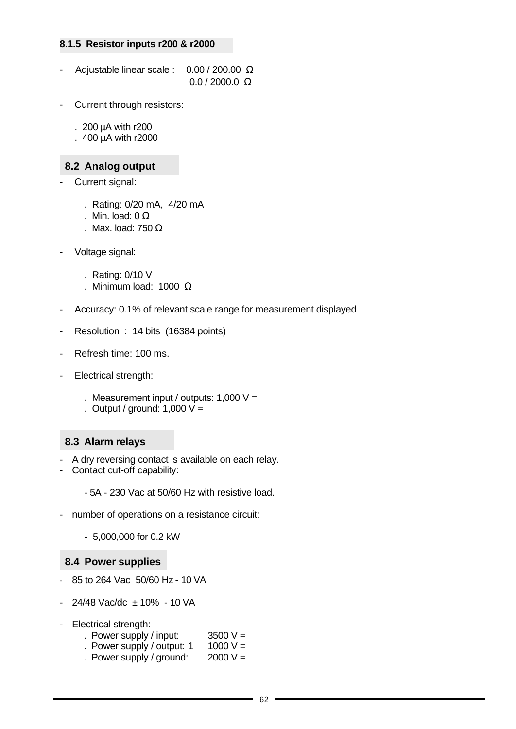#### 8.1.5 Resistor inputs r200 & r2000

- Adjustable linear scale : 0.00 / 200.00 Ω
  0.0 / 2000.0 Ω

- Current through resistors:

  . 200 µA with r200
  . 400 µA with r2000

## 8.2 Analog output

- Current signal:

  . Rating: 0/20 mA, 4/20 mA
  . Min. load: 0 Ω
  . Max. load: 750 Ω

- Voltage signal:

  . Rating: 0/10 V
  . Minimum load: 1000 Ω

- Accuracy: 0.1% of relevant scale range for measurement displayed

- Resolution : 14 bits (16384 points)

- Refresh time: 100 ms.

- Electrical strength:

  . Measurement input / outputs: 1,000 V =
  . Output / ground: 1,000 V =

## 8.3 Alarm relays

- A dry reversing contact is available on each relay.
- Contact cut-off capability:

  - 5A - 230 Vac at 50/60 Hz with resistive load.

- number of operations on a resistance circuit:

  - 5,000,000 for 0.2 kW

## 8.4 Power supplies

- 85 to 264 Vac 50/60 Hz - 10 VA

- 24/48 Vac/dc ± 10% - 10 VA

- Electrical strength:
  . Power supply / input: 3500 V =
  . Power supply / output: 1 1000 V =
  . Power supply / ground: 2000 V =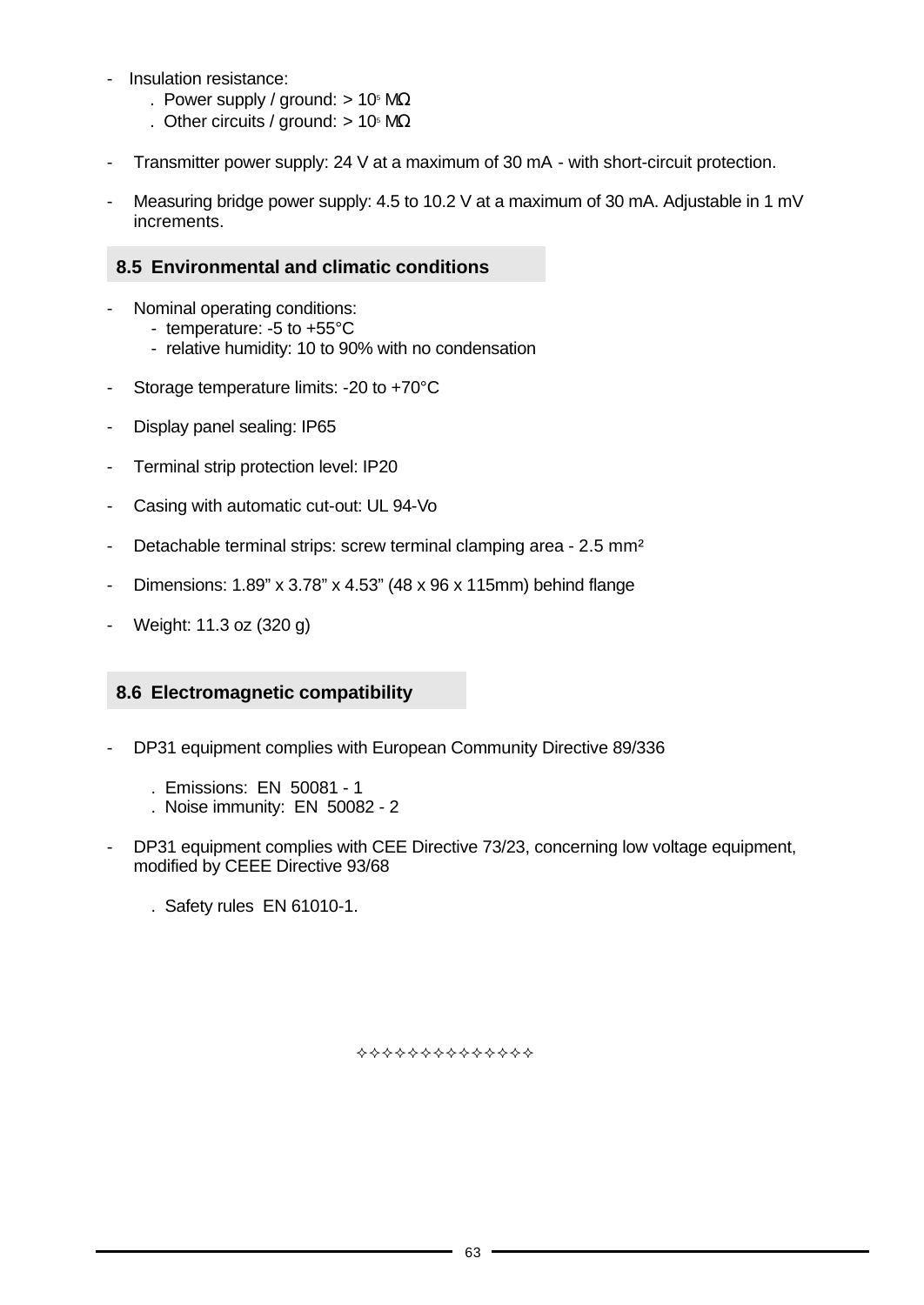- Insulation resistance:
  - . Power supply / ground: > $10^5$ MΩ
  - . Other circuits / ground: > $10^5$ MΩ

- Transmitter power supply: 24 V at a maximum of 30 mA - with short-circuit protection.

- Measuring bridge power supply: 4.5 to 10.2 V at a maximum of 30 mA. Adjustable in 1 mV increments.

## 8.5 Environmental and climatic conditions

- Nominal operating conditions:
  - temperature: -5 to +55°C
  - relative humidity: 10 to 90% with no condensation

- Storage temperature limits: -20 to +70°C

- Display panel sealing: IP65

- Terminal strip protection level: IP20

- Casing with automatic cut-out: UL 94-Vo

- Detachable terminal strips: screw terminal clamping area - 2.5 mm²

- Dimensions: 1.89" x 3.78" x 4.53" (48 x 96 x 115mm) behind flange

- Weight: 11.3 oz (320 g)

## 8.6 Electromagnetic compatibility

- DP31 equipment complies with European Community Directive 89/336

  . Emissions: EN 50081 - 1
  . Noise immunity: EN 50082 - 2

- DP31 equipment complies with CEE Directive 73/23, concerning low voltage equipment, modified by CEEE Directive 93/68

  . Safety rules EN 61010-1.

✧✧✧✧✧✧✧✧✧✧✧✧✧✧